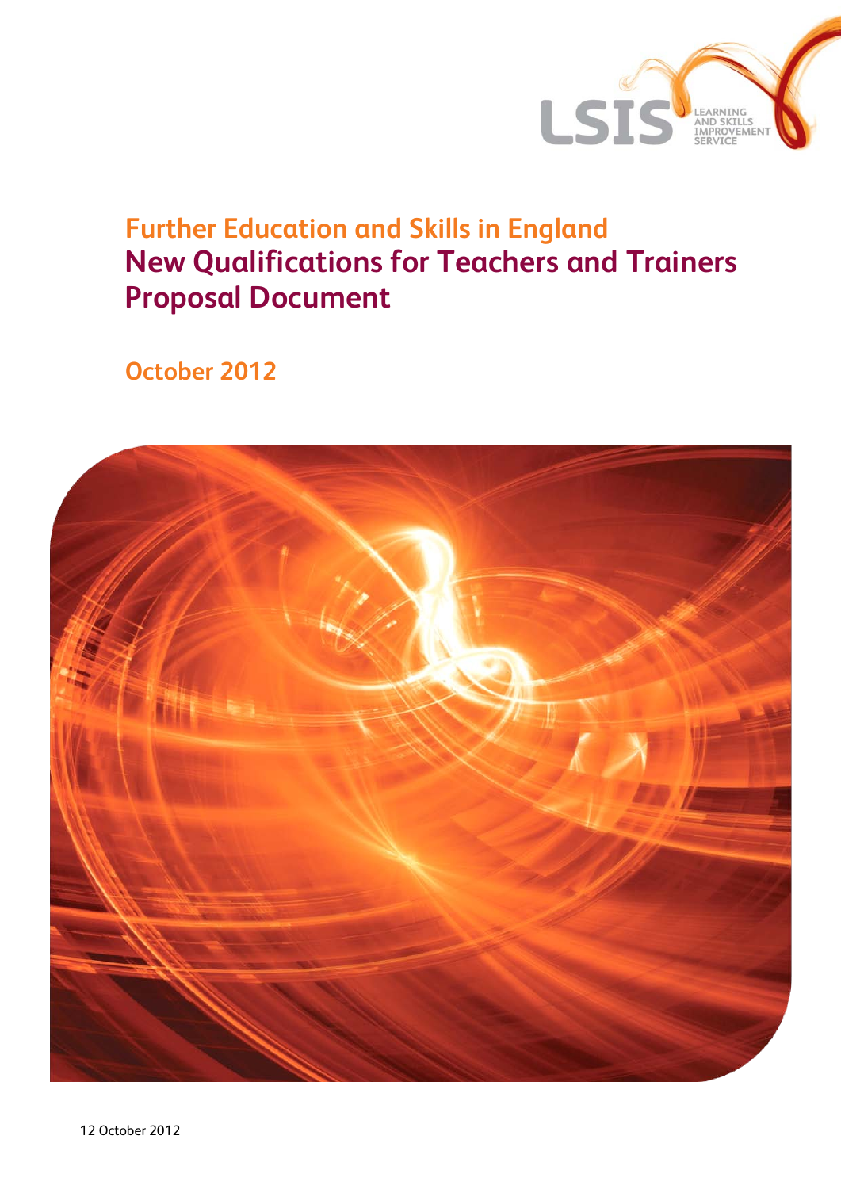LSIS LEARNING AND SKILLS IMPROVEMENT SERVICE

# Further Education and Skills in England
# New Qualifications for Teachers and Trainers
# Proposal Document

## October 2012

12 October 2012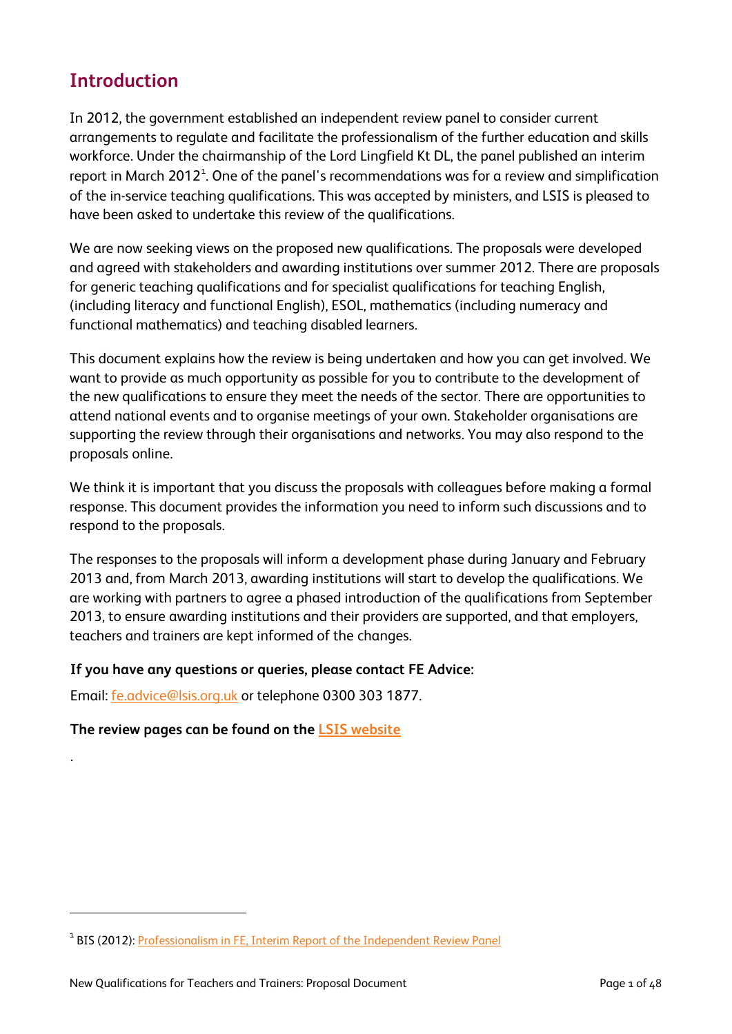## Introduction

In 2012, the government established an independent review panel to consider current arrangements to regulate and facilitate the professionalism of the further education and skills workforce. Under the chairmanship of the Lord Lingfield Kt DL, the panel published an interim report in March 2012[1]. One of the panel's recommendations was for a review and simplification of the in-service teaching qualifications. This was accepted by ministers, and LSIS is pleased to have been asked to undertake this review of the qualifications.

We are now seeking views on the proposed new qualifications. The proposals were developed and agreed with stakeholders and awarding institutions over summer 2012. There are proposals for generic teaching qualifications and for specialist qualifications for teaching English, (including literacy and functional English), ESOL, mathematics (including numeracy and functional mathematics) and teaching disabled learners.

This document explains how the review is being undertaken and how you can get involved. We want to provide as much opportunity as possible for you to contribute to the development of the new qualifications to ensure they meet the needs of the sector. There are opportunities to attend national events and to organise meetings of your own. Stakeholder organisations are supporting the review through their organisations and networks. You may also respond to the proposals online.

We think it is important that you discuss the proposals with colleagues before making a formal response. This document provides the information you need to inform such discussions and to respond to the proposals.

The responses to the proposals will inform a development phase during January and February 2013 and, from March 2013, awarding institutions will start to develop the qualifications. We are working with partners to agree a phased introduction of the qualifications from September 2013, to ensure awarding institutions and their providers are supported, and that employers, teachers and trainers are kept informed of the changes.

**If you have any questions or queries, please contact FE Advice:**

Email: fe.advice@lsis.org.uk or telephone 0300 303 1877.

**The review pages can be found on the LSIS website**

.

[1] BIS (2012): Professionalism in FE, Interim Report of the Independent Review Panel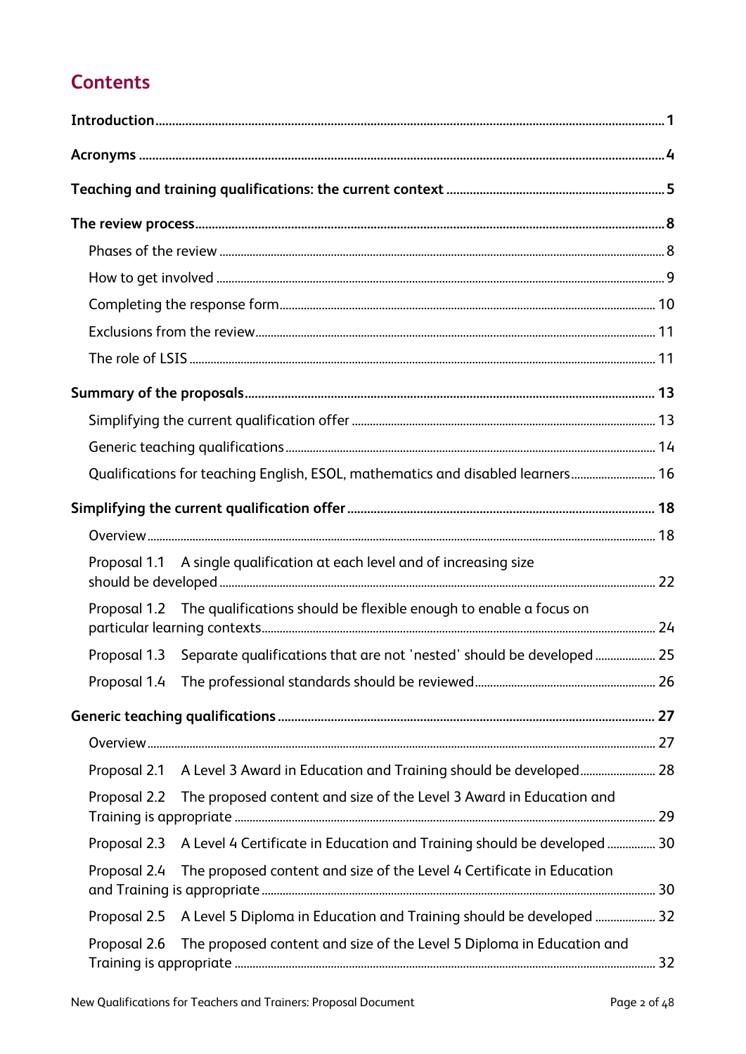## Contents

**Introduction** .......... **1**

**Acronyms** .......... **4**

**Teaching and training qualifications: the current context** .......... **5**

**The review process** .......... **8**

- Phases of the review .......... 8
- How to get involved .......... 9
- Completing the response form .......... 10
- Exclusions from the review .......... 11
- The role of LSIS .......... 11

**Summary of the proposals** .......... **13**

- Simplifying the current qualification offer .......... 13
- Generic teaching qualifications .......... 14
- Qualifications for teaching English, ESOL, mathematics and disabled learners .......... 16

**Simplifying the current qualification offer** .......... **18**

- Overview .......... 18
- Proposal 1.1 A single qualification at each level and of increasing size should be developed .......... 22
- Proposal 1.2 The qualifications should be flexible enough to enable a focus on particular learning contexts .......... 24
- Proposal 1.3 Separate qualifications that are not 'nested' should be developed .......... 25
- Proposal 1.4 The professional standards should be reviewed .......... 26

**Generic teaching qualifications** .......... **27**

- Overview .......... 27
- Proposal 2.1 A Level 3 Award in Education and Training should be developed .......... 28
- Proposal 2.2 The proposed content and size of the Level 3 Award in Education and Training is appropriate .......... 29
- Proposal 2.3 A Level 4 Certificate in Education and Training should be developed .......... 30
- Proposal 2.4 The proposed content and size of the Level 4 Certificate in Education and Training is appropriate .......... 30
- Proposal 2.5 A Level 5 Diploma in Education and Training should be developed .......... 32
- Proposal 2.6 The proposed content and size of the Level 5 Diploma in Education and Training is appropriate .......... 32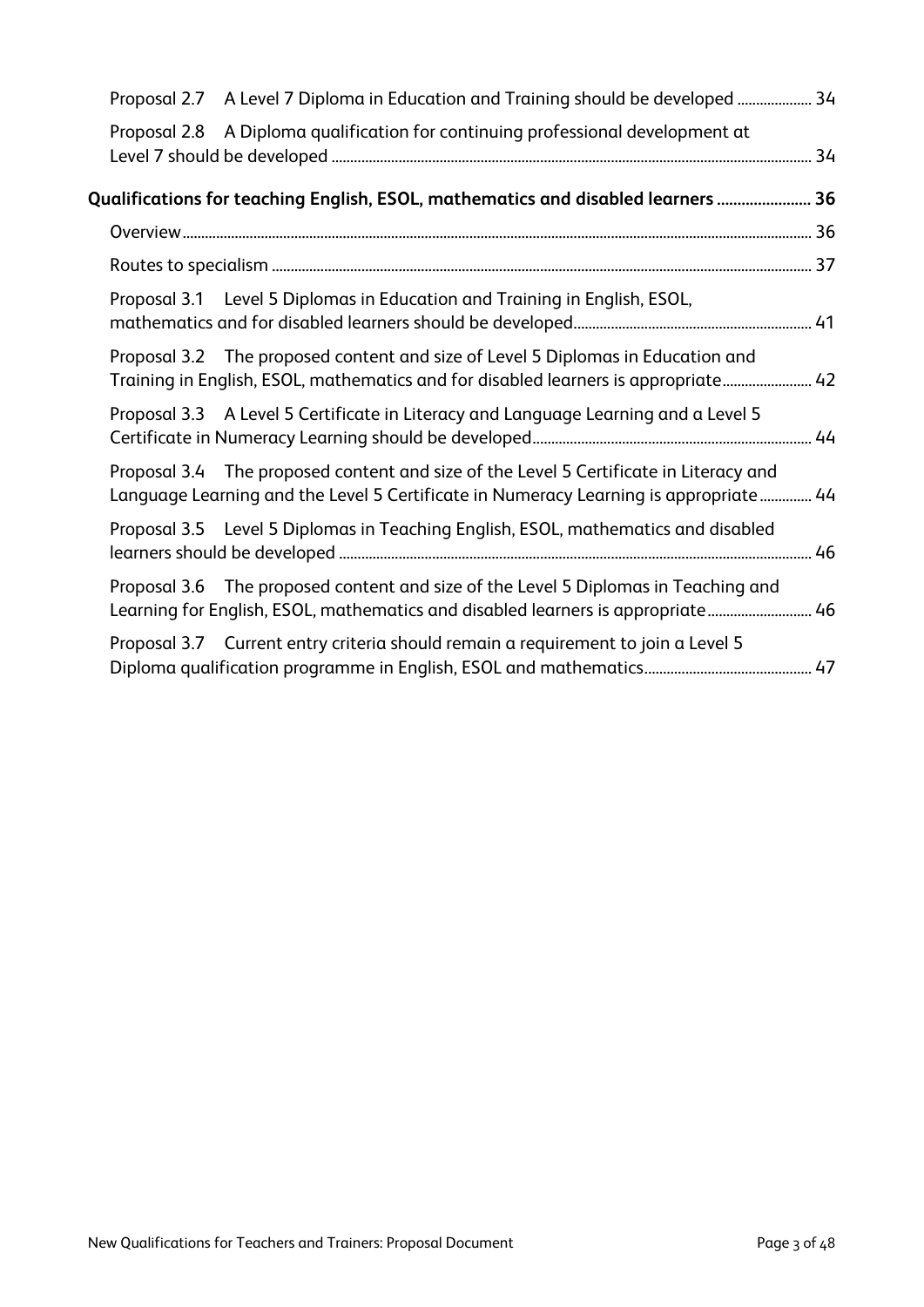Proposal 2.7 A Level 7 Diploma in Education and Training should be developed .................... 34

Proposal 2.8 A Diploma qualification for continuing professional development at Level 7 should be developed ................................................................................................................................ 34

**Qualifications for teaching English, ESOL, mathematics and disabled learners ....................... 36**

Overview ........................................................................................................................................................ 36

Routes to specialism ................................................................................................................................ 37

Proposal 3.1 Level 5 Diplomas in Education and Training in English, ESOL, mathematics and for disabled learners should be developed................................................................ 41

Proposal 3.2 The proposed content and size of Level 5 Diplomas in Education and Training in English, ESOL, mathematics and for disabled learners is appropriate........................ 42

Proposal 3.3 A Level 5 Certificate in Literacy and Language Learning and a Level 5 Certificate in Numeracy Learning should be developed.......................................................................... 44

Proposal 3.4 The proposed content and size of the Level 5 Certificate in Literacy and Language Learning and the Level 5 Certificate in Numeracy Learning is appropriate.............. 44

Proposal 3.5 Level 5 Diplomas in Teaching English, ESOL, mathematics and disabled learners should be developed .............................................................................................................. 46

Proposal 3.6 The proposed content and size of the Level 5 Diplomas in Teaching and Learning for English, ESOL, mathematics and disabled learners is appropriate........................... 46

Proposal 3.7 Current entry criteria should remain a requirement to join a Level 5 Diploma qualification programme in English, ESOL and mathematics............................................. 47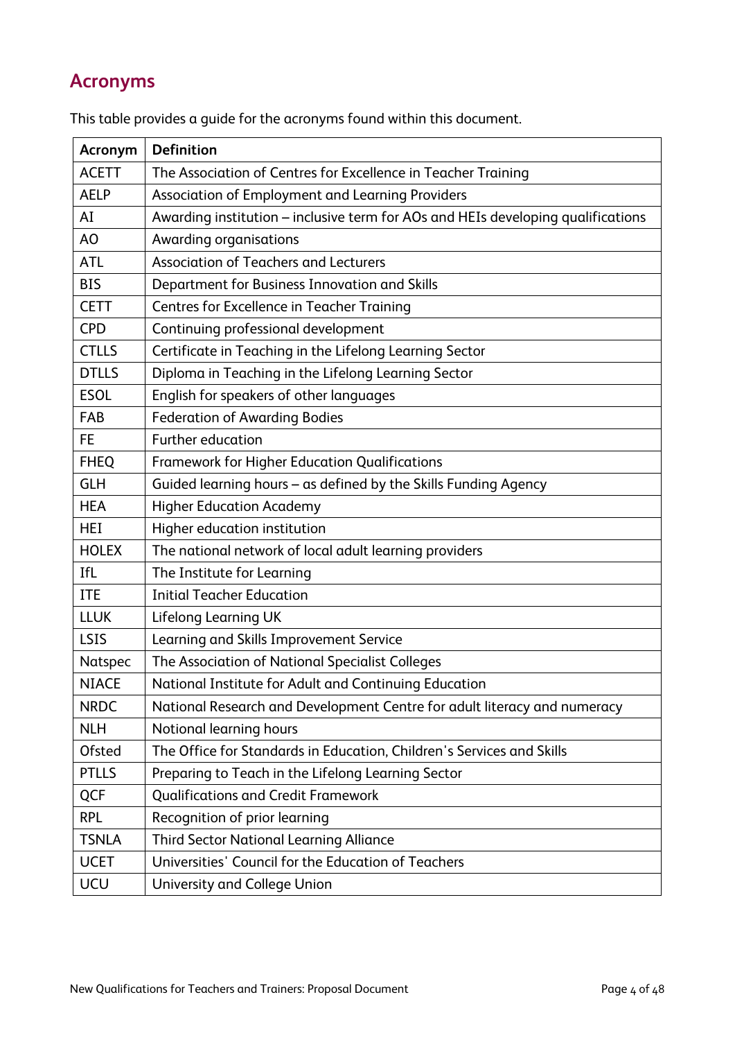## Acronyms

This table provides a guide for the acronyms found within this document.

| Acronym | Definition |
| --- | --- |
| ACETT | The Association of Centres for Excellence in Teacher Training |
| AELP | Association of Employment and Learning Providers |
| AI | Awarding institution – inclusive term for AOs and HEIs developing qualifications |
| AO | Awarding organisations |
| ATL | Association of Teachers and Lecturers |
| BIS | Department for Business Innovation and Skills |
| CETT | Centres for Excellence in Teacher Training |
| CPD | Continuing professional development |
| CTLLS | Certificate in Teaching in the Lifelong Learning Sector |
| DTLLS | Diploma in Teaching in the Lifelong Learning Sector |
| ESOL | English for speakers of other languages |
| FAB | Federation of Awarding Bodies |
| FE | Further education |
| FHEQ | Framework for Higher Education Qualifications |
| GLH | Guided learning hours – as defined by the Skills Funding Agency |
| HEA | Higher Education Academy |
| HEI | Higher education institution |
| HOLEX | The national network of local adult learning providers |
| IfL | The Institute for Learning |
| ITE | Initial Teacher Education |
| LLUK | Lifelong Learning UK |
| LSIS | Learning and Skills Improvement Service |
| Natspec | The Association of National Specialist Colleges |
| NIACE | National Institute for Adult and Continuing Education |
| NRDC | National Research and Development Centre for adult literacy and numeracy |
| NLH | Notional learning hours |
| Ofsted | The Office for Standards in Education, Children's Services and Skills |
| PTLLS | Preparing to Teach in the Lifelong Learning Sector |
| QCF | Qualifications and Credit Framework |
| RPL | Recognition of prior learning |
| TSNLA | Third Sector National Learning Alliance |
| UCET | Universities' Council for the Education of Teachers |
| UCU | University and College Union |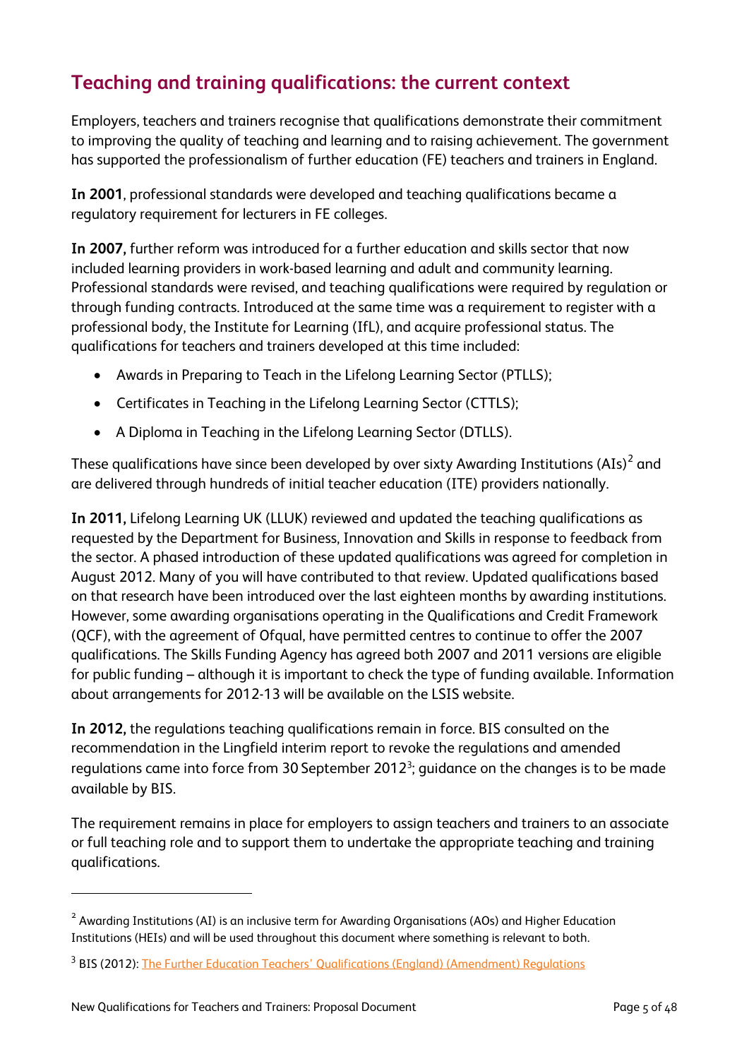## Teaching and training qualifications: the current context

Employers, teachers and trainers recognise that qualifications demonstrate their commitment to improving the quality of teaching and learning and to raising achievement. The government has supported the professionalism of further education (FE) teachers and trainers in England.

**In 2001**, professional standards were developed and teaching qualifications became a regulatory requirement for lecturers in FE colleges.

**In 2007,** further reform was introduced for a further education and skills sector that now included learning providers in work-based learning and adult and community learning. Professional standards were revised, and teaching qualifications were required by regulation or through funding contracts. Introduced at the same time was a requirement to register with a professional body, the Institute for Learning (IfL), and acquire professional status. The qualifications for teachers and trainers developed at this time included:

- Awards in Preparing to Teach in the Lifelong Learning Sector (PTLLS);
- Certificates in Teaching in the Lifelong Learning Sector (CTTLS);
- A Diploma in Teaching in the Lifelong Learning Sector (DTLLS).

These qualifications have since been developed by over sixty Awarding Institutions (AIs)[2] and are delivered through hundreds of initial teacher education (ITE) providers nationally.

**In 2011,** Lifelong Learning UK (LLUK) reviewed and updated the teaching qualifications as requested by the Department for Business, Innovation and Skills in response to feedback from the sector. A phased introduction of these updated qualifications was agreed for completion in August 2012. Many of you will have contributed to that review. Updated qualifications based on that research have been introduced over the last eighteen months by awarding institutions. However, some awarding organisations operating in the Qualifications and Credit Framework (QCF), with the agreement of Ofqual, have permitted centres to continue to offer the 2007 qualifications. The Skills Funding Agency has agreed both 2007 and 2011 versions are eligible for public funding – although it is important to check the type of funding available. Information about arrangements for 2012-13 will be available on the LSIS website.

**In 2012,** the regulations teaching qualifications remain in force. BIS consulted on the recommendation in the Lingfield interim report to revoke the regulations and amended regulations came into force from 30 September 2012[3]; guidance on the changes is to be made available by BIS.

The requirement remains in place for employers to assign teachers and trainers to an associate or full teaching role and to support them to undertake the appropriate teaching and training qualifications.

---

[2] Awarding Institutions (AI) is an inclusive term for Awarding Organisations (AOs) and Higher Education Institutions (HEIs) and will be used throughout this document where something is relevant to both.

[3] BIS (2012): The Further Education Teachers' Qualifications (England) (Amendment) Regulations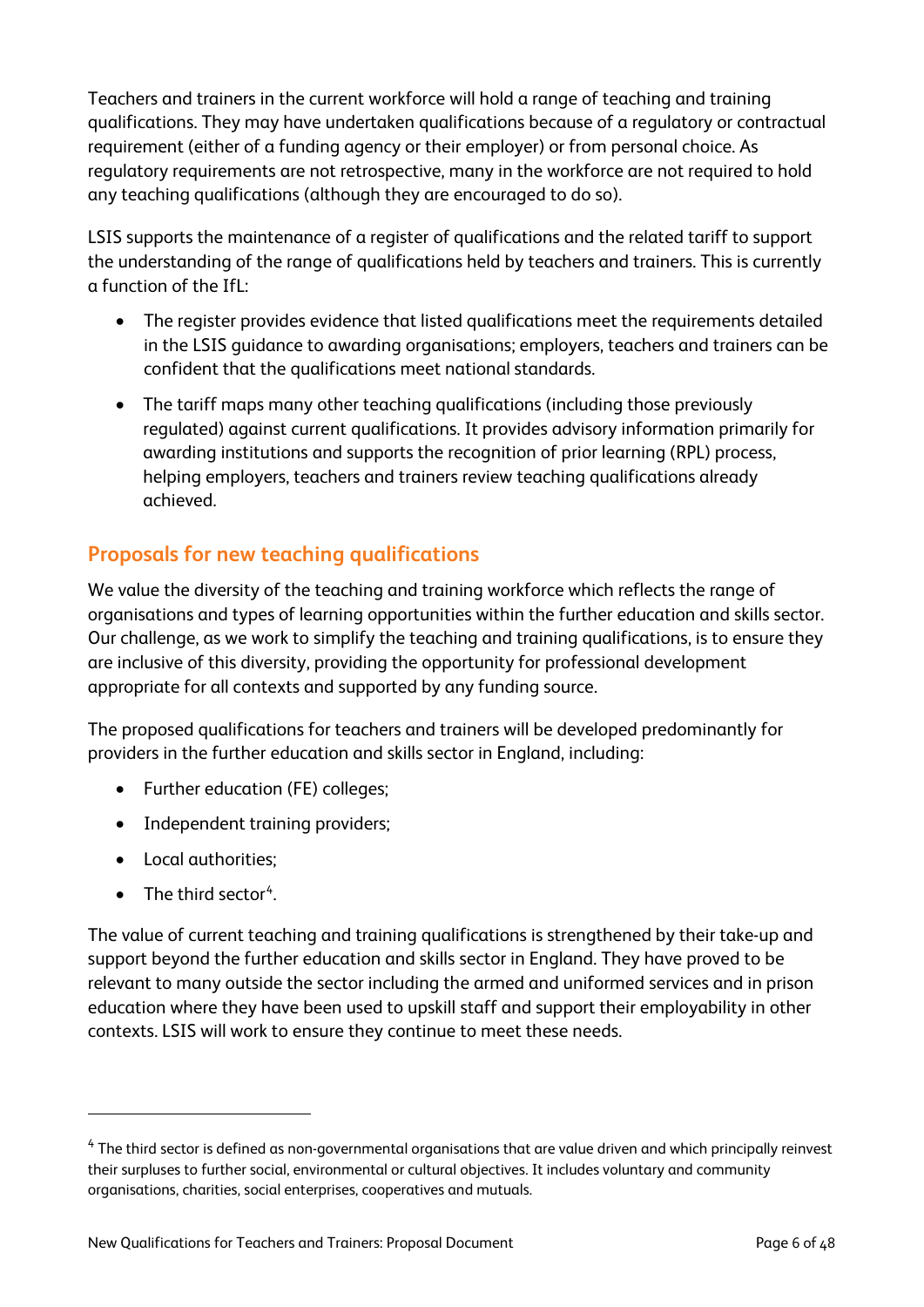Teachers and trainers in the current workforce will hold a range of teaching and training qualifications. They may have undertaken qualifications because of a regulatory or contractual requirement (either of a funding agency or their employer) or from personal choice. As regulatory requirements are not retrospective, many in the workforce are not required to hold any teaching qualifications (although they are encouraged to do so).

LSIS supports the maintenance of a register of qualifications and the related tariff to support the understanding of the range of qualifications held by teachers and trainers. This is currently a function of the IfL:

- The register provides evidence that listed qualifications meet the requirements detailed in the LSIS guidance to awarding organisations; employers, teachers and trainers can be confident that the qualifications meet national standards.
- The tariff maps many other teaching qualifications (including those previously regulated) against current qualifications. It provides advisory information primarily for awarding institutions and supports the recognition of prior learning (RPL) process, helping employers, teachers and trainers review teaching qualifications already achieved.

## Proposals for new teaching qualifications

We value the diversity of the teaching and training workforce which reflects the range of organisations and types of learning opportunities within the further education and skills sector. Our challenge, as we work to simplify the teaching and training qualifications, is to ensure they are inclusive of this diversity, providing the opportunity for professional development appropriate for all contexts and supported by any funding source.

The proposed qualifications for teachers and trainers will be developed predominantly for providers in the further education and skills sector in England, including:

- Further education (FE) colleges;
- Independent training providers;
- Local authorities;
- The third sector[4].

The value of current teaching and training qualifications is strengthened by their take-up and support beyond the further education and skills sector in England. They have proved to be relevant to many outside the sector including the armed and uniformed services and in prison education where they have been used to upskill staff and support their employability in other contexts. LSIS will work to ensure they continue to meet these needs.

---

[4] The third sector is defined as non-governmental organisations that are value driven and which principally reinvest their surpluses to further social, environmental or cultural objectives. It includes voluntary and community organisations, charities, social enterprises, cooperatives and mutuals.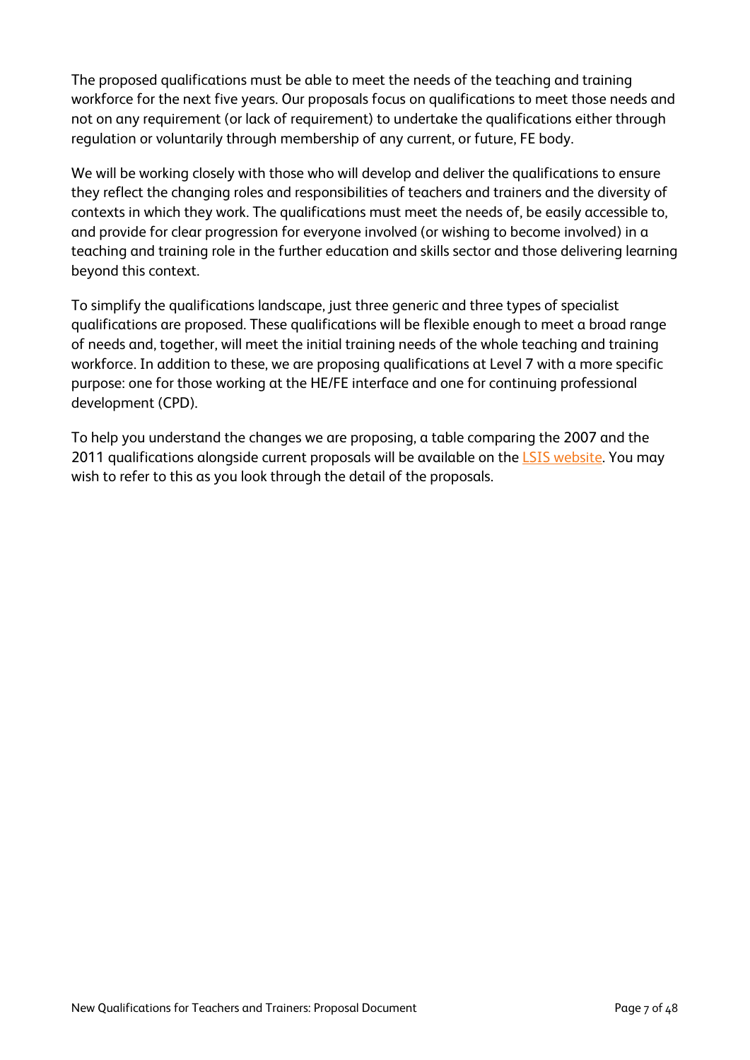The proposed qualifications must be able to meet the needs of the teaching and training workforce for the next five years. Our proposals focus on qualifications to meet those needs and not on any requirement (or lack of requirement) to undertake the qualifications either through regulation or voluntarily through membership of any current, or future, FE body.

We will be working closely with those who will develop and deliver the qualifications to ensure they reflect the changing roles and responsibilities of teachers and trainers and the diversity of contexts in which they work. The qualifications must meet the needs of, be easily accessible to, and provide for clear progression for everyone involved (or wishing to become involved) in a teaching and training role in the further education and skills sector and those delivering learning beyond this context.

To simplify the qualifications landscape, just three generic and three types of specialist qualifications are proposed. These qualifications will be flexible enough to meet a broad range of needs and, together, will meet the initial training needs of the whole teaching and training workforce. In addition to these, we are proposing qualifications at Level 7 with a more specific purpose: one for those working at the HE/FE interface and one for continuing professional development (CPD).

To help you understand the changes we are proposing, a table comparing the 2007 and the 2011 qualifications alongside current proposals will be available on the LSIS website. You may wish to refer to this as you look through the detail of the proposals.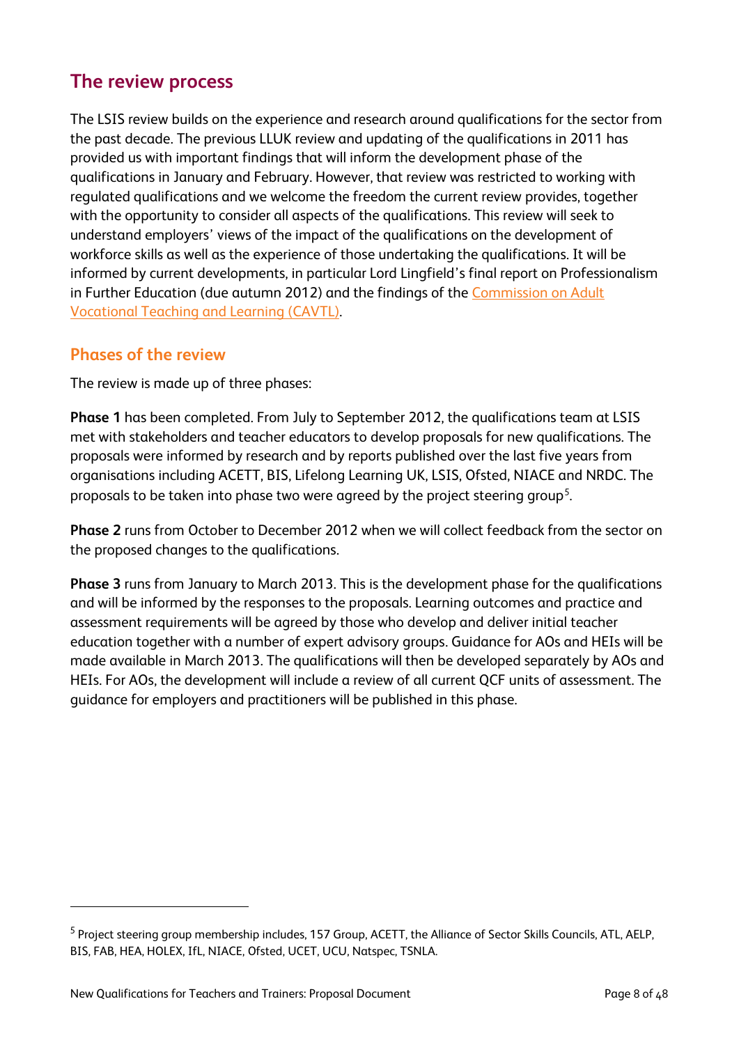## The review process

The LSIS review builds on the experience and research around qualifications for the sector from the past decade. The previous LLUK review and updating of the qualifications in 2011 has provided us with important findings that will inform the development phase of the qualifications in January and February. However, that review was restricted to working with regulated qualifications and we welcome the freedom the current review provides, together with the opportunity to consider all aspects of the qualifications. This review will seek to understand employers' views of the impact of the qualifications on the development of workforce skills as well as the experience of those undertaking the qualifications. It will be informed by current developments, in particular Lord Lingfield's final report on Professionalism in Further Education (due autumn 2012) and the findings of the Commission on Adult Vocational Teaching and Learning (CAVTL).

### Phases of the review

The review is made up of three phases:

**Phase 1** has been completed. From July to September 2012, the qualifications team at LSIS met with stakeholders and teacher educators to develop proposals for new qualifications. The proposals were informed by research and by reports published over the last five years from organisations including ACETT, BIS, Lifelong Learning UK, LSIS, Ofsted, NIACE and NRDC. The proposals to be taken into phase two were agreed by the project steering group[5].

**Phase 2** runs from October to December 2012 when we will collect feedback from the sector on the proposed changes to the qualifications.

**Phase 3** runs from January to March 2013. This is the development phase for the qualifications and will be informed by the responses to the proposals. Learning outcomes and practice and assessment requirements will be agreed by those who develop and deliver initial teacher education together with a number of expert advisory groups. Guidance for AOs and HEIs will be made available in March 2013. The qualifications will then be developed separately by AOs and HEIs. For AOs, the development will include a review of all current QCF units of assessment. The guidance for employers and practitioners will be published in this phase.

---

[5] Project steering group membership includes, 157 Group, ACETT, the Alliance of Sector Skills Councils, ATL, AELP, BIS, FAB, HEA, HOLEX, IfL, NIACE, Ofsted, UCET, UCU, Natspec, TSNLA.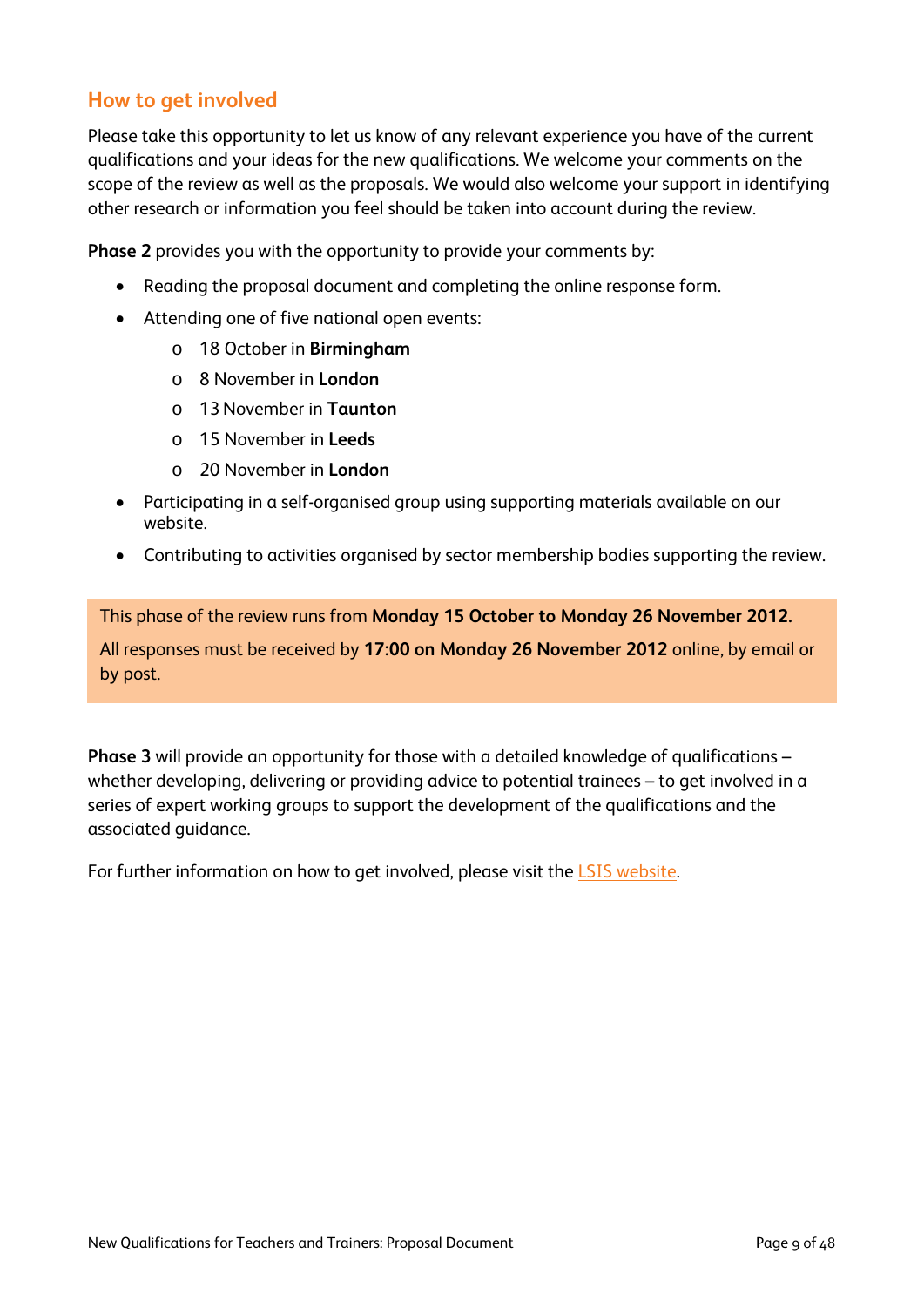## How to get involved

Please take this opportunity to let us know of any relevant experience you have of the current qualifications and your ideas for the new qualifications. We welcome your comments on the scope of the review as well as the proposals. We would also welcome your support in identifying other research or information you feel should be taken into account during the review.

**Phase 2** provides you with the opportunity to provide your comments by:

- Reading the proposal document and completing the online response form.
- Attending one of five national open events:
  - 18 October in **Birmingham**
  - 8 November in **London**
  - 13 November in **Taunton**
  - 15 November in **Leeds**
  - 20 November in **London**
- Participating in a self-organised group using supporting materials available on our website.
- Contributing to activities organised by sector membership bodies supporting the review.

This phase of the review runs from **Monday 15 October to Monday 26 November 2012**.

All responses must be received by **17:00 on Monday 26 November 2012** online, by email or by post.

**Phase 3** will provide an opportunity for those with a detailed knowledge of qualifications – whether developing, delivering or providing advice to potential trainees – to get involved in a series of expert working groups to support the development of the qualifications and the associated guidance.

For further information on how to get involved, please visit the LSIS website.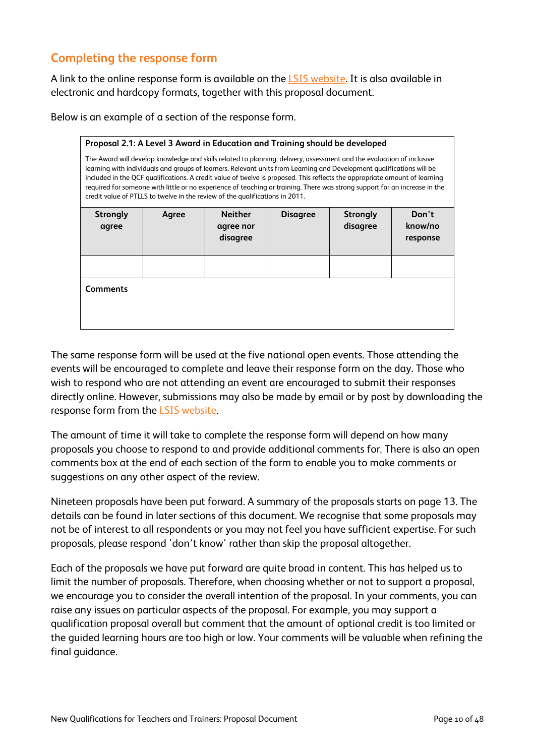## Completing the response form

A link to the online response form is available on the LSIS website. It is also available in electronic and hardcopy formats, together with this proposal document.

Below is an example of a section of the response form.

| **Proposal 2.1: A Level 3 Award in Education and Training should be developed**<br><br>The Award will develop knowledge and skills related to planning, delivery, assessment and the evaluation of inclusive learning with individuals and groups of learners. Relevant units from Learning and Development qualifications will be included in the QCF qualifications. A credit value of twelve is proposed. This reflects the appropriate amount of learning required for someone with little or no experience of teaching or training. There was strong support for an increase in the credit value of PTLLS to twelve in the review of the qualifications in 2011. | | | | | |
|---|---|---|---|---|---|
| **Strongly agree** | **Agree** | **Neither agree nor disagree** | **Disagree** | **Strongly disagree** | **Don't know/no response** |
| | | | | | |
| **Comments** | | | | | |

The same response form will be used at the five national open events. Those attending the events will be encouraged to complete and leave their response form on the day. Those who wish to respond who are not attending an event are encouraged to submit their responses directly online. However, submissions may also be made by email or by post by downloading the response form from the LSIS website.

The amount of time it will take to complete the response form will depend on how many proposals you choose to respond to and provide additional comments for. There is also an open comments box at the end of each section of the form to enable you to make comments or suggestions on any other aspect of the review.

Nineteen proposals have been put forward. A summary of the proposals starts on page 13. The details can be found in later sections of this document. We recognise that some proposals may not be of interest to all respondents or you may not feel you have sufficient expertise. For such proposals, please respond 'don't know' rather than skip the proposal altogether.

Each of the proposals we have put forward are quite broad in content. This has helped us to limit the number of proposals. Therefore, when choosing whether or not to support a proposal, we encourage you to consider the overall intention of the proposal. In your comments, you can raise any issues on particular aspects of the proposal. For example, you may support a qualification proposal overall but comment that the amount of optional credit is too limited or the guided learning hours are too high or low. Your comments will be valuable when refining the final guidance.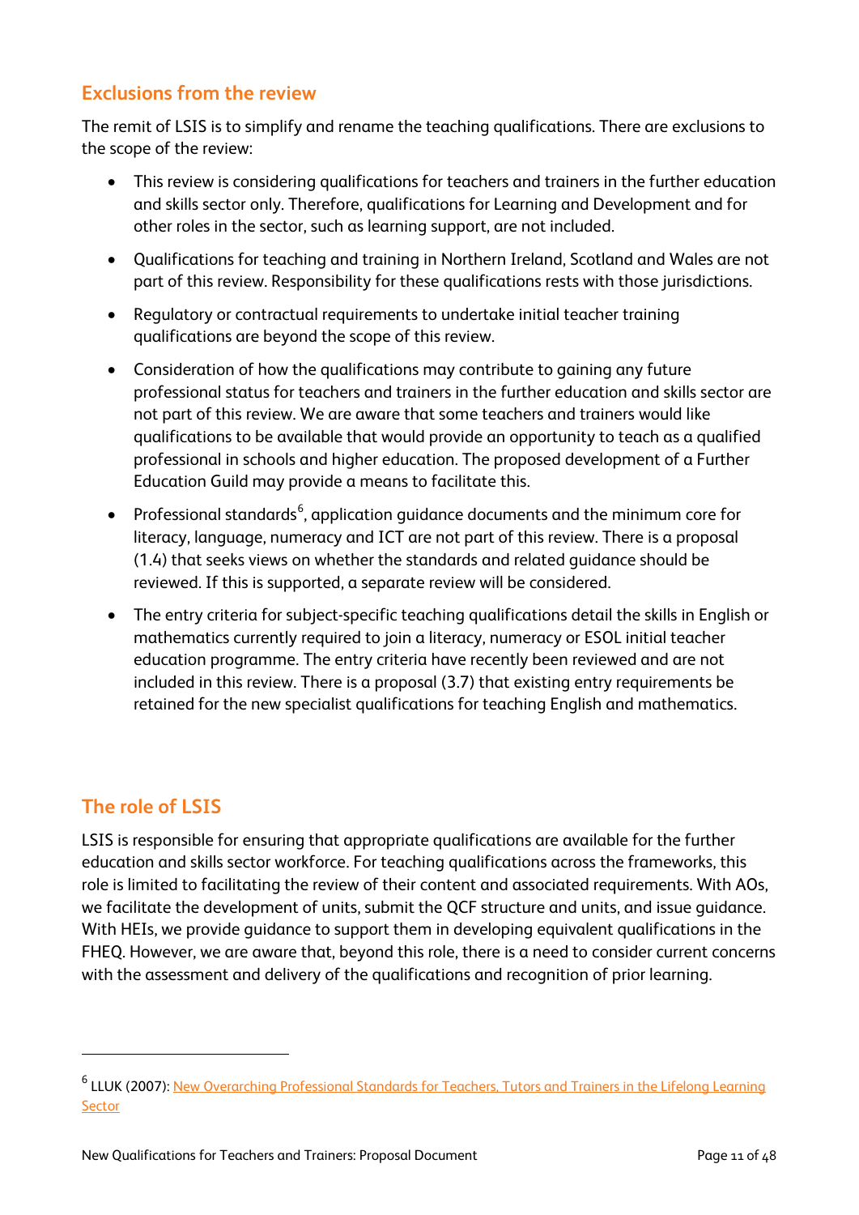## Exclusions from the review

The remit of LSIS is to simplify and rename the teaching qualifications. There are exclusions to the scope of the review:

- This review is considering qualifications for teachers and trainers in the further education and skills sector only. Therefore, qualifications for Learning and Development and for other roles in the sector, such as learning support, are not included.
- Qualifications for teaching and training in Northern Ireland, Scotland and Wales are not part of this review. Responsibility for these qualifications rests with those jurisdictions.
- Regulatory or contractual requirements to undertake initial teacher training qualifications are beyond the scope of this review.
- Consideration of how the qualifications may contribute to gaining any future professional status for teachers and trainers in the further education and skills sector are not part of this review. We are aware that some teachers and trainers would like qualifications to be available that would provide an opportunity to teach as a qualified professional in schools and higher education. The proposed development of a Further Education Guild may provide a means to facilitate this.
- Professional standards[6], application guidance documents and the minimum core for literacy, language, numeracy and ICT are not part of this review. There is a proposal (1.4) that seeks views on whether the standards and related guidance should be reviewed. If this is supported, a separate review will be considered.
- The entry criteria for subject-specific teaching qualifications detail the skills in English or mathematics currently required to join a literacy, numeracy or ESOL initial teacher education programme. The entry criteria have recently been reviewed and are not included in this review. There is a proposal (3.7) that existing entry requirements be retained for the new specialist qualifications for teaching English and mathematics.

## The role of LSIS

LSIS is responsible for ensuring that appropriate qualifications are available for the further education and skills sector workforce. For teaching qualifications across the frameworks, this role is limited to facilitating the review of their content and associated requirements. With AOs, we facilitate the development of units, submit the QCF structure and units, and issue guidance. With HEIs, we provide guidance to support them in developing equivalent qualifications in the FHEQ. However, we are aware that, beyond this role, there is a need to consider current concerns with the assessment and delivery of the qualifications and recognition of prior learning.

---

[6] LLUK (2007): New Overarching Professional Standards for Teachers, Tutors and Trainers in the Lifelong Learning Sector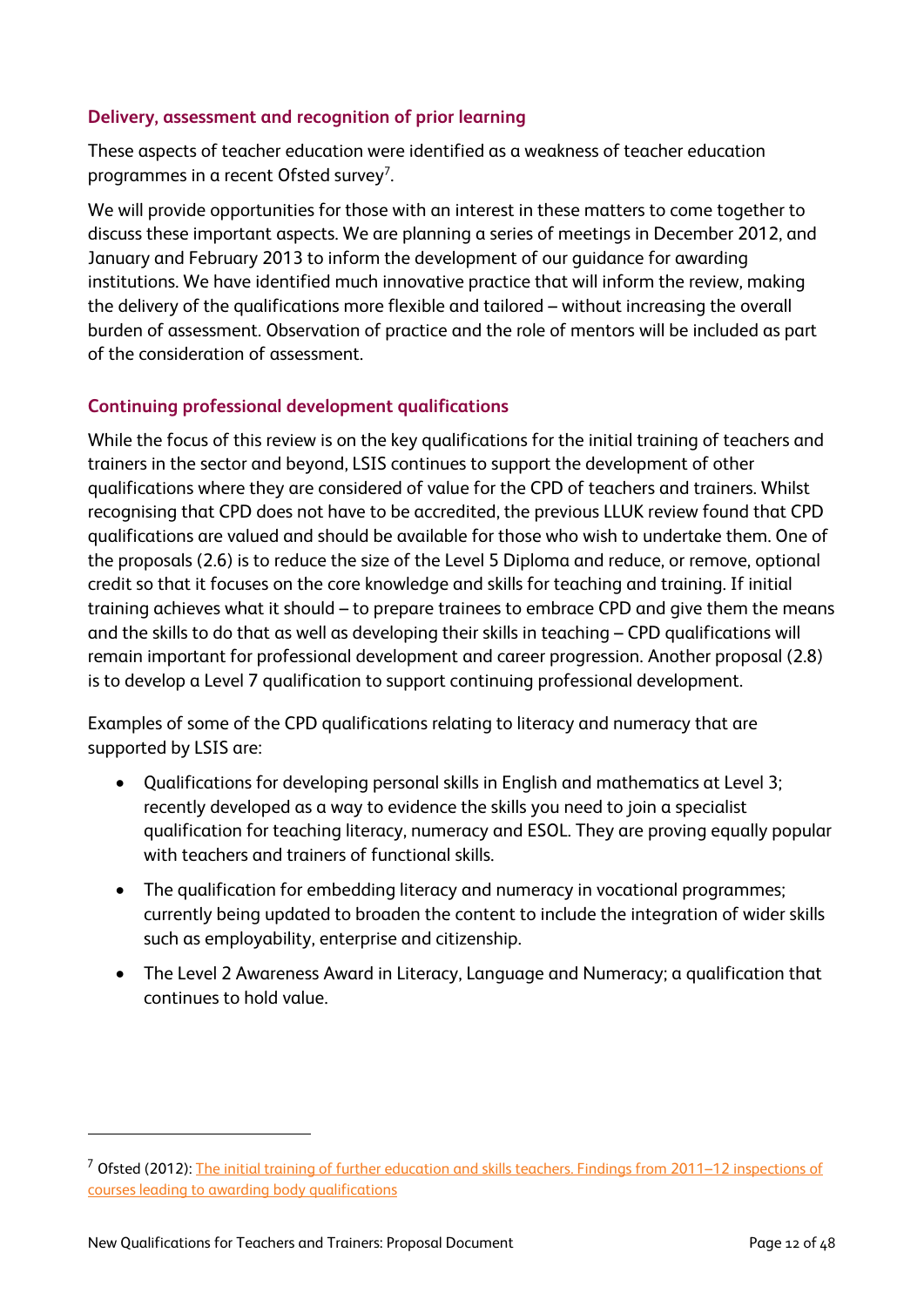### Delivery, assessment and recognition of prior learning

These aspects of teacher education were identified as a weakness of teacher education programmes in a recent Ofsted survey[7].

We will provide opportunities for those with an interest in these matters to come together to discuss these important aspects. We are planning a series of meetings in December 2012, and January and February 2013 to inform the development of our guidance for awarding institutions. We have identified much innovative practice that will inform the review, making the delivery of the qualifications more flexible and tailored – without increasing the overall burden of assessment. Observation of practice and the role of mentors will be included as part of the consideration of assessment.

### Continuing professional development qualifications

While the focus of this review is on the key qualifications for the initial training of teachers and trainers in the sector and beyond, LSIS continues to support the development of other qualifications where they are considered of value for the CPD of teachers and trainers. Whilst recognising that CPD does not have to be accredited, the previous LLUK review found that CPD qualifications are valued and should be available for those who wish to undertake them. One of the proposals (2.6) is to reduce the size of the Level 5 Diploma and reduce, or remove, optional credit so that it focuses on the core knowledge and skills for teaching and training. If initial training achieves what it should – to prepare trainees to embrace CPD and give them the means and the skills to do that as well as developing their skills in teaching – CPD qualifications will remain important for professional development and career progression. Another proposal (2.8) is to develop a Level 7 qualification to support continuing professional development.

Examples of some of the CPD qualifications relating to literacy and numeracy that are supported by LSIS are:

- Qualifications for developing personal skills in English and mathematics at Level 3; recently developed as a way to evidence the skills you need to join a specialist qualification for teaching literacy, numeracy and ESOL. They are proving equally popular with teachers and trainers of functional skills.
- The qualification for embedding literacy and numeracy in vocational programmes; currently being updated to broaden the content to include the integration of wider skills such as employability, enterprise and citizenship.
- The Level 2 Awareness Award in Literacy, Language and Numeracy; a qualification that continues to hold value.

---

[7] Ofsted (2012): The initial training of further education and skills teachers. Findings from 2011–12 inspections of courses leading to awarding body qualifications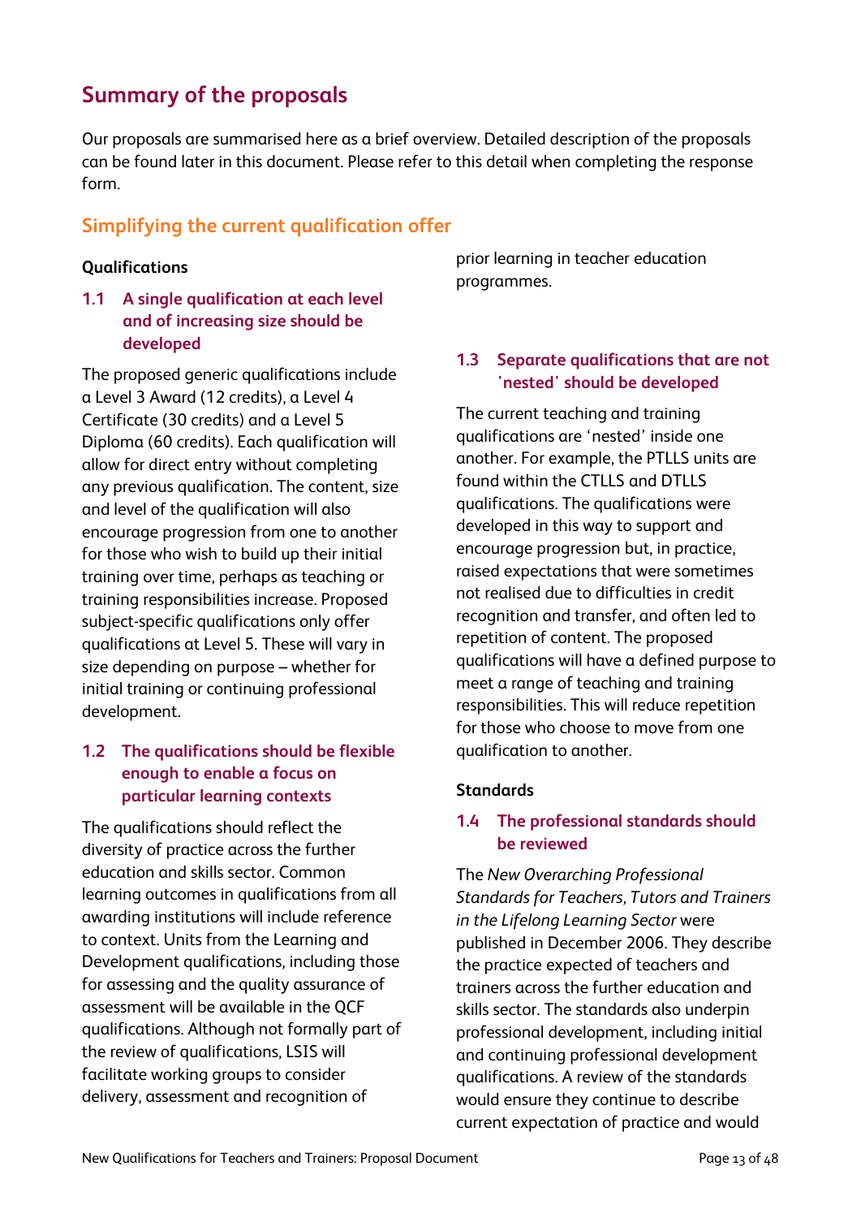# Summary of the proposals

Our proposals are summarised here as a brief overview. Detailed description of the proposals can be found later in this document. Please refer to this detail when completing the response form.

## Simplifying the current qualification offer

**Qualifications**

### 1.1 A single qualification at each level and of increasing size should be developed

The proposed generic qualifications include a Level 3 Award (12 credits), a Level 4 Certificate (30 credits) and a Level 5 Diploma (60 credits). Each qualification will allow for direct entry without completing any previous qualification. The content, size and level of the qualification will also encourage progression from one to another for those who wish to build up their initial training over time, perhaps as teaching or training responsibilities increase. Proposed subject-specific qualifications only offer qualifications at Level 5. These will vary in size depending on purpose – whether for initial training or continuing professional development.

### 1.2 The qualifications should be flexible enough to enable a focus on particular learning contexts

The qualifications should reflect the diversity of practice across the further education and skills sector. Common learning outcomes in qualifications from all awarding institutions will include reference to context. Units from the Learning and Development qualifications, including those for assessing and the quality assurance of assessment will be available in the QCF qualifications. Although not formally part of the review of qualifications, LSIS will facilitate working groups to consider delivery, assessment and recognition of prior learning in teacher education programmes.

### 1.3 Separate qualifications that are not 'nested' should be developed

The current teaching and training qualifications are 'nested' inside one another. For example, the PTLLS units are found within the CTLLS and DTLLS qualifications. The qualifications were developed in this way to support and encourage progression but, in practice, raised expectations that were sometimes not realised due to difficulties in credit recognition and transfer, and often led to repetition of content. The proposed qualifications will have a defined purpose to meet a range of teaching and training responsibilities. This will reduce repetition for those who choose to move from one qualification to another.

**Standards**

### 1.4 The professional standards should be reviewed

The *New Overarching Professional Standards for Teachers, Tutors and Trainers in the Lifelong Learning Sector* were published in December 2006. They describe the practice expected of teachers and trainers across the further education and skills sector. The standards also underpin professional development, including initial and continuing professional development qualifications. A review of the standards would ensure they continue to describe current expectation of practice and would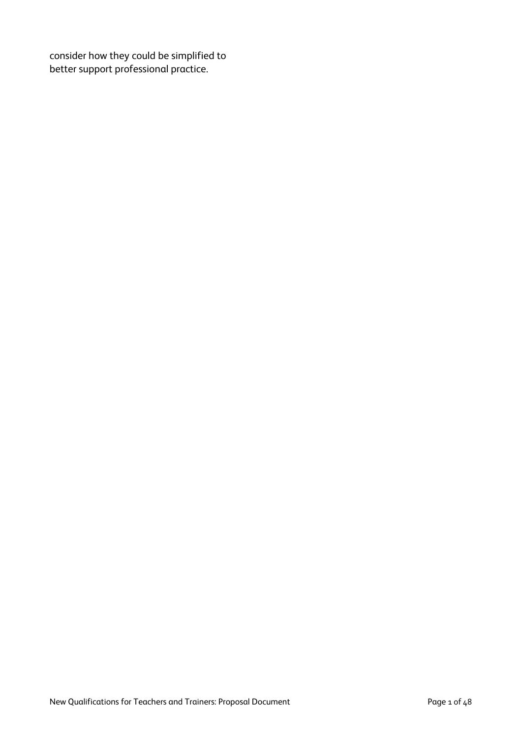consider how they could be simplified to better support professional practice.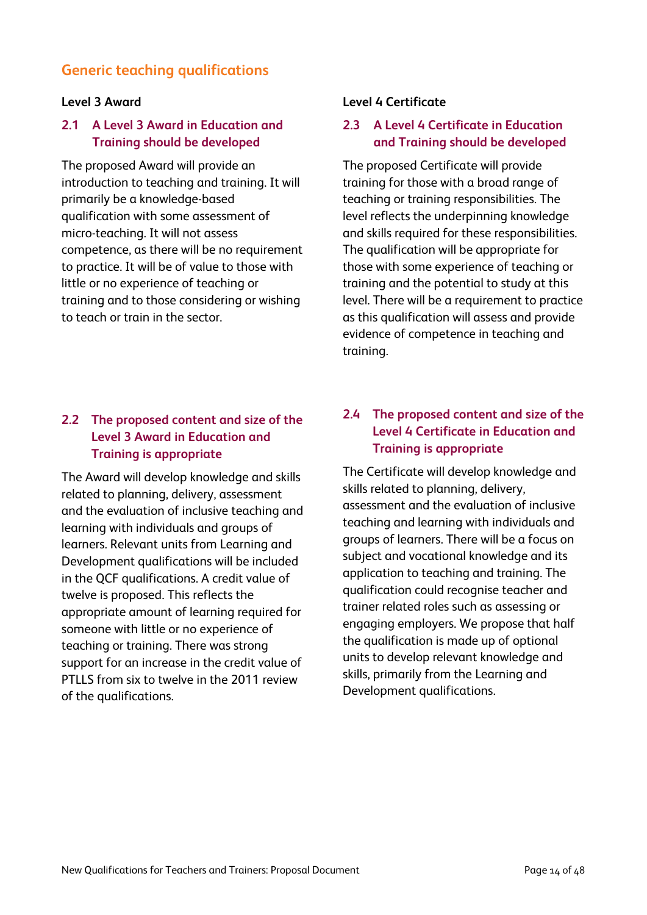## Generic teaching qualifications

### Level 3 Award

#### 2.1 A Level 3 Award in Education and Training should be developed

The proposed Award will provide an introduction to teaching and training. It will primarily be a knowledge-based qualification with some assessment of micro-teaching. It will not assess competence, as there will be no requirement to practice. It will be of value to those with little or no experience of teaching or training and to those considering or wishing to teach or train in the sector.

#### 2.2 The proposed content and size of the Level 3 Award in Education and Training is appropriate

The Award will develop knowledge and skills related to planning, delivery, assessment and the evaluation of inclusive teaching and learning with individuals and groups of learners. Relevant units from Learning and Development qualifications will be included in the QCF qualifications. A credit value of twelve is proposed. This reflects the appropriate amount of learning required for someone with little or no experience of teaching or training. There was strong support for an increase in the credit value of PTLLS from six to twelve in the 2011 review of the qualifications.

### Level 4 Certificate

#### 2.3 A Level 4 Certificate in Education and Training should be developed

The proposed Certificate will provide training for those with a broad range of teaching or training responsibilities. The level reflects the underpinning knowledge and skills required for these responsibilities. The qualification will be appropriate for those with some experience of teaching or training and the potential to study at this level. There will be a requirement to practice as this qualification will assess and provide evidence of competence in teaching and training.

#### 2.4 The proposed content and size of the Level 4 Certificate in Education and Training is appropriate

The Certificate will develop knowledge and skills related to planning, delivery, assessment and the evaluation of inclusive teaching and learning with individuals and groups of learners. There will be a focus on subject and vocational knowledge and its application to teaching and training. The qualification could recognise teacher and trainer related roles such as assessing or engaging employers. We propose that half the qualification is made up of optional units to develop relevant knowledge and skills, primarily from the Learning and Development qualifications.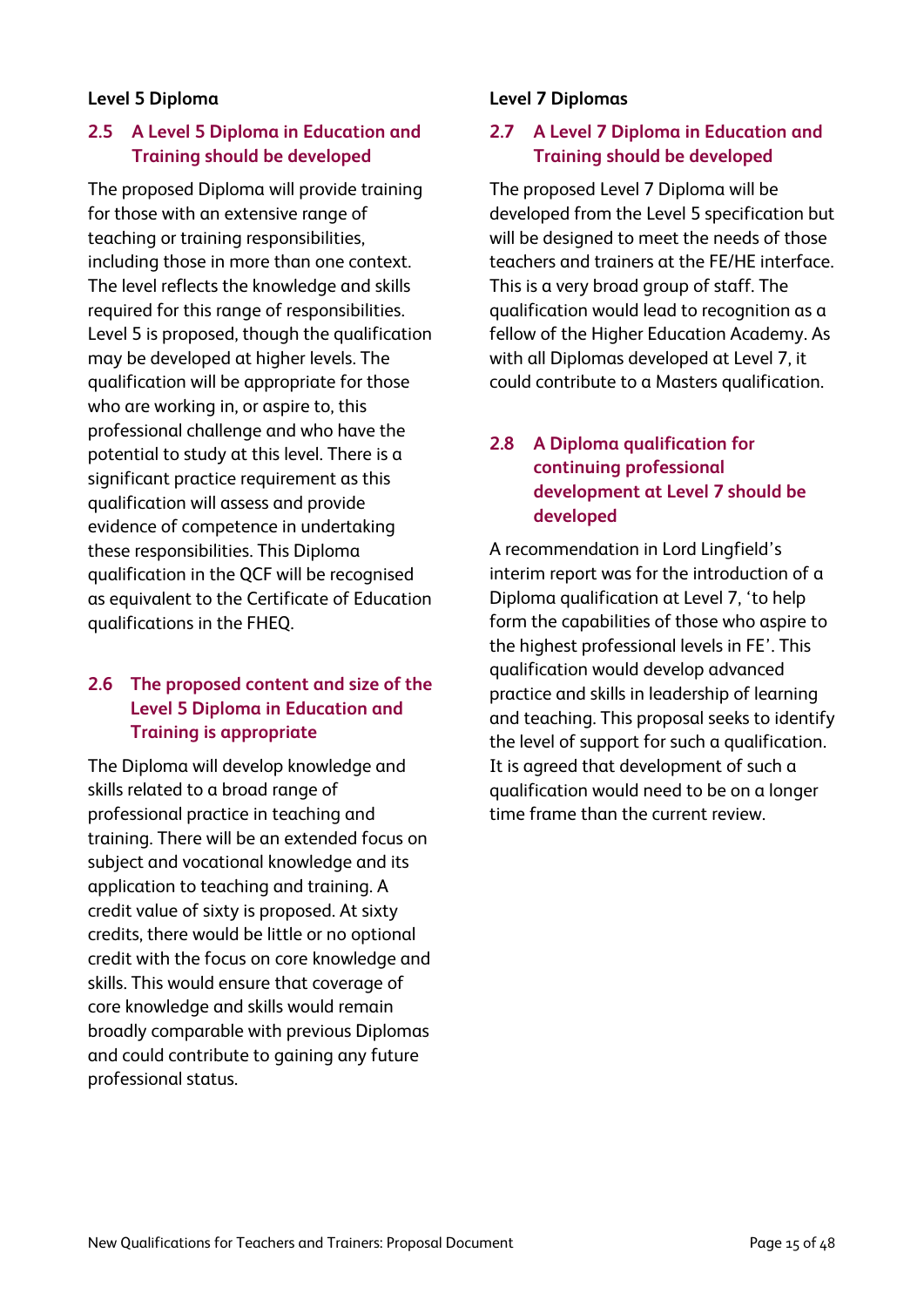## Level 5 Diploma

### 2.5 A Level 5 Diploma in Education and Training should be developed

The proposed Diploma will provide training for those with an extensive range of teaching or training responsibilities, including those in more than one context. The level reflects the knowledge and skills required for this range of responsibilities. Level 5 is proposed, though the qualification may be developed at higher levels. The qualification will be appropriate for those who are working in, or aspire to, this professional challenge and who have the potential to study at this level. There is a significant practice requirement as this qualification will assess and provide evidence of competence in undertaking these responsibilities. This Diploma qualification in the QCF will be recognised as equivalent to the Certificate of Education qualifications in the FHEQ.

### 2.6 The proposed content and size of the Level 5 Diploma in Education and Training is appropriate

The Diploma will develop knowledge and skills related to a broad range of professional practice in teaching and training. There will be an extended focus on subject and vocational knowledge and its application to teaching and training. A credit value of sixty is proposed. At sixty credits, there would be little or no optional credit with the focus on core knowledge and skills. This would ensure that coverage of core knowledge and skills would remain broadly comparable with previous Diplomas and could contribute to gaining any future professional status.

## Level 7 Diplomas

### 2.7 A Level 7 Diploma in Education and Training should be developed

The proposed Level 7 Diploma will be developed from the Level 5 specification but will be designed to meet the needs of those teachers and trainers at the FE/HE interface. This is a very broad group of staff. The qualification would lead to recognition as a fellow of the Higher Education Academy. As with all Diplomas developed at Level 7, it could contribute to a Masters qualification.

### 2.8 A Diploma qualification for continuing professional development at Level 7 should be developed

A recommendation in Lord Lingfield's interim report was for the introduction of a Diploma qualification at Level 7, 'to help form the capabilities of those who aspire to the highest professional levels in FE'. This qualification would develop advanced practice and skills in leadership of learning and teaching. This proposal seeks to identify the level of support for such a qualification. It is agreed that development of such a qualification would need to be on a longer time frame than the current review.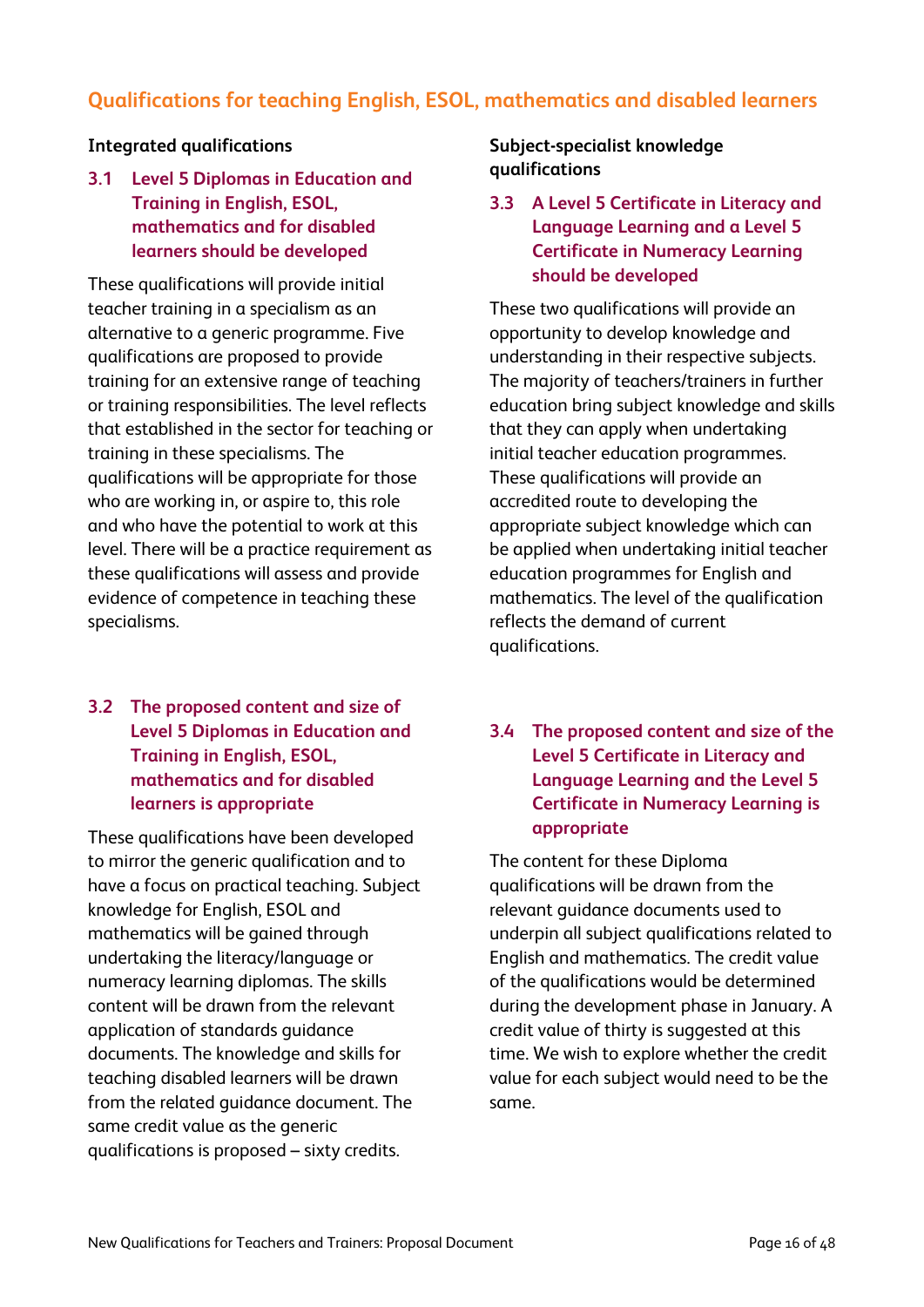## Qualifications for teaching English, ESOL, mathematics and disabled learners

### Integrated qualifications

#### 3.1 Level 5 Diplomas in Education and Training in English, ESOL, mathematics and for disabled learners should be developed

These qualifications will provide initial teacher training in a specialism as an alternative to a generic programme. Five qualifications are proposed to provide training for an extensive range of teaching or training responsibilities. The level reflects that established in the sector for teaching or training in these specialisms. The qualifications will be appropriate for those who are working in, or aspire to, this role and who have the potential to work at this level. There will be a practice requirement as these qualifications will assess and provide evidence of competence in teaching these specialisms.

#### 3.2 The proposed content and size of Level 5 Diplomas in Education and Training in English, ESOL, mathematics and for disabled learners is appropriate

These qualifications have been developed to mirror the generic qualification and to have a focus on practical teaching. Subject knowledge for English, ESOL and mathematics will be gained through undertaking the literacy/language or numeracy learning diplomas. The skills content will be drawn from the relevant application of standards guidance documents. The knowledge and skills for teaching disabled learners will be drawn from the related guidance document. The same credit value as the generic qualifications is proposed – sixty credits.

### Subject-specialist knowledge qualifications

#### 3.3 A Level 5 Certificate in Literacy and Language Learning and a Level 5 Certificate in Numeracy Learning should be developed

These two qualifications will provide an opportunity to develop knowledge and understanding in their respective subjects. The majority of teachers/trainers in further education bring subject knowledge and skills that they can apply when undertaking initial teacher education programmes. These qualifications will provide an accredited route to developing the appropriate subject knowledge which can be applied when undertaking initial teacher education programmes for English and mathematics. The level of the qualification reflects the demand of current qualifications.

#### 3.4 The proposed content and size of the Level 5 Certificate in Literacy and Language Learning and the Level 5 Certificate in Numeracy Learning is appropriate

The content for these Diploma qualifications will be drawn from the relevant guidance documents used to underpin all subject qualifications related to English and mathematics. The credit value of the qualifications would be determined during the development phase in January. A credit value of thirty is suggested at this time. We wish to explore whether the credit value for each subject would need to be the same.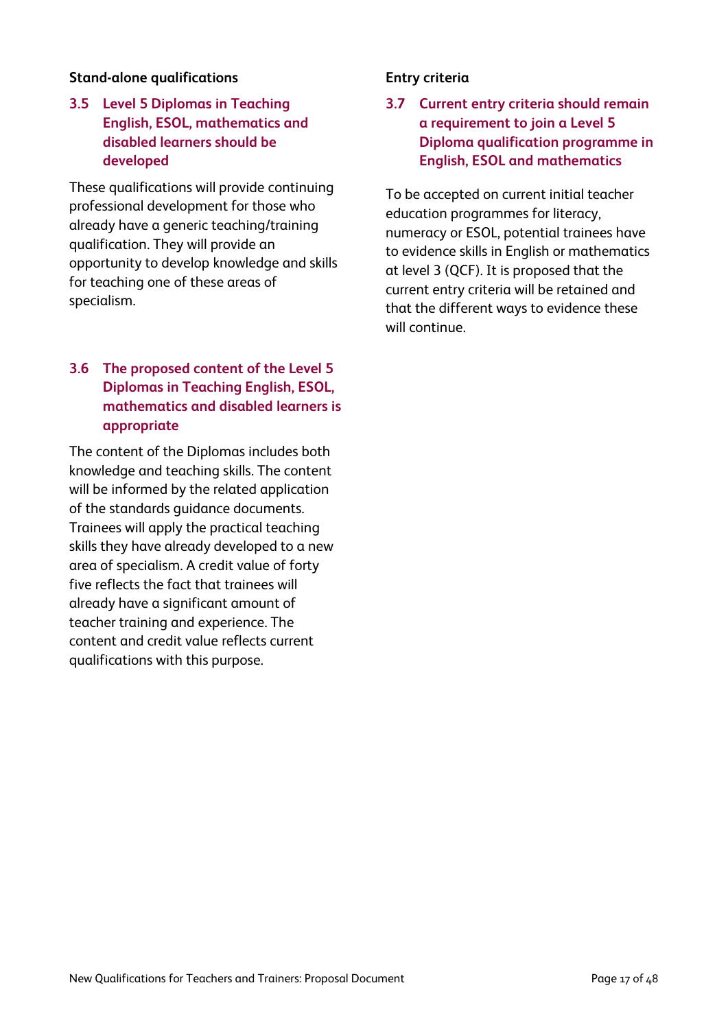### Stand-alone qualifications

#### 3.5 Level 5 Diplomas in Teaching English, ESOL, mathematics and disabled learners should be developed

These qualifications will provide continuing professional development for those who already have a generic teaching/training qualification. They will provide an opportunity to develop knowledge and skills for teaching one of these areas of specialism.

#### 3.6 The proposed content of the Level 5 Diplomas in Teaching English, ESOL, mathematics and disabled learners is appropriate

The content of the Diplomas includes both knowledge and teaching skills. The content will be informed by the related application of the standards guidance documents. Trainees will apply the practical teaching skills they have already developed to a new area of specialism. A credit value of forty five reflects the fact that trainees will already have a significant amount of teacher training and experience. The content and credit value reflects current qualifications with this purpose.

### Entry criteria

#### 3.7 Current entry criteria should remain a requirement to join a Level 5 Diploma qualification programme in English, ESOL and mathematics

To be accepted on current initial teacher education programmes for literacy, numeracy or ESOL, potential trainees have to evidence skills in English or mathematics at level 3 (QCF). It is proposed that the current entry criteria will be retained and that the different ways to evidence these will continue.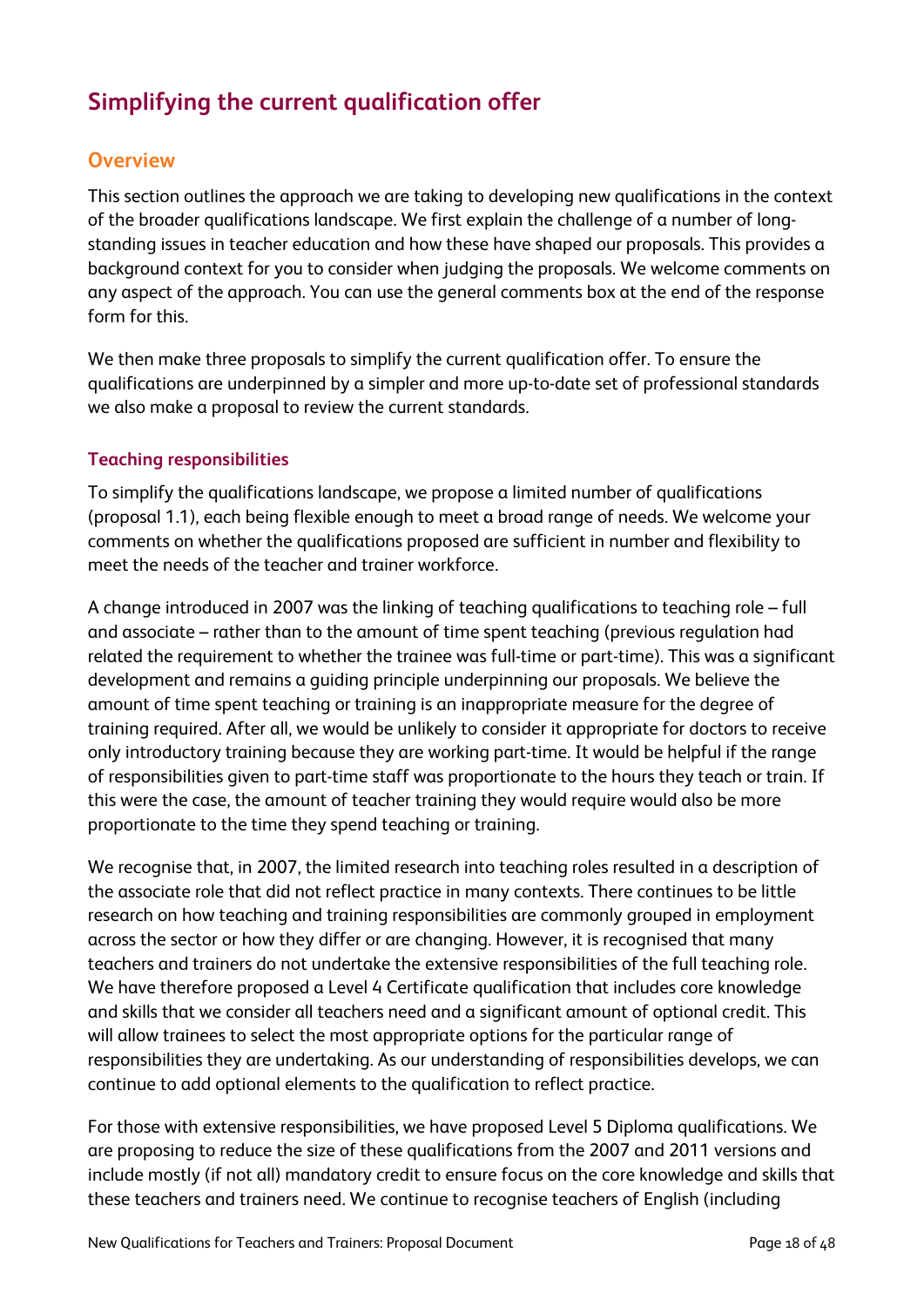## Simplifying the current qualification offer

### Overview

This section outlines the approach we are taking to developing new qualifications in the context of the broader qualifications landscape. We first explain the challenge of a number of long-standing issues in teacher education and how these have shaped our proposals. This provides a background context for you to consider when judging the proposals. We welcome comments on any aspect of the approach. You can use the general comments box at the end of the response form for this.

We then make three proposals to simplify the current qualification offer. To ensure the qualifications are underpinned by a simpler and more up-to-date set of professional standards we also make a proposal to review the current standards.

#### Teaching responsibilities

To simplify the qualifications landscape, we propose a limited number of qualifications (proposal 1.1), each being flexible enough to meet a broad range of needs. We welcome your comments on whether the qualifications proposed are sufficient in number and flexibility to meet the needs of the teacher and trainer workforce.

A change introduced in 2007 was the linking of teaching qualifications to teaching role – full and associate – rather than to the amount of time spent teaching (previous regulation had related the requirement to whether the trainee was full-time or part-time). This was a significant development and remains a guiding principle underpinning our proposals. We believe the amount of time spent teaching or training is an inappropriate measure for the degree of training required. After all, we would be unlikely to consider it appropriate for doctors to receive only introductory training because they are working part-time. It would be helpful if the range of responsibilities given to part-time staff was proportionate to the hours they teach or train. If this were the case, the amount of teacher training they would require would also be more proportionate to the time they spend teaching or training.

We recognise that, in 2007, the limited research into teaching roles resulted in a description of the associate role that did not reflect practice in many contexts. There continues to be little research on how teaching and training responsibilities are commonly grouped in employment across the sector or how they differ or are changing. However, it is recognised that many teachers and trainers do not undertake the extensive responsibilities of the full teaching role. We have therefore proposed a Level 4 Certificate qualification that includes core knowledge and skills that we consider all teachers need and a significant amount of optional credit. This will allow trainees to select the most appropriate options for the particular range of responsibilities they are undertaking. As our understanding of responsibilities develops, we can continue to add optional elements to the qualification to reflect practice.

For those with extensive responsibilities, we have proposed Level 5 Diploma qualifications. We are proposing to reduce the size of these qualifications from the 2007 and 2011 versions and include mostly (if not all) mandatory credit to ensure focus on the core knowledge and skills that these teachers and trainers need. We continue to recognise teachers of English (including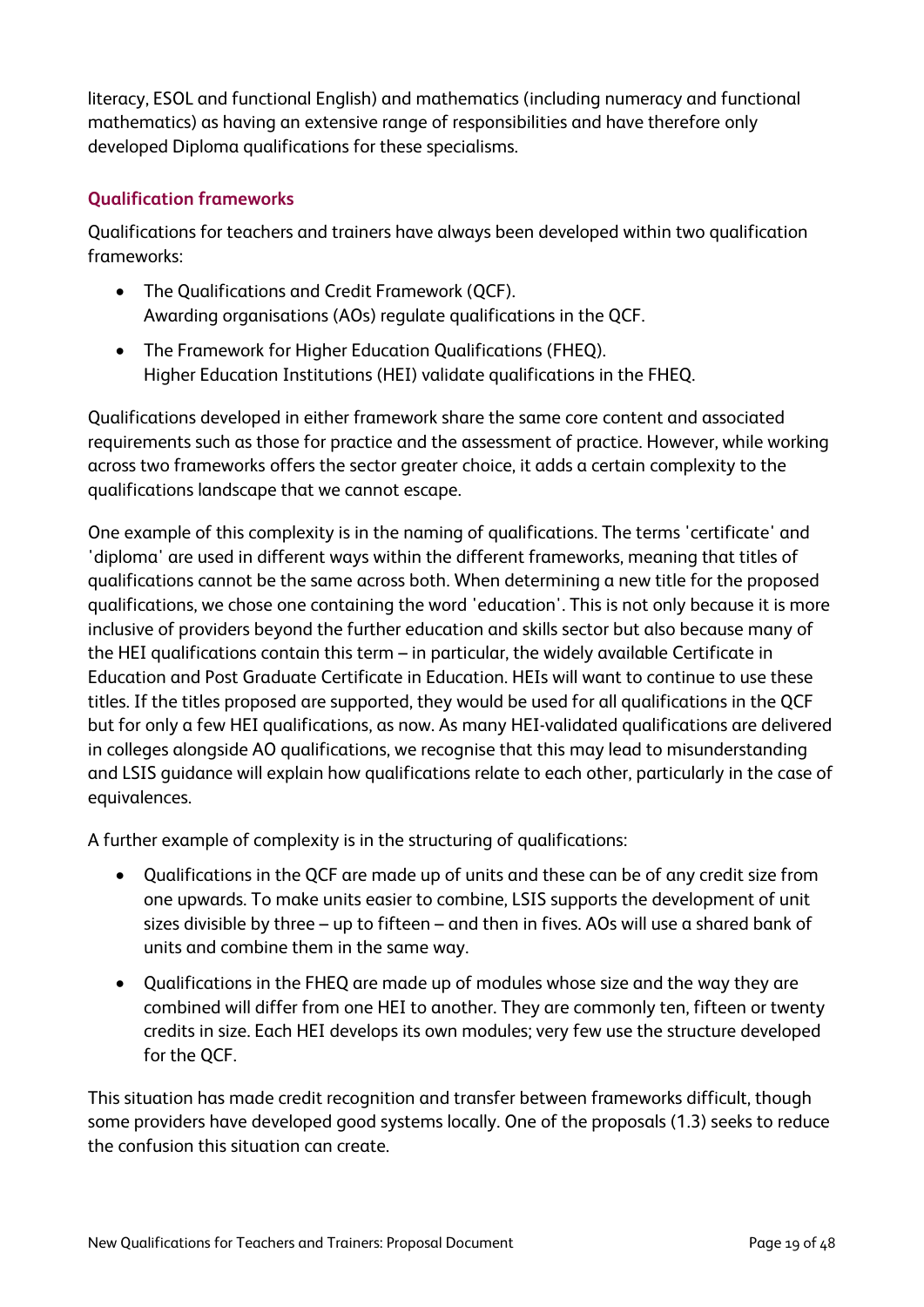literacy, ESOL and functional English) and mathematics (including numeracy and functional mathematics) as having an extensive range of responsibilities and have therefore only developed Diploma qualifications for these specialisms.

### Qualification frameworks

Qualifications for teachers and trainers have always been developed within two qualification frameworks:

- The Qualifications and Credit Framework (QCF).
  Awarding organisations (AOs) regulate qualifications in the QCF.
- The Framework for Higher Education Qualifications (FHEQ).
  Higher Education Institutions (HEI) validate qualifications in the FHEQ.

Qualifications developed in either framework share the same core content and associated requirements such as those for practice and the assessment of practice. However, while working across two frameworks offers the sector greater choice, it adds a certain complexity to the qualifications landscape that we cannot escape.

One example of this complexity is in the naming of qualifications. The terms 'certificate' and 'diploma' are used in different ways within the different frameworks, meaning that titles of qualifications cannot be the same across both. When determining a new title for the proposed qualifications, we chose one containing the word 'education'. This is not only because it is more inclusive of providers beyond the further education and skills sector but also because many of the HEI qualifications contain this term – in particular, the widely available Certificate in Education and Post Graduate Certificate in Education. HEIs will want to continue to use these titles. If the titles proposed are supported, they would be used for all qualifications in the QCF but for only a few HEI qualifications, as now. As many HEI-validated qualifications are delivered in colleges alongside AO qualifications, we recognise that this may lead to misunderstanding and LSIS guidance will explain how qualifications relate to each other, particularly in the case of equivalences.

A further example of complexity is in the structuring of qualifications:

- Qualifications in the QCF are made up of units and these can be of any credit size from one upwards. To make units easier to combine, LSIS supports the development of unit sizes divisible by three – up to fifteen – and then in fives. AOs will use a shared bank of units and combine them in the same way.
- Qualifications in the FHEQ are made up of modules whose size and the way they are combined will differ from one HEI to another. They are commonly ten, fifteen or twenty credits in size. Each HEI develops its own modules; very few use the structure developed for the QCF.

This situation has made credit recognition and transfer between frameworks difficult, though some providers have developed good systems locally. One of the proposals (1.3) seeks to reduce the confusion this situation can create.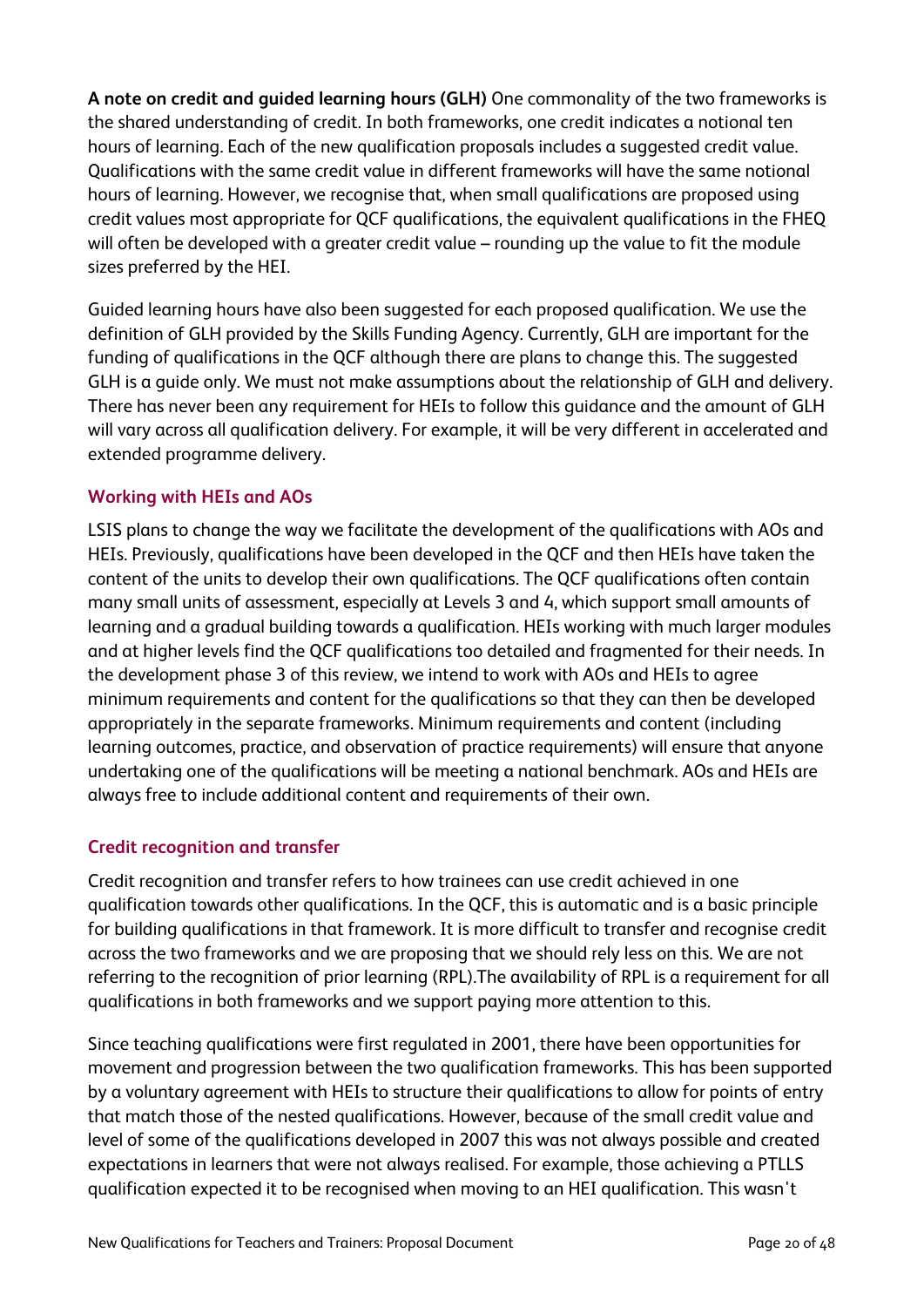**A note on credit and guided learning hours (GLH)** One commonality of the two frameworks is the shared understanding of credit. In both frameworks, one credit indicates a notional ten hours of learning. Each of the new qualification proposals includes a suggested credit value. Qualifications with the same credit value in different frameworks will have the same notional hours of learning. However, we recognise that, when small qualifications are proposed using credit values most appropriate for QCF qualifications, the equivalent qualifications in the FHEQ will often be developed with a greater credit value – rounding up the value to fit the module sizes preferred by the HEI.

Guided learning hours have also been suggested for each proposed qualification. We use the definition of GLH provided by the Skills Funding Agency. Currently, GLH are important for the funding of qualifications in the QCF although there are plans to change this. The suggested GLH is a guide only. We must not make assumptions about the relationship of GLH and delivery. There has never been any requirement for HEIs to follow this guidance and the amount of GLH will vary across all qualification delivery. For example, it will be very different in accelerated and extended programme delivery.

### Working with HEIs and AOs

LSIS plans to change the way we facilitate the development of the qualifications with AOs and HEIs. Previously, qualifications have been developed in the QCF and then HEIs have taken the content of the units to develop their own qualifications. The QCF qualifications often contain many small units of assessment, especially at Levels 3 and 4, which support small amounts of learning and a gradual building towards a qualification. HEIs working with much larger modules and at higher levels find the QCF qualifications too detailed and fragmented for their needs. In the development phase 3 of this review, we intend to work with AOs and HEIs to agree minimum requirements and content for the qualifications so that they can then be developed appropriately in the separate frameworks. Minimum requirements and content (including learning outcomes, practice, and observation of practice requirements) will ensure that anyone undertaking one of the qualifications will be meeting a national benchmark. AOs and HEIs are always free to include additional content and requirements of their own.

### Credit recognition and transfer

Credit recognition and transfer refers to how trainees can use credit achieved in one qualification towards other qualifications. In the QCF, this is automatic and is a basic principle for building qualifications in that framework. It is more difficult to transfer and recognise credit across the two frameworks and we are proposing that we should rely less on this. We are not referring to the recognition of prior learning (RPL).The availability of RPL is a requirement for all qualifications in both frameworks and we support paying more attention to this.

Since teaching qualifications were first regulated in 2001, there have been opportunities for movement and progression between the two qualification frameworks. This has been supported by a voluntary agreement with HEIs to structure their qualifications to allow for points of entry that match those of the nested qualifications. However, because of the small credit value and level of some of the qualifications developed in 2007 this was not always possible and created expectations in learners that were not always realised. For example, those achieving a PTLLS qualification expected it to be recognised when moving to an HEI qualification. This wasn't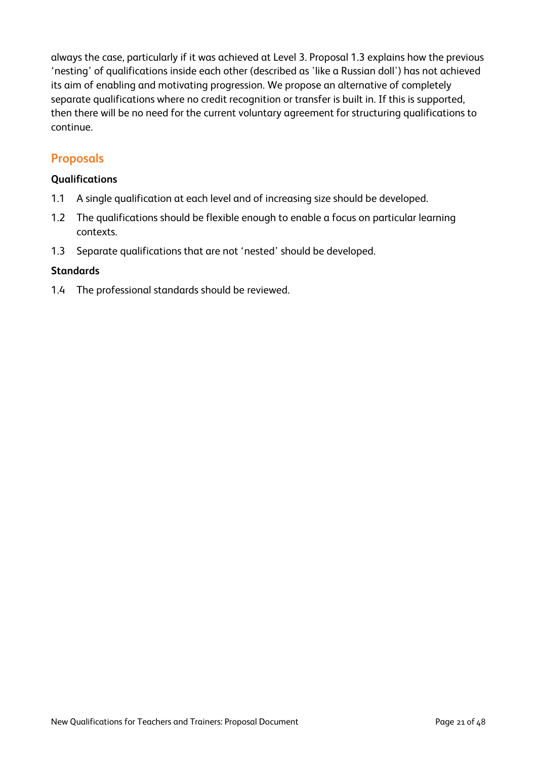always the case, particularly if it was achieved at Level 3. Proposal 1.3 explains how the previous 'nesting' of qualifications inside each other (described as 'like a Russian doll') has not achieved its aim of enabling and motivating progression. We propose an alternative of completely separate qualifications where no credit recognition or transfer is built in. If this is supported, then there will be no need for the current voluntary agreement for structuring qualifications to continue.

## Proposals

**Qualifications**

1.1 A single qualification at each level and of increasing size should be developed.

1.2 The qualifications should be flexible enough to enable a focus on particular learning contexts.

1.3 Separate qualifications that are not 'nested' should be developed.

**Standards**

1.4 The professional standards should be reviewed.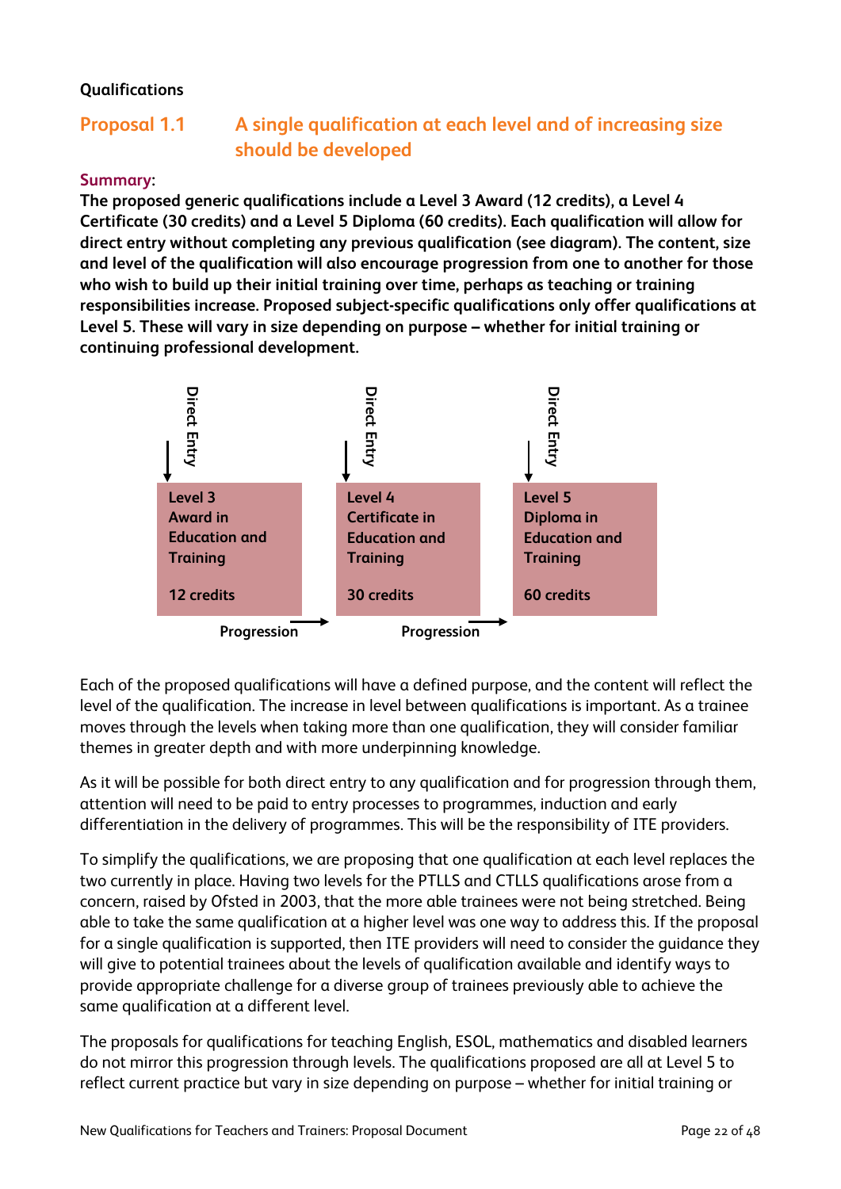**Qualifications**

## Proposal 1.1 A single qualification at each level and of increasing size should be developed

**Summary**:

**The proposed generic qualifications include a Level 3 Award (12 credits), a Level 4 Certificate (30 credits) and a Level 5 Diploma (60 credits). Each qualification will allow for direct entry without completing any previous qualification (see diagram). The content, size and level of the qualification will also encourage progression from one to another for those who wish to build up their initial training over time, perhaps as teaching or training responsibilities increase. Proposed subject-specific qualifications only offer qualifications at Level 5. These will vary in size depending on purpose – whether for initial training or continuing professional development.**

Direct Entry ↓ **Level 3 Award in Education and Training** — **12 credits** — Progression →

Direct Entry ↓ **Level 4 Certificate in Education and Training** — **30 credits** — Progression →

Direct Entry ↓ **Level 5 Diploma in Education and Training** — **60 credits**

Each of the proposed qualifications will have a defined purpose, and the content will reflect the level of the qualification. The increase in level between qualifications is important. As a trainee moves through the levels when taking more than one qualification, they will consider familiar themes in greater depth and with more underpinning knowledge.

As it will be possible for both direct entry to any qualification and for progression through them, attention will need to be paid to entry processes to programmes, induction and early differentiation in the delivery of programmes. This will be the responsibility of ITE providers.

To simplify the qualifications, we are proposing that one qualification at each level replaces the two currently in place. Having two levels for the PTLLS and CTLLS qualifications arose from a concern, raised by Ofsted in 2003, that the more able trainees were not being stretched. Being able to take the same qualification at a higher level was one way to address this. If the proposal for a single qualification is supported, then ITE providers will need to consider the guidance they will give to potential trainees about the levels of qualification available and identify ways to provide appropriate challenge for a diverse group of trainees previously able to achieve the same qualification at a different level.

The proposals for qualifications for teaching English, ESOL, mathematics and disabled learners do not mirror this progression through levels. The qualifications proposed are all at Level 5 to reflect current practice but vary in size depending on purpose – whether for initial training or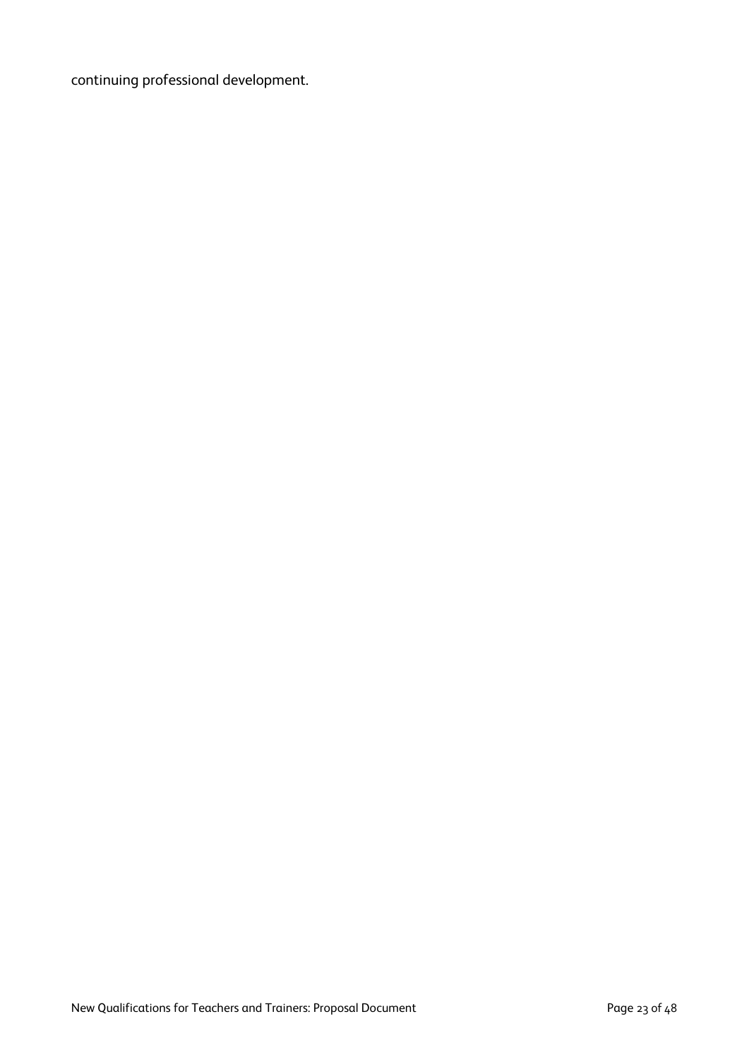continuing professional development.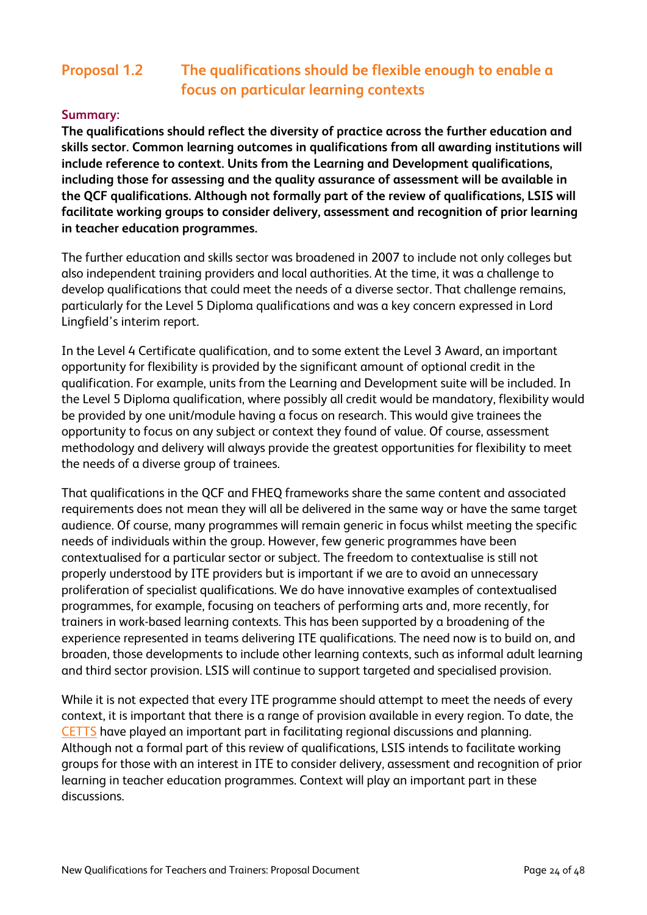## Proposal 1.2 The qualifications should be flexible enough to enable a focus on particular learning contexts

**Summary:**

**The qualifications should reflect the diversity of practice across the further education and skills sector. Common learning outcomes in qualifications from all awarding institutions will include reference to context. Units from the Learning and Development qualifications, including those for assessing and the quality assurance of assessment will be available in the QCF qualifications. Although not formally part of the review of qualifications, LSIS will facilitate working groups to consider delivery, assessment and recognition of prior learning in teacher education programmes.**

The further education and skills sector was broadened in 2007 to include not only colleges but also independent training providers and local authorities. At the time, it was a challenge to develop qualifications that could meet the needs of a diverse sector. That challenge remains, particularly for the Level 5 Diploma qualifications and was a key concern expressed in Lord Lingfield's interim report.

In the Level 4 Certificate qualification, and to some extent the Level 3 Award, an important opportunity for flexibility is provided by the significant amount of optional credit in the qualification. For example, units from the Learning and Development suite will be included. In the Level 5 Diploma qualification, where possibly all credit would be mandatory, flexibility would be provided by one unit/module having a focus on research. This would give trainees the opportunity to focus on any subject or context they found of value. Of course, assessment methodology and delivery will always provide the greatest opportunities for flexibility to meet the needs of a diverse group of trainees.

That qualifications in the QCF and FHEQ frameworks share the same content and associated requirements does not mean they will all be delivered in the same way or have the same target audience. Of course, many programmes will remain generic in focus whilst meeting the specific needs of individuals within the group. However, few generic programmes have been contextualised for a particular sector or subject. The freedom to contextualise is still not properly understood by ITE providers but is important if we are to avoid an unnecessary proliferation of specialist qualifications. We do have innovative examples of contextualised programmes, for example, focusing on teachers of performing arts and, more recently, for trainers in work-based learning contexts. This has been supported by a broadening of the experience represented in teams delivering ITE qualifications. The need now is to build on, and broaden, those developments to include other learning contexts, such as informal adult learning and third sector provision. LSIS will continue to support targeted and specialised provision.

While it is not expected that every ITE programme should attempt to meet the needs of every context, it is important that there is a range of provision available in every region. To date, the CETTS have played an important part in facilitating regional discussions and planning. Although not a formal part of this review of qualifications, LSIS intends to facilitate working groups for those with an interest in ITE to consider delivery, assessment and recognition of prior learning in teacher education programmes. Context will play an important part in these discussions.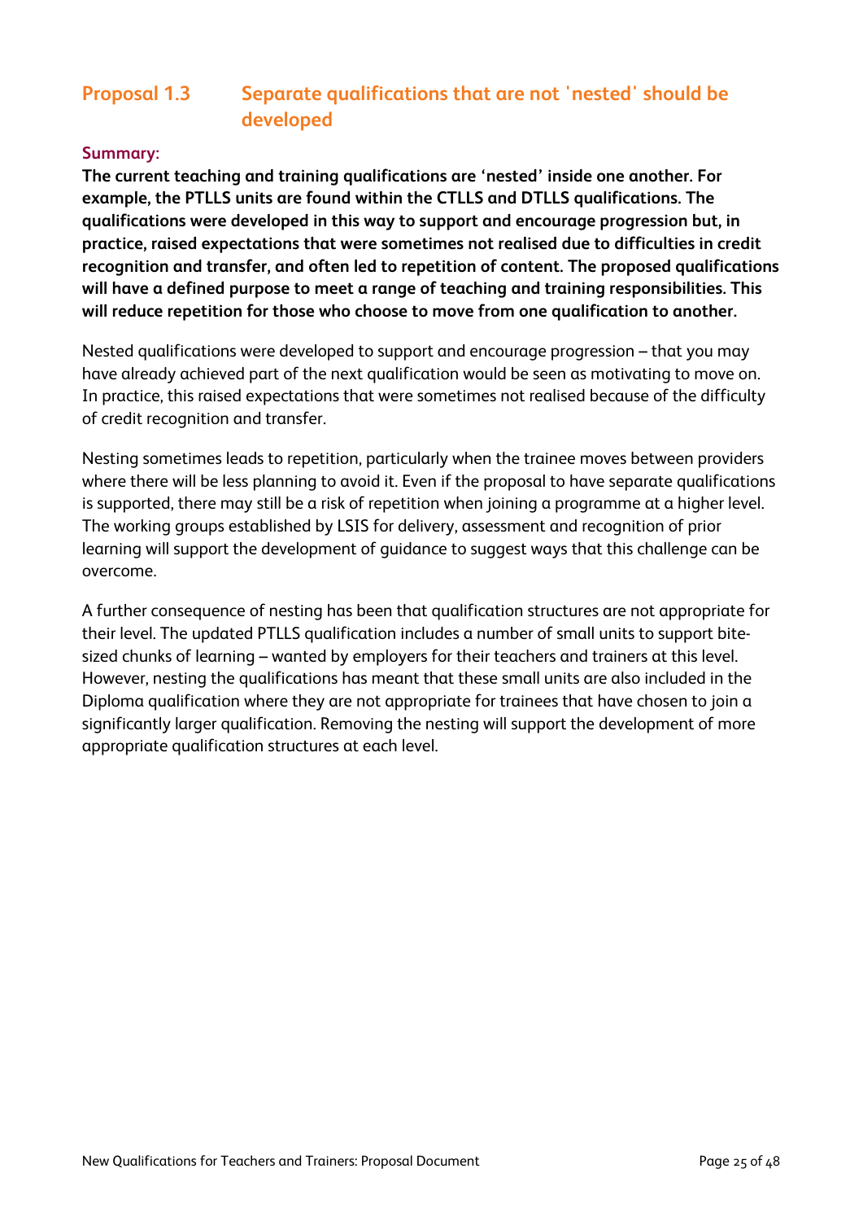## Proposal 1.3 Separate qualifications that are not 'nested' should be developed

**Summary:**

**The current teaching and training qualifications are 'nested' inside one another. For example, the PTLLS units are found within the CTLLS and DTLLS qualifications. The qualifications were developed in this way to support and encourage progression but, in practice, raised expectations that were sometimes not realised due to difficulties in credit recognition and transfer, and often led to repetition of content. The proposed qualifications will have a defined purpose to meet a range of teaching and training responsibilities. This will reduce repetition for those who choose to move from one qualification to another.**

Nested qualifications were developed to support and encourage progression – that you may have already achieved part of the next qualification would be seen as motivating to move on. In practice, this raised expectations that were sometimes not realised because of the difficulty of credit recognition and transfer.

Nesting sometimes leads to repetition, particularly when the trainee moves between providers where there will be less planning to avoid it. Even if the proposal to have separate qualifications is supported, there may still be a risk of repetition when joining a programme at a higher level. The working groups established by LSIS for delivery, assessment and recognition of prior learning will support the development of guidance to suggest ways that this challenge can be overcome.

A further consequence of nesting has been that qualification structures are not appropriate for their level. The updated PTLLS qualification includes a number of small units to support bite-sized chunks of learning – wanted by employers for their teachers and trainers at this level. However, nesting the qualifications has meant that these small units are also included in the Diploma qualification where they are not appropriate for trainees that have chosen to join a significantly larger qualification. Removing the nesting will support the development of more appropriate qualification structures at each level.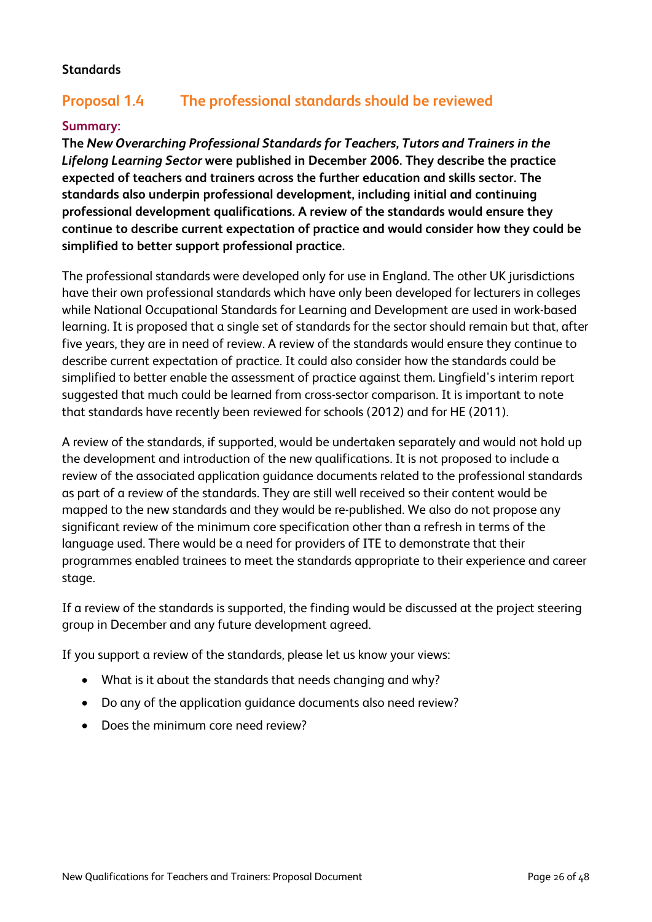**Standards**

## Proposal 1.4 The professional standards should be reviewed

### Summary:

**The *New Overarching Professional Standards for Teachers, Tutors and Trainers in the Lifelong Learning Sector* were published in December 2006. They describe the practice expected of teachers and trainers across the further education and skills sector. The standards also underpin professional development, including initial and continuing professional development qualifications. A review of the standards would ensure they continue to describe current expectation of practice and would consider how they could be simplified to better support professional practice.**

The professional standards were developed only for use in England. The other UK jurisdictions have their own professional standards which have only been developed for lecturers in colleges while National Occupational Standards for Learning and Development are used in work-based learning. It is proposed that a single set of standards for the sector should remain but that, after five years, they are in need of review. A review of the standards would ensure they continue to describe current expectation of practice. It could also consider how the standards could be simplified to better enable the assessment of practice against them. Lingfield's interim report suggested that much could be learned from cross-sector comparison. It is important to note that standards have recently been reviewed for schools (2012) and for HE (2011).

A review of the standards, if supported, would be undertaken separately and would not hold up the development and introduction of the new qualifications. It is not proposed to include a review of the associated application guidance documents related to the professional standards as part of a review of the standards. They are still well received so their content would be mapped to the new standards and they would be re-published. We also do not propose any significant review of the minimum core specification other than a refresh in terms of the language used. There would be a need for providers of ITE to demonstrate that their programmes enabled trainees to meet the standards appropriate to their experience and career stage.

If a review of the standards is supported, the finding would be discussed at the project steering group in December and any future development agreed.

If you support a review of the standards, please let us know your views:

- What is it about the standards that needs changing and why?
- Do any of the application guidance documents also need review?
- Does the minimum core need review?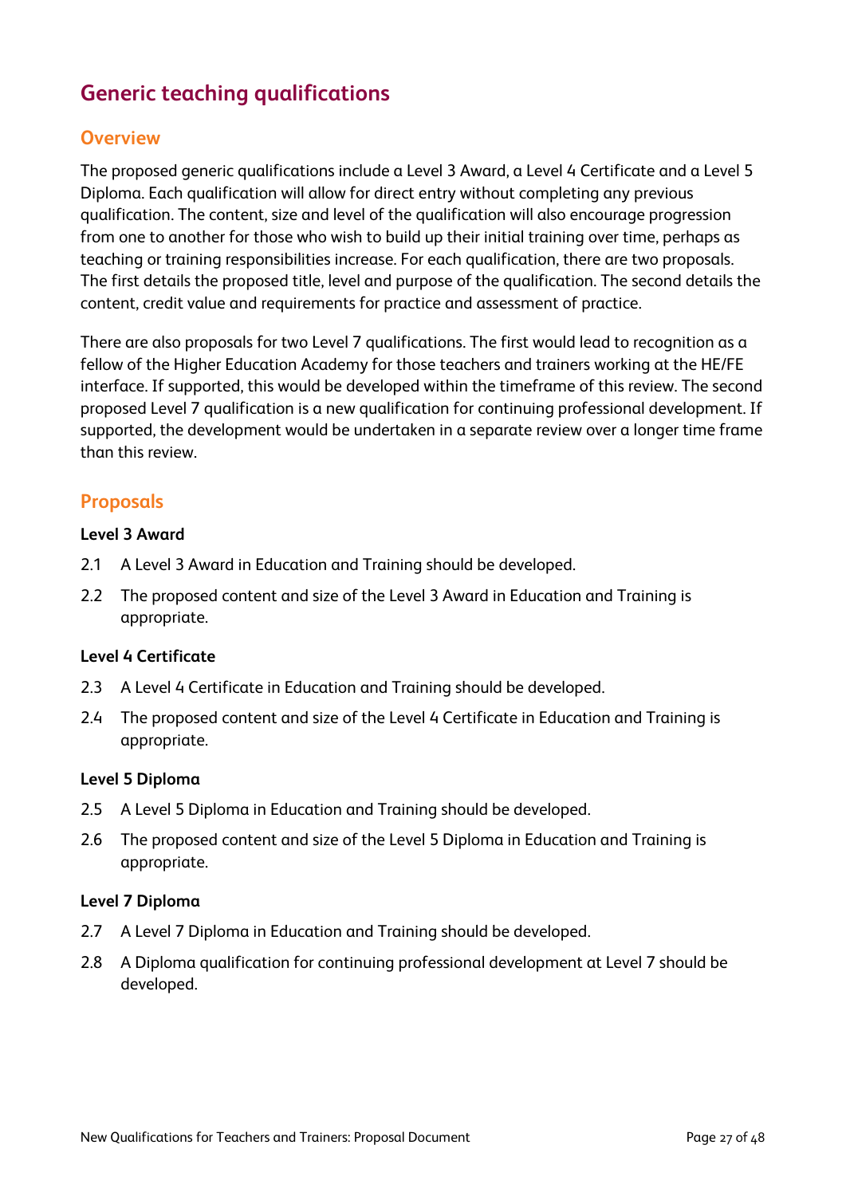# Generic teaching qualifications

## Overview

The proposed generic qualifications include a Level 3 Award, a Level 4 Certificate and a Level 5 Diploma. Each qualification will allow for direct entry without completing any previous qualification. The content, size and level of the qualification will also encourage progression from one to another for those who wish to build up their initial training over time, perhaps as teaching or training responsibilities increase. For each qualification, there are two proposals. The first details the proposed title, level and purpose of the qualification. The second details the content, credit value and requirements for practice and assessment of practice.

There are also proposals for two Level 7 qualifications. The first would lead to recognition as a fellow of the Higher Education Academy for those teachers and trainers working at the HE/FE interface. If supported, this would be developed within the timeframe of this review. The second proposed Level 7 qualification is a new qualification for continuing professional development. If supported, the development would be undertaken in a separate review over a longer time frame than this review.

## Proposals

**Level 3 Award**

2.1 A Level 3 Award in Education and Training should be developed.

2.2 The proposed content and size of the Level 3 Award in Education and Training is appropriate.

**Level 4 Certificate**

2.3 A Level 4 Certificate in Education and Training should be developed.

2.4 The proposed content and size of the Level 4 Certificate in Education and Training is appropriate.

**Level 5 Diploma**

2.5 A Level 5 Diploma in Education and Training should be developed.

2.6 The proposed content and size of the Level 5 Diploma in Education and Training is appropriate.

**Level 7 Diploma**

2.7 A Level 7 Diploma in Education and Training should be developed.

2.8 A Diploma qualification for continuing professional development at Level 7 should be developed.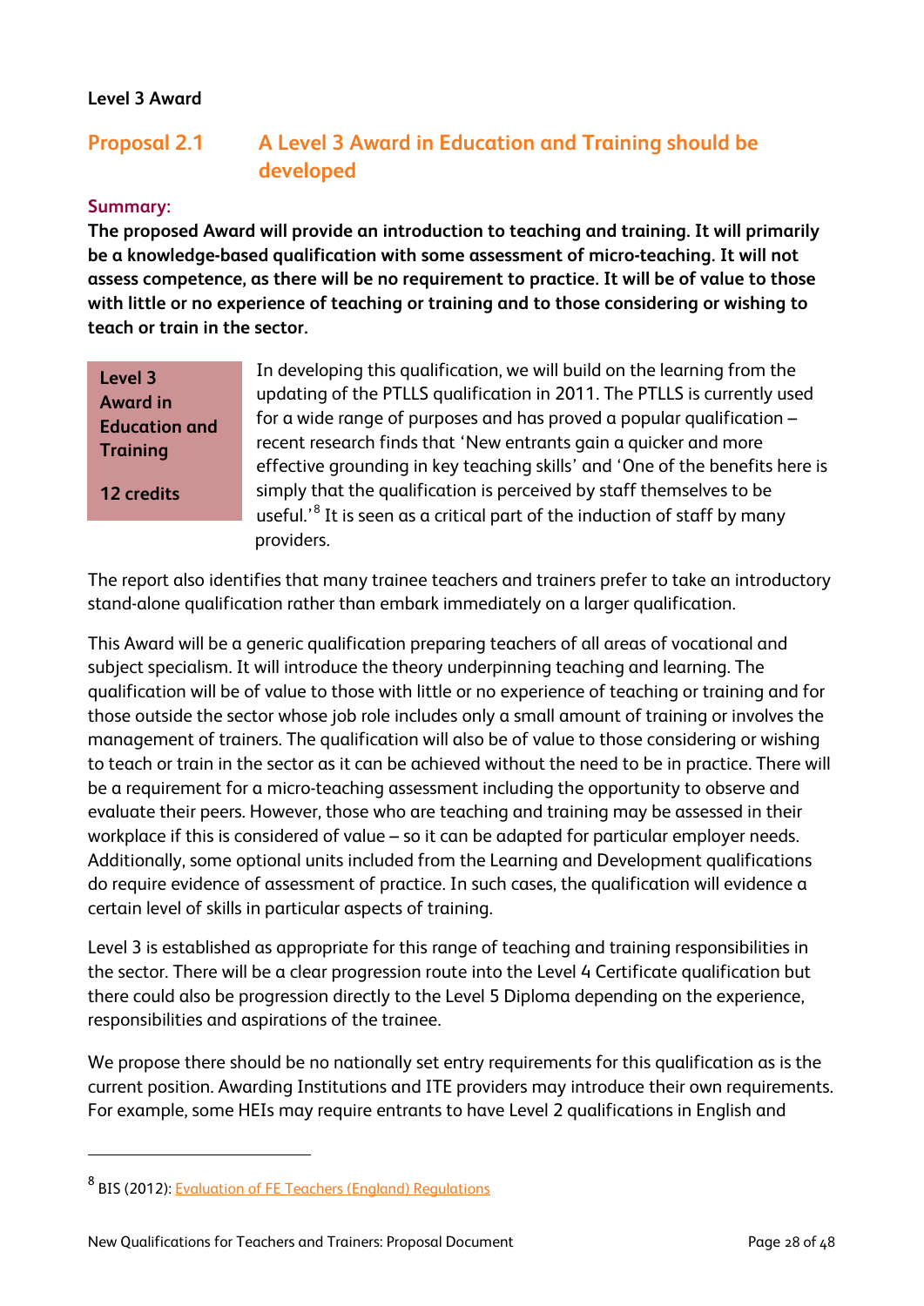**Level 3 Award**

## Proposal 2.1 A Level 3 Award in Education and Training should be developed

**Summary:**

**The proposed Award will provide an introduction to teaching and training. It will primarily be a knowledge-based qualification with some assessment of micro-teaching. It will not assess competence, as there will be no requirement to practice. It will be of value to those with little or no experience of teaching or training and to those considering or wishing to teach or train in the sector.**

**Level 3 Award in Education and Training**

**12 credits**

In developing this qualification, we will build on the learning from the updating of the PTLLS qualification in 2011. The PTLLS is currently used for a wide range of purposes and has proved a popular qualification – recent research finds that 'New entrants gain a quicker and more effective grounding in key teaching skills' and 'One of the benefits here is simply that the qualification is perceived by staff themselves to be useful.'[8] It is seen as a critical part of the induction of staff by many providers.

The report also identifies that many trainee teachers and trainers prefer to take an introductory stand-alone qualification rather than embark immediately on a larger qualification.

This Award will be a generic qualification preparing teachers of all areas of vocational and subject specialism. It will introduce the theory underpinning teaching and learning. The qualification will be of value to those with little or no experience of teaching or training and for those outside the sector whose job role includes only a small amount of training or involves the management of trainers. The qualification will also be of value to those considering or wishing to teach or train in the sector as it can be achieved without the need to be in practice. There will be a requirement for a micro-teaching assessment including the opportunity to observe and evaluate their peers. However, those who are teaching and training may be assessed in their workplace if this is considered of value – so it can be adapted for particular employer needs. Additionally, some optional units included from the Learning and Development qualifications do require evidence of assessment of practice. In such cases, the qualification will evidence a certain level of skills in particular aspects of training.

Level 3 is established as appropriate for this range of teaching and training responsibilities in the sector. There will be a clear progression route into the Level 4 Certificate qualification but there could also be progression directly to the Level 5 Diploma depending on the experience, responsibilities and aspirations of the trainee.

We propose there should be no nationally set entry requirements for this qualification as is the current position. Awarding Institutions and ITE providers may introduce their own requirements. For example, some HEIs may require entrants to have Level 2 qualifications in English and

---

[8] BIS (2012): Evaluation of FE Teachers (England) Regulations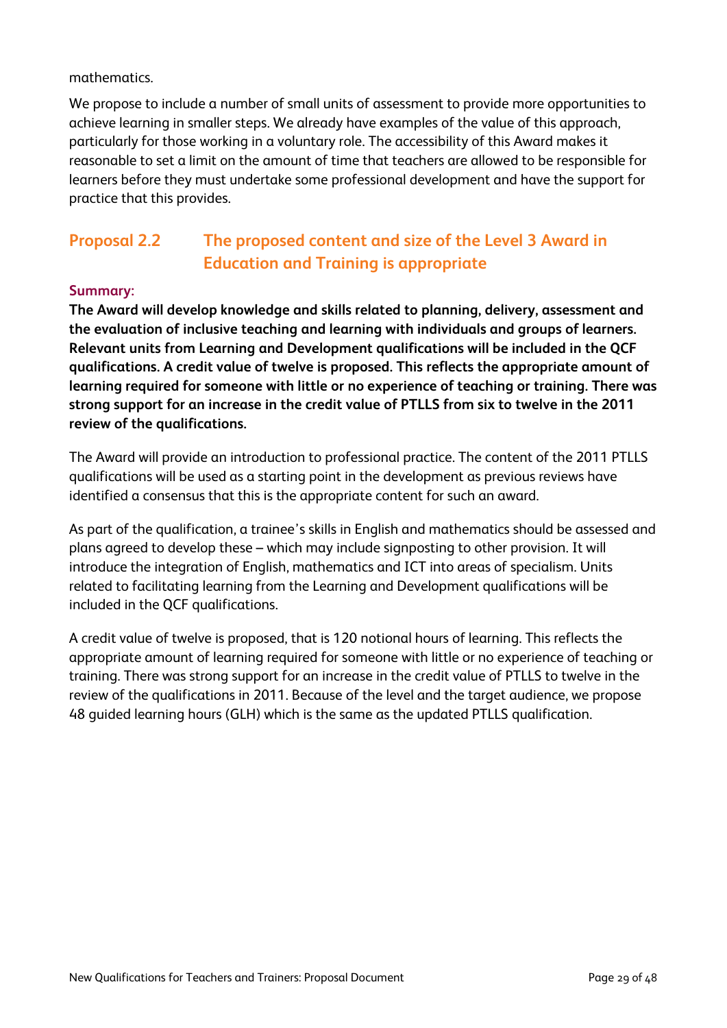mathematics.

We propose to include a number of small units of assessment to provide more opportunities to achieve learning in smaller steps. We already have examples of the value of this approach, particularly for those working in a voluntary role. The accessibility of this Award makes it reasonable to set a limit on the amount of time that teachers are allowed to be responsible for learners before they must undertake some professional development and have the support for practice that this provides.

## Proposal 2.2 The proposed content and size of the Level 3 Award in Education and Training is appropriate

**Summary:**

**The Award will develop knowledge and skills related to planning, delivery, assessment and the evaluation of inclusive teaching and learning with individuals and groups of learners. Relevant units from Learning and Development qualifications will be included in the QCF qualifications. A credit value of twelve is proposed. This reflects the appropriate amount of learning required for someone with little or no experience of teaching or training. There was strong support for an increase in the credit value of PTLLS from six to twelve in the 2011 review of the qualifications.**

The Award will provide an introduction to professional practice. The content of the 2011 PTLLS qualifications will be used as a starting point in the development as previous reviews have identified a consensus that this is the appropriate content for such an award.

As part of the qualification, a trainee's skills in English and mathematics should be assessed and plans agreed to develop these – which may include signposting to other provision. It will introduce the integration of English, mathematics and ICT into areas of specialism. Units related to facilitating learning from the Learning and Development qualifications will be included in the QCF qualifications.

A credit value of twelve is proposed, that is 120 notional hours of learning. This reflects the appropriate amount of learning required for someone with little or no experience of teaching or training. There was strong support for an increase in the credit value of PTLLS to twelve in the review of the qualifications in 2011. Because of the level and the target audience, we propose 48 guided learning hours (GLH) which is the same as the updated PTLLS qualification.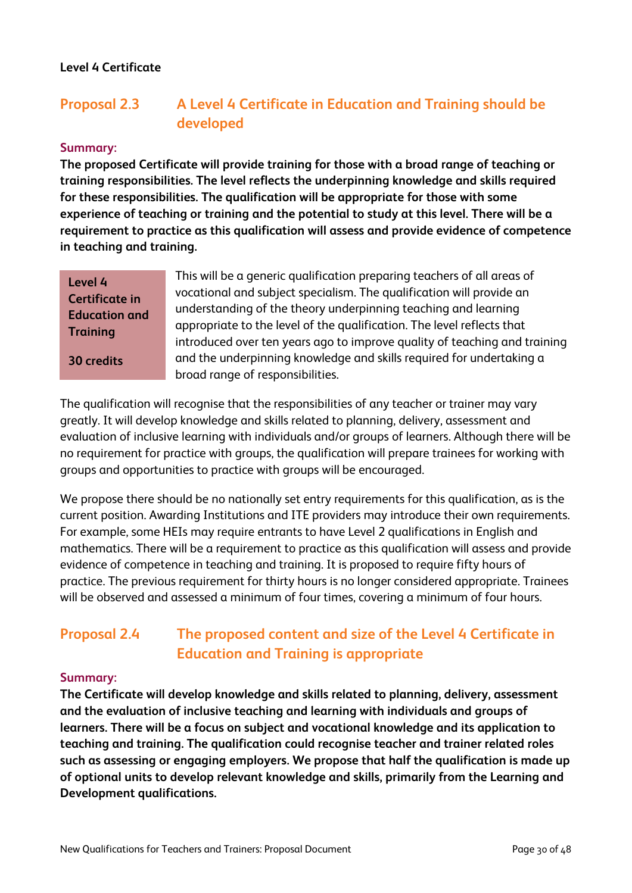**Level 4 Certificate**

## Proposal 2.3 A Level 4 Certificate in Education and Training should be developed

**Summary:**

**The proposed Certificate will provide training for those with a broad range of teaching or training responsibilities. The level reflects the underpinning knowledge and skills required for these responsibilities. The qualification will be appropriate for those with some experience of teaching or training and the potential to study at this level. There will be a requirement to practice as this qualification will assess and provide evidence of competence in teaching and training.**

**Level 4 Certificate in Education and Training**

**30 credits**

This will be a generic qualification preparing teachers of all areas of vocational and subject specialism. The qualification will provide an understanding of the theory underpinning teaching and learning appropriate to the level of the qualification. The level reflects that introduced over ten years ago to improve quality of teaching and training and the underpinning knowledge and skills required for undertaking a broad range of responsibilities.

The qualification will recognise that the responsibilities of any teacher or trainer may vary greatly. It will develop knowledge and skills related to planning, delivery, assessment and evaluation of inclusive learning with individuals and/or groups of learners. Although there will be no requirement for practice with groups, the qualification will prepare trainees for working with groups and opportunities to practice with groups will be encouraged.

We propose there should be no nationally set entry requirements for this qualification, as is the current position. Awarding Institutions and ITE providers may introduce their own requirements. For example, some HEIs may require entrants to have Level 2 qualifications in English and mathematics. There will be a requirement to practice as this qualification will assess and provide evidence of competence in teaching and training. It is proposed to require fifty hours of practice. The previous requirement for thirty hours is no longer considered appropriate. Trainees will be observed and assessed a minimum of four times, covering a minimum of four hours.

## Proposal 2.4 The proposed content and size of the Level 4 Certificate in Education and Training is appropriate

**Summary:**

**The Certificate will develop knowledge and skills related to planning, delivery, assessment and the evaluation of inclusive teaching and learning with individuals and groups of learners. There will be a focus on subject and vocational knowledge and its application to teaching and training. The qualification could recognise teacher and trainer related roles such as assessing or engaging employers. We propose that half the qualification is made up of optional units to develop relevant knowledge and skills, primarily from the Learning and Development qualifications.**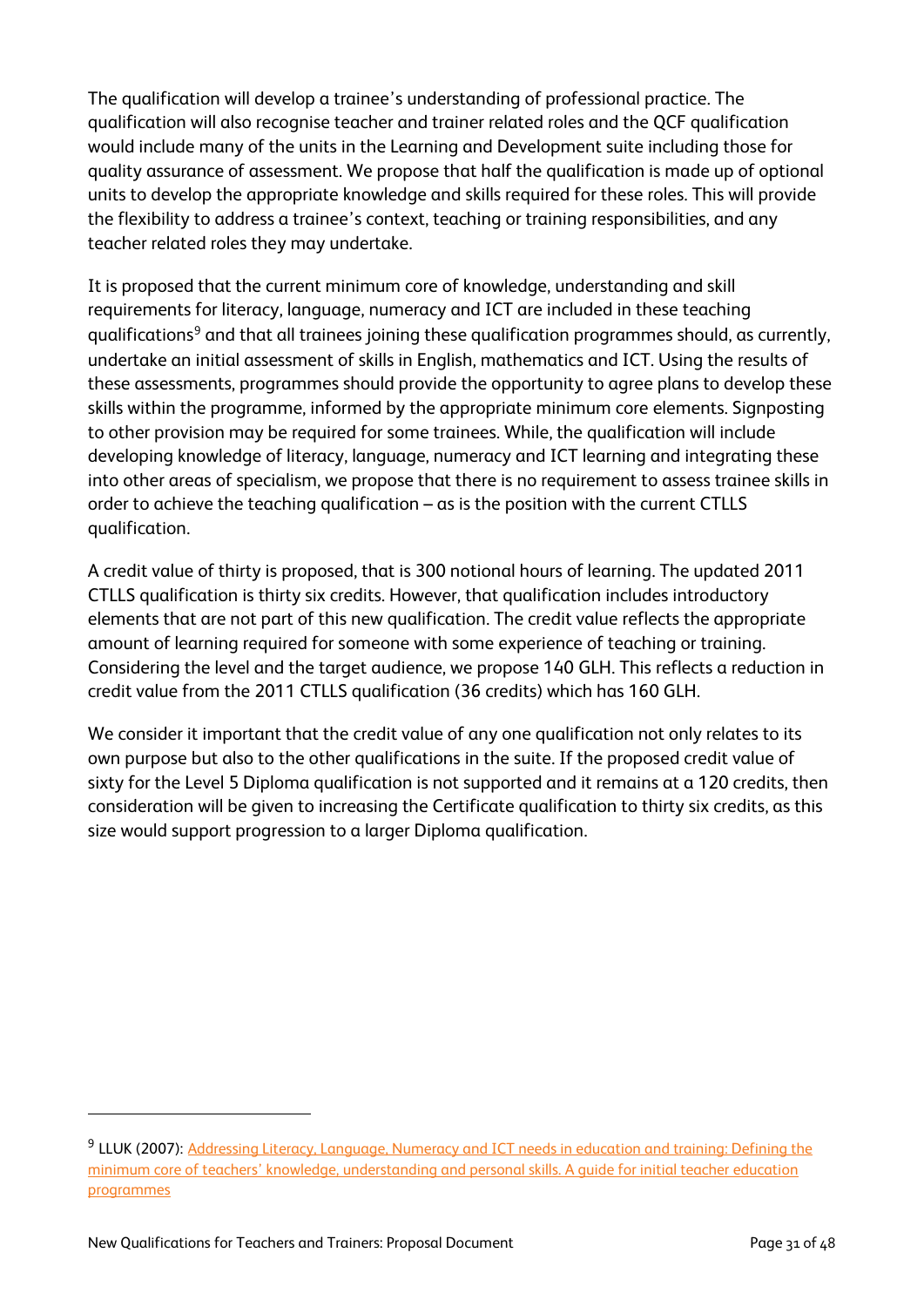The qualification will develop a trainee's understanding of professional practice. The qualification will also recognise teacher and trainer related roles and the QCF qualification would include many of the units in the Learning and Development suite including those for quality assurance of assessment. We propose that half the qualification is made up of optional units to develop the appropriate knowledge and skills required for these roles. This will provide the flexibility to address a trainee's context, teaching or training responsibilities, and any teacher related roles they may undertake.

It is proposed that the current minimum core of knowledge, understanding and skill requirements for literacy, language, numeracy and ICT are included in these teaching qualifications[9] and that all trainees joining these qualification programmes should, as currently, undertake an initial assessment of skills in English, mathematics and ICT. Using the results of these assessments, programmes should provide the opportunity to agree plans to develop these skills within the programme, informed by the appropriate minimum core elements. Signposting to other provision may be required for some trainees. While, the qualification will include developing knowledge of literacy, language, numeracy and ICT learning and integrating these into other areas of specialism, we propose that there is no requirement to assess trainee skills in order to achieve the teaching qualification – as is the position with the current CTLLS qualification.

A credit value of thirty is proposed, that is 300 notional hours of learning. The updated 2011 CTLLS qualification is thirty six credits. However, that qualification includes introductory elements that are not part of this new qualification. The credit value reflects the appropriate amount of learning required for someone with some experience of teaching or training. Considering the level and the target audience, we propose 140 GLH. This reflects a reduction in credit value from the 2011 CTLLS qualification (36 credits) which has 160 GLH.

We consider it important that the credit value of any one qualification not only relates to its own purpose but also to the other qualifications in the suite. If the proposed credit value of sixty for the Level 5 Diploma qualification is not supported and it remains at a 120 credits, then consideration will be given to increasing the Certificate qualification to thirty six credits, as this size would support progression to a larger Diploma qualification.

---

[9] LLUK (2007): Addressing Literacy, Language, Numeracy and ICT needs in education and training: Defining the minimum core of teachers' knowledge, understanding and personal skills. A guide for initial teacher education programmes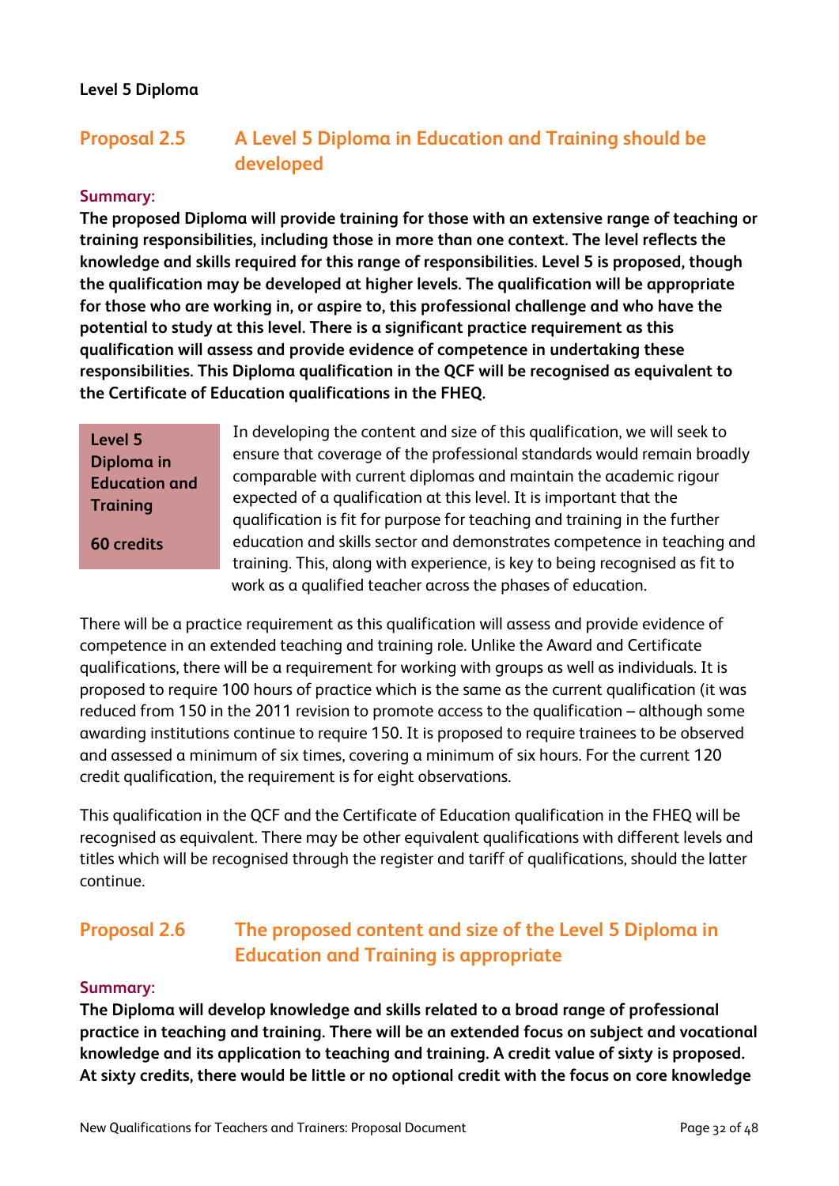**Level 5 Diploma**

## Proposal 2.5 A Level 5 Diploma in Education and Training should be developed

**Summary:**

**The proposed Diploma will provide training for those with an extensive range of teaching or training responsibilities, including those in more than one context. The level reflects the knowledge and skills required for this range of responsibilities. Level 5 is proposed, though the qualification may be developed at higher levels. The qualification will be appropriate for those who are working in, or aspire to, this professional challenge and who have the potential to study at this level. There is a significant practice requirement as this qualification will assess and provide evidence of competence in undertaking these responsibilities. This Diploma qualification in the QCF will be recognised as equivalent to the Certificate of Education qualifications in the FHEQ.**

**Level 5 Diploma in Education and Training**

**60 credits**

In developing the content and size of this qualification, we will seek to ensure that coverage of the professional standards would remain broadly comparable with current diplomas and maintain the academic rigour expected of a qualification at this level. It is important that the qualification is fit for purpose for teaching and training in the further education and skills sector and demonstrates competence in teaching and training. This, along with experience, is key to being recognised as fit to work as a qualified teacher across the phases of education.

There will be a practice requirement as this qualification will assess and provide evidence of competence in an extended teaching and training role. Unlike the Award and Certificate qualifications, there will be a requirement for working with groups as well as individuals. It is proposed to require 100 hours of practice which is the same as the current qualification (it was reduced from 150 in the 2011 revision to promote access to the qualification – although some awarding institutions continue to require 150. It is proposed to require trainees to be observed and assessed a minimum of six times, covering a minimum of six hours. For the current 120 credit qualification, the requirement is for eight observations.

This qualification in the QCF and the Certificate of Education qualification in the FHEQ will be recognised as equivalent. There may be other equivalent qualifications with different levels and titles which will be recognised through the register and tariff of qualifications, should the latter continue.

## Proposal 2.6 The proposed content and size of the Level 5 Diploma in Education and Training is appropriate

**Summary:**

**The Diploma will develop knowledge and skills related to a broad range of professional practice in teaching and training. There will be an extended focus on subject and vocational knowledge and its application to teaching and training. A credit value of sixty is proposed. At sixty credits, there would be little or no optional credit with the focus on core knowledge**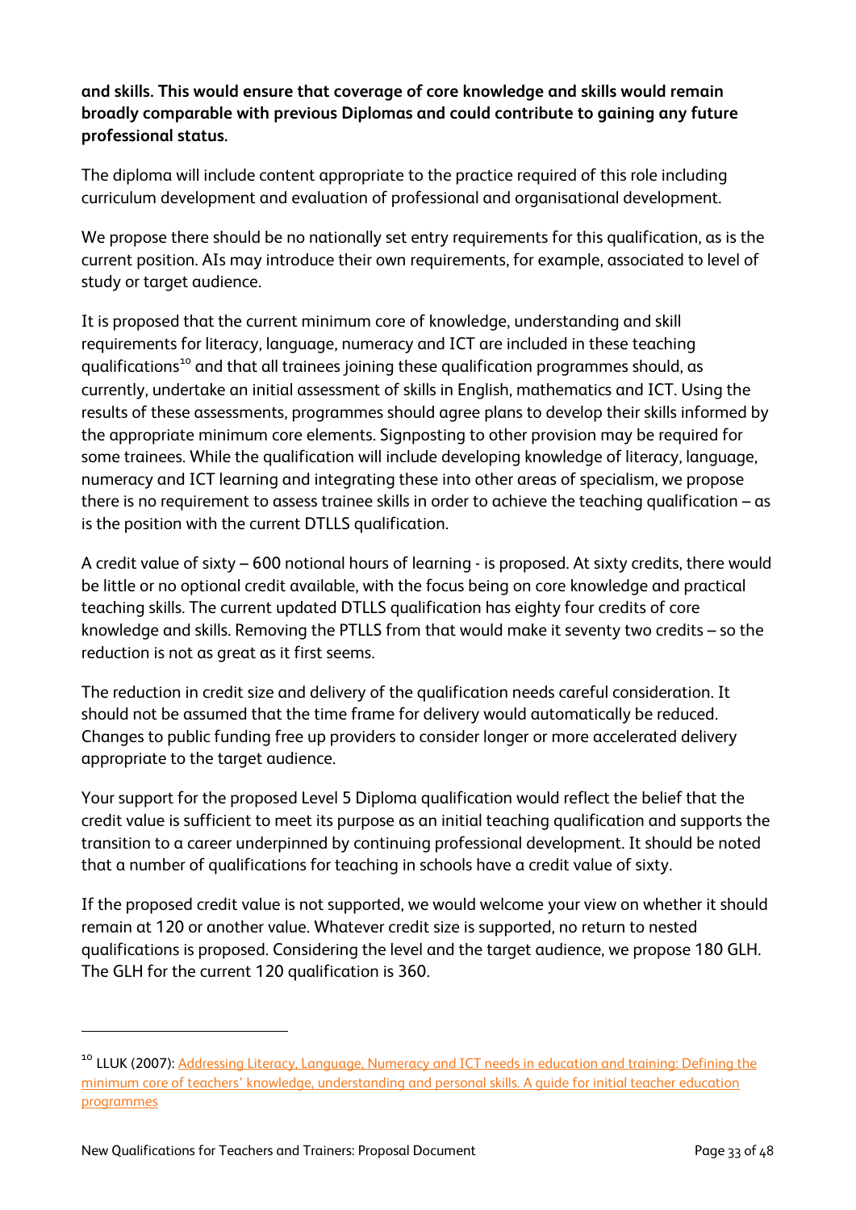**and skills. This would ensure that coverage of core knowledge and skills would remain broadly comparable with previous Diplomas and could contribute to gaining any future professional status.**

The diploma will include content appropriate to the practice required of this role including curriculum development and evaluation of professional and organisational development.

We propose there should be no nationally set entry requirements for this qualification, as is the current position. AIs may introduce their own requirements, for example, associated to level of study or target audience.

It is proposed that the current minimum core of knowledge, understanding and skill requirements for literacy, language, numeracy and ICT are included in these teaching qualifications[10] and that all trainees joining these qualification programmes should, as currently, undertake an initial assessment of skills in English, mathematics and ICT. Using the results of these assessments, programmes should agree plans to develop their skills informed by the appropriate minimum core elements. Signposting to other provision may be required for some trainees. While the qualification will include developing knowledge of literacy, language, numeracy and ICT learning and integrating these into other areas of specialism, we propose there is no requirement to assess trainee skills in order to achieve the teaching qualification – as is the position with the current DTLLS qualification.

A credit value of sixty – 600 notional hours of learning - is proposed. At sixty credits, there would be little or no optional credit available, with the focus being on core knowledge and practical teaching skills. The current updated DTLLS qualification has eighty four credits of core knowledge and skills. Removing the PTLLS from that would make it seventy two credits – so the reduction is not as great as it first seems.

The reduction in credit size and delivery of the qualification needs careful consideration. It should not be assumed that the time frame for delivery would automatically be reduced. Changes to public funding free up providers to consider longer or more accelerated delivery appropriate to the target audience.

Your support for the proposed Level 5 Diploma qualification would reflect the belief that the credit value is sufficient to meet its purpose as an initial teaching qualification and supports the transition to a career underpinned by continuing professional development. It should be noted that a number of qualifications for teaching in schools have a credit value of sixty.

If the proposed credit value is not supported, we would welcome your view on whether it should remain at 120 or another value. Whatever credit size is supported, no return to nested qualifications is proposed. Considering the level and the target audience, we propose 180 GLH. The GLH for the current 120 qualification is 360.

---

[10] LLUK (2007): Addressing Literacy, Language, Numeracy and ICT needs in education and training: Defining the minimum core of teachers' knowledge, understanding and personal skills. A guide for initial teacher education programmes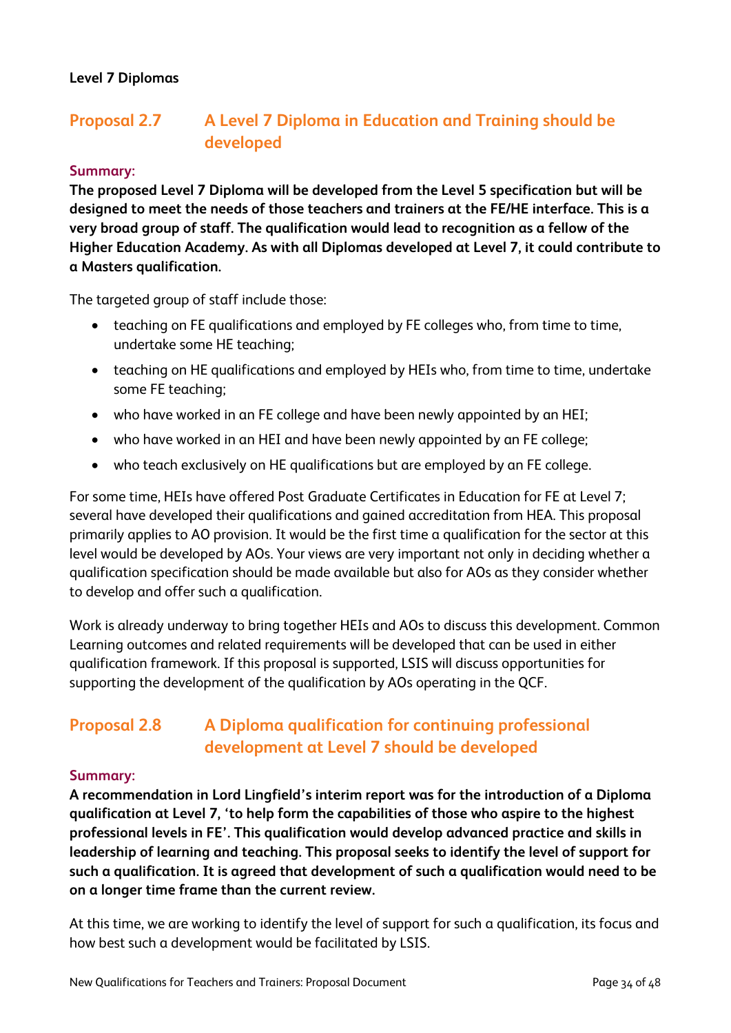**Level 7 Diplomas**

## Proposal 2.7 A Level 7 Diploma in Education and Training should be developed

**Summary:**

**The proposed Level 7 Diploma will be developed from the Level 5 specification but will be designed to meet the needs of those teachers and trainers at the FE/HE interface. This is a very broad group of staff. The qualification would lead to recognition as a fellow of the Higher Education Academy. As with all Diplomas developed at Level 7, it could contribute to a Masters qualification.**

The targeted group of staff include those:

- teaching on FE qualifications and employed by FE colleges who, from time to time, undertake some HE teaching;
- teaching on HE qualifications and employed by HEIs who, from time to time, undertake some FE teaching;
- who have worked in an FE college and have been newly appointed by an HEI;
- who have worked in an HEI and have been newly appointed by an FE college;
- who teach exclusively on HE qualifications but are employed by an FE college.

For some time, HEIs have offered Post Graduate Certificates in Education for FE at Level 7; several have developed their qualifications and gained accreditation from HEA. This proposal primarily applies to AO provision. It would be the first time a qualification for the sector at this level would be developed by AOs. Your views are very important not only in deciding whether a qualification specification should be made available but also for AOs as they consider whether to develop and offer such a qualification.

Work is already underway to bring together HEIs and AOs to discuss this development. Common Learning outcomes and related requirements will be developed that can be used in either qualification framework. If this proposal is supported, LSIS will discuss opportunities for supporting the development of the qualification by AOs operating in the QCF.

## Proposal 2.8 A Diploma qualification for continuing professional development at Level 7 should be developed

**Summary:**

**A recommendation in Lord Lingfield's interim report was for the introduction of a Diploma qualification at Level 7, 'to help form the capabilities of those who aspire to the highest professional levels in FE'. This qualification would develop advanced practice and skills in leadership of learning and teaching. This proposal seeks to identify the level of support for such a qualification. It is agreed that development of such a qualification would need to be on a longer time frame than the current review.**

At this time, we are working to identify the level of support for such a qualification, its focus and how best such a development would be facilitated by LSIS.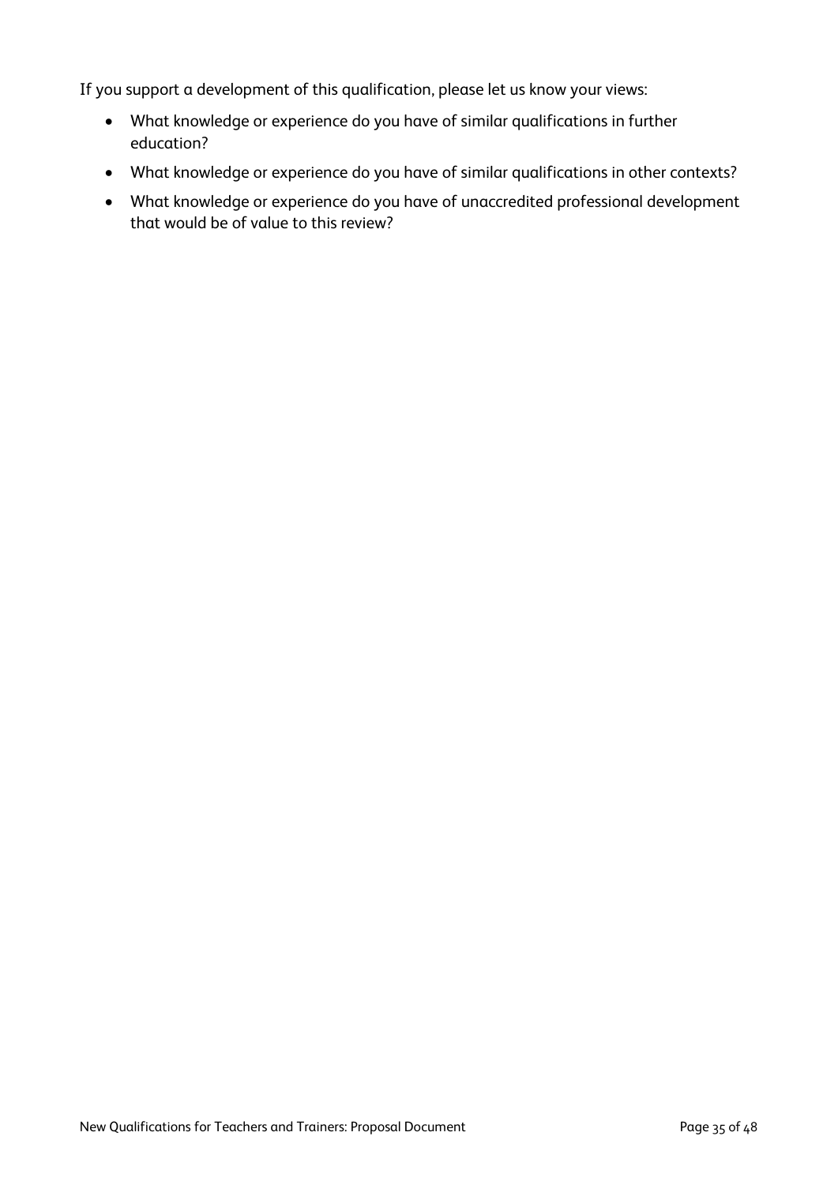If you support a development of this qualification, please let us know your views:

- What knowledge or experience do you have of similar qualifications in further education?
- What knowledge or experience do you have of similar qualifications in other contexts?
- What knowledge or experience do you have of unaccredited professional development that would be of value to this review?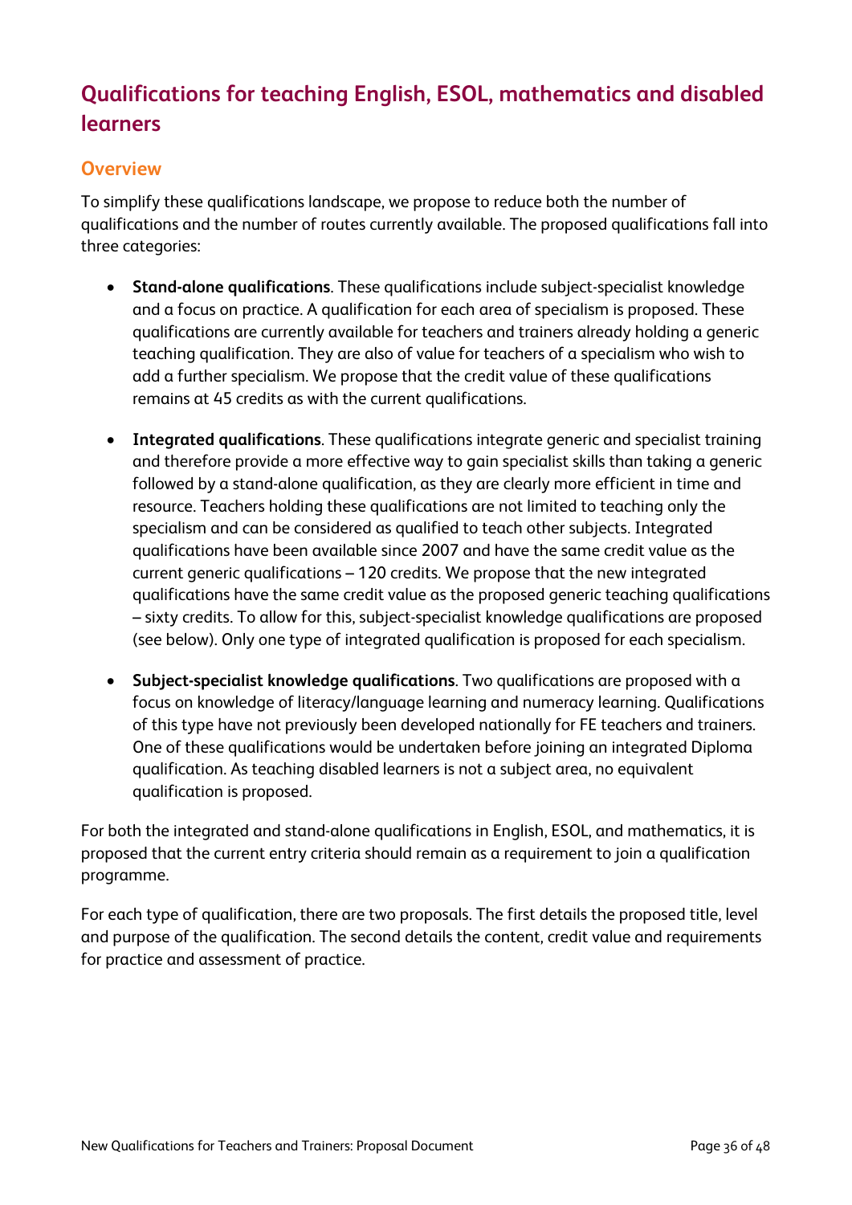# Qualifications for teaching English, ESOL, mathematics and disabled learners

## Overview

To simplify these qualifications landscape, we propose to reduce both the number of qualifications and the number of routes currently available. The proposed qualifications fall into three categories:

- **Stand-alone qualifications**. These qualifications include subject-specialist knowledge and a focus on practice. A qualification for each area of specialism is proposed. These qualifications are currently available for teachers and trainers already holding a generic teaching qualification. They are also of value for teachers of a specialism who wish to add a further specialism. We propose that the credit value of these qualifications remains at 45 credits as with the current qualifications.

- **Integrated qualifications**. These qualifications integrate generic and specialist training and therefore provide a more effective way to gain specialist skills than taking a generic followed by a stand-alone qualification, as they are clearly more efficient in time and resource. Teachers holding these qualifications are not limited to teaching only the specialism and can be considered as qualified to teach other subjects. Integrated qualifications have been available since 2007 and have the same credit value as the current generic qualifications – 120 credits. We propose that the new integrated qualifications have the same credit value as the proposed generic teaching qualifications – sixty credits. To allow for this, subject-specialist knowledge qualifications are proposed (see below). Only one type of integrated qualification is proposed for each specialism.

- **Subject-specialist knowledge qualifications**. Two qualifications are proposed with a focus on knowledge of literacy/language learning and numeracy learning. Qualifications of this type have not previously been developed nationally for FE teachers and trainers. One of these qualifications would be undertaken before joining an integrated Diploma qualification. As teaching disabled learners is not a subject area, no equivalent qualification is proposed.

For both the integrated and stand-alone qualifications in English, ESOL, and mathematics, it is proposed that the current entry criteria should remain as a requirement to join a qualification programme.

For each type of qualification, there are two proposals. The first details the proposed title, level and purpose of the qualification. The second details the content, credit value and requirements for practice and assessment of practice.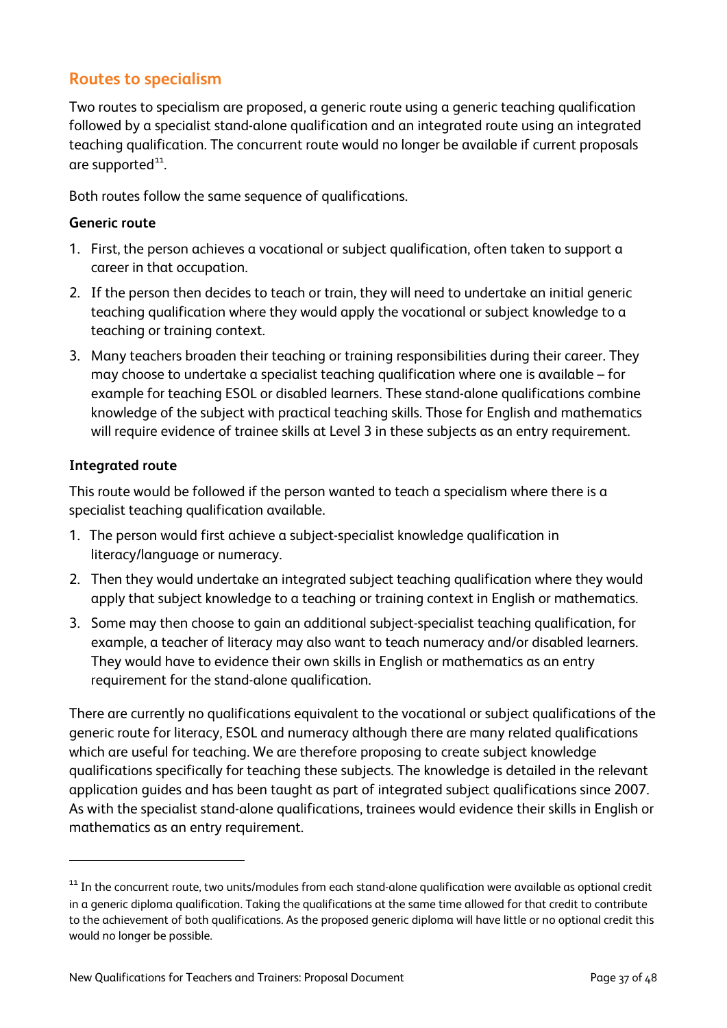## Routes to specialism

Two routes to specialism are proposed, a generic route using a generic teaching qualification followed by a specialist stand-alone qualification and an integrated route using an integrated teaching qualification. The concurrent route would no longer be available if current proposals are supported[11].

Both routes follow the same sequence of qualifications.

**Generic route**

1. First, the person achieves a vocational or subject qualification, often taken to support a career in that occupation.
2. If the person then decides to teach or train, they will need to undertake an initial generic teaching qualification where they would apply the vocational or subject knowledge to a teaching or training context.
3. Many teachers broaden their teaching or training responsibilities during their career. They may choose to undertake a specialist teaching qualification where one is available – for example for teaching ESOL or disabled learners. These stand-alone qualifications combine knowledge of the subject with practical teaching skills. Those for English and mathematics will require evidence of trainee skills at Level 3 in these subjects as an entry requirement.

**Integrated route**

This route would be followed if the person wanted to teach a specialism where there is a specialist teaching qualification available.

1. The person would first achieve a subject-specialist knowledge qualification in literacy/language or numeracy.
2. Then they would undertake an integrated subject teaching qualification where they would apply that subject knowledge to a teaching or training context in English or mathematics.
3. Some may then choose to gain an additional subject-specialist teaching qualification, for example, a teacher of literacy may also want to teach numeracy and/or disabled learners. They would have to evidence their own skills in English or mathematics as an entry requirement for the stand-alone qualification.

There are currently no qualifications equivalent to the vocational or subject qualifications of the generic route for literacy, ESOL and numeracy although there are many related qualifications which are useful for teaching. We are therefore proposing to create subject knowledge qualifications specifically for teaching these subjects. The knowledge is detailed in the relevant application guides and has been taught as part of integrated subject qualifications since 2007. As with the specialist stand-alone qualifications, trainees would evidence their skills in English or mathematics as an entry requirement.

---

[11] In the concurrent route, two units/modules from each stand-alone qualification were available as optional credit in a generic diploma qualification. Taking the qualifications at the same time allowed for that credit to contribute to the achievement of both qualifications. As the proposed generic diploma will have little or no optional credit this would no longer be possible.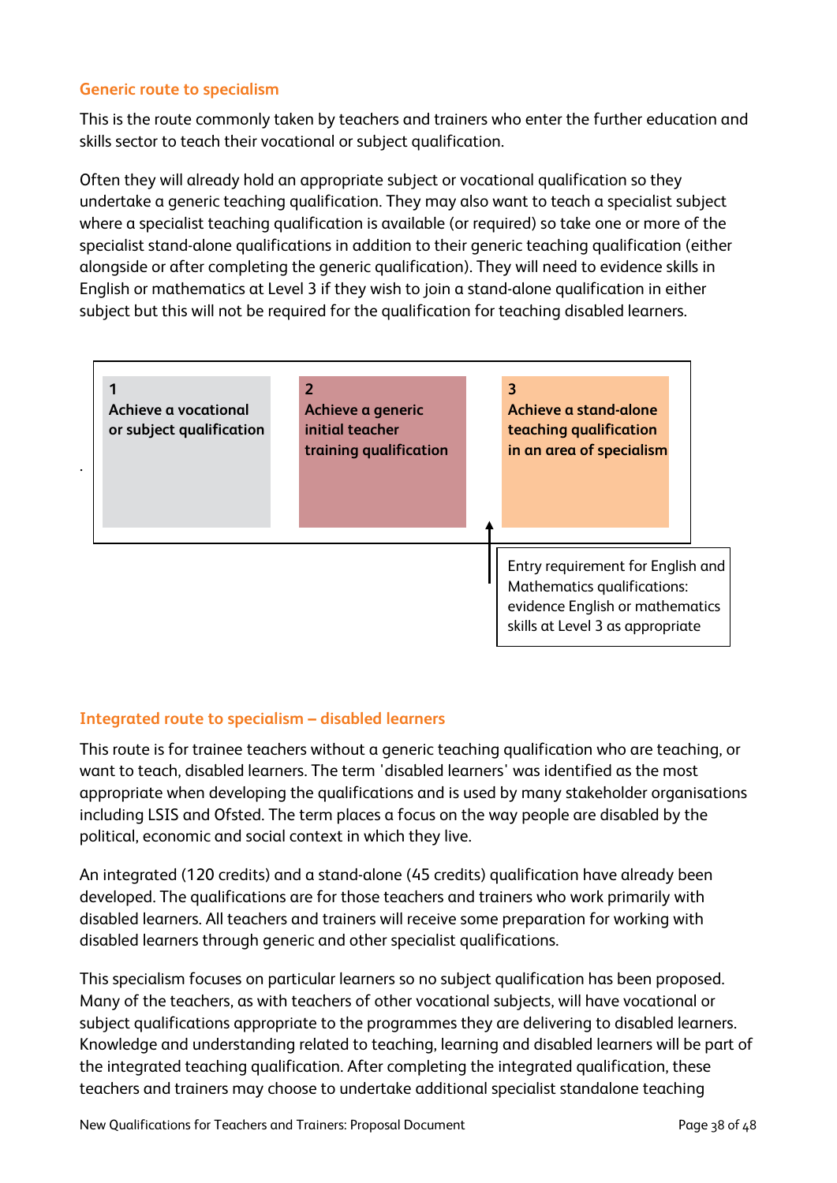### Generic route to specialism

This is the route commonly taken by teachers and trainers who enter the further education and skills sector to teach their vocational or subject qualification.

Often they will already hold an appropriate subject or vocational qualification so they undertake a generic teaching qualification. They may also want to teach a specialist subject where a specialist teaching qualification is available (or required) so take one or more of the specialist stand-alone qualifications in addition to their generic teaching qualification (either alongside or after completing the generic qualification). They will need to evidence skills in English or mathematics at Level 3 if they wish to join a stand-alone qualification in either subject but this will not be required for the qualification for teaching disabled learners.

| 1 | 2 | 3 |
| --- | --- | --- |
| **Achieve a vocational or subject qualification** | **Achieve a generic initial teacher training qualification** | **Achieve a stand-alone teaching qualification in an area of specialism** |

Entry requirement for English and Mathematics qualifications: evidence English or mathematics skills at Level 3 as appropriate

### Integrated route to specialism – disabled learners

This route is for trainee teachers without a generic teaching qualification who are teaching, or want to teach, disabled learners. The term 'disabled learners' was identified as the most appropriate when developing the qualifications and is used by many stakeholder organisations including LSIS and Ofsted. The term places a focus on the way people are disabled by the political, economic and social context in which they live.

An integrated (120 credits) and a stand-alone (45 credits) qualification have already been developed. The qualifications are for those teachers and trainers who work primarily with disabled learners. All teachers and trainers will receive some preparation for working with disabled learners through generic and other specialist qualifications.

This specialism focuses on particular learners so no subject qualification has been proposed. Many of the teachers, as with teachers of other vocational subjects, will have vocational or subject qualifications appropriate to the programmes they are delivering to disabled learners. Knowledge and understanding related to teaching, learning and disabled learners will be part of the integrated teaching qualification. After completing the integrated qualification, these teachers and trainers may choose to undertake additional specialist standalone teaching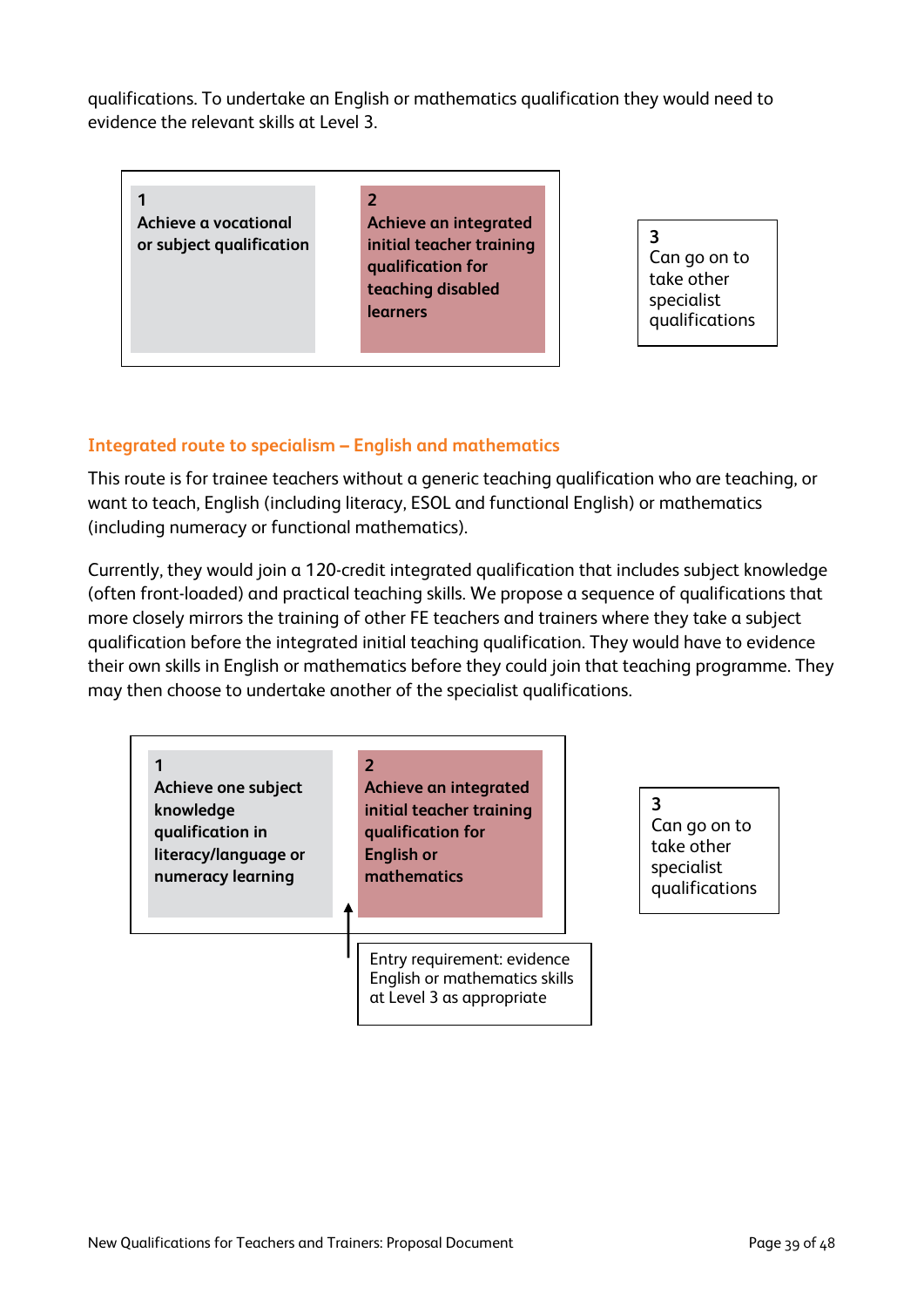qualifications. To undertake an English or mathematics qualification they would need to evidence the relevant skills at Level 3.

| 1 | 2 | 3 |
|---|---|---|
| **Achieve a vocational or subject qualification** | **Achieve an integrated initial teacher training qualification for teaching disabled learners** | Can go on to take other specialist qualifications |

### Integrated route to specialism – English and mathematics

This route is for trainee teachers without a generic teaching qualification who are teaching, or want to teach, English (including literacy, ESOL and functional English) or mathematics (including numeracy or functional mathematics).

Currently, they would join a 120-credit integrated qualification that includes subject knowledge (often front-loaded) and practical teaching skills. We propose a sequence of qualifications that more closely mirrors the training of other FE teachers and trainers where they take a subject qualification before the integrated initial teaching qualification. They would have to evidence their own skills in English or mathematics before they could join that teaching programme. They may then choose to undertake another of the specialist qualifications.

| 1 | 2 | 3 |
|---|---|---|
| **Achieve one subject knowledge qualification in literacy/language or numeracy learning** | **Achieve an integrated initial teacher training qualification for English or mathematics** | Can go on to take other specialist qualifications |

Entry requirement (for step 2): evidence English or mathematics skills at Level 3 as appropriate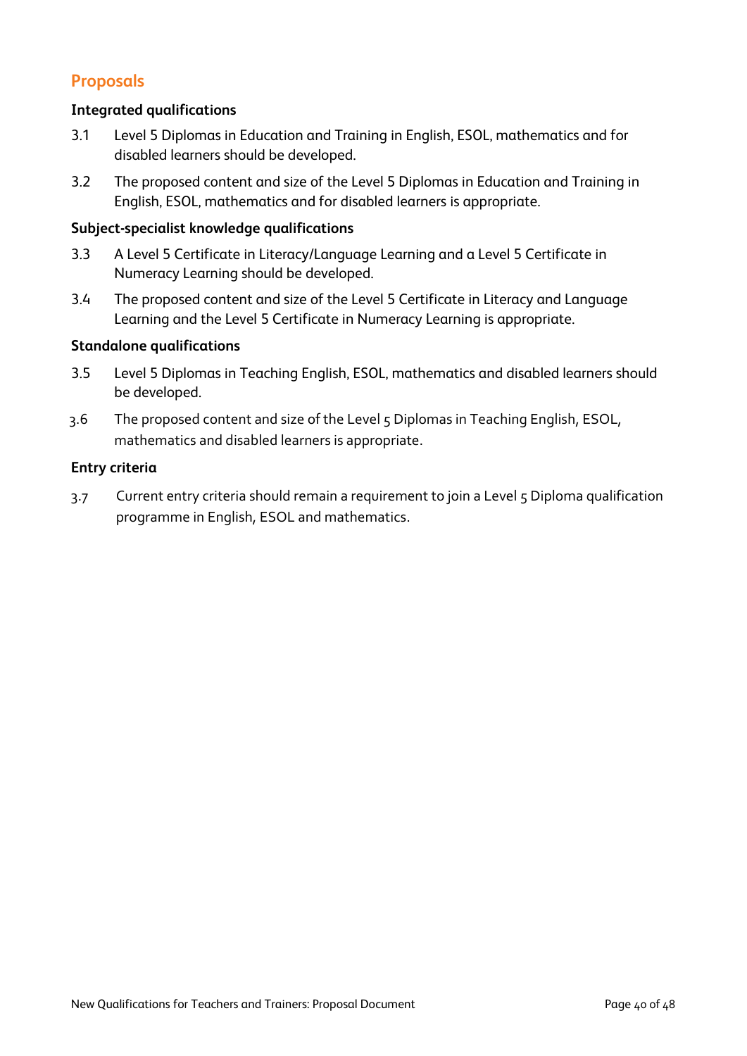## Proposals

### Integrated qualifications

3.1 Level 5 Diplomas in Education and Training in English, ESOL, mathematics and for disabled learners should be developed.

3.2 The proposed content and size of the Level 5 Diplomas in Education and Training in English, ESOL, mathematics and for disabled learners is appropriate.

### Subject-specialist knowledge qualifications

3.3 A Level 5 Certificate in Literacy/Language Learning and a Level 5 Certificate in Numeracy Learning should be developed.

3.4 The proposed content and size of the Level 5 Certificate in Literacy and Language Learning and the Level 5 Certificate in Numeracy Learning is appropriate.

### Standalone qualifications

3.5 Level 5 Diplomas in Teaching English, ESOL, mathematics and disabled learners should be developed.

3.6 The proposed content and size of the Level 5 Diplomas in Teaching English, ESOL, mathematics and disabled learners is appropriate.

### Entry criteria

3.7 Current entry criteria should remain a requirement to join a Level 5 Diploma qualification programme in English, ESOL and mathematics.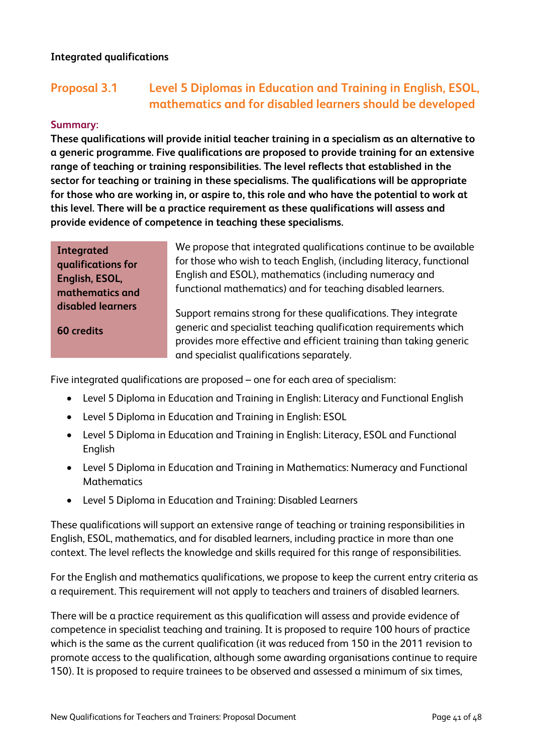**Integrated qualifications**

## Proposal 3.1 Level 5 Diplomas in Education and Training in English, ESOL, mathematics and for disabled learners should be developed

**Summary:**

**These qualifications will provide initial teacher training in a specialism as an alternative to a generic programme. Five qualifications are proposed to provide training for an extensive range of teaching or training responsibilities. The level reflects that established in the sector for teaching or training in these specialisms. The qualifications will be appropriate for those who are working in, or aspire to, this role and who have the potential to work at this level. There will be a practice requirement as these qualifications will assess and provide evidence of competence in teaching these specialisms.**

**Integrated qualifications for English, ESOL, mathematics and disabled learners**

**60 credits**

We propose that integrated qualifications continue to be available for those who wish to teach English, (including literacy, functional English and ESOL), mathematics (including numeracy and functional mathematics) and for teaching disabled learners.

Support remains strong for these qualifications. They integrate generic and specialist teaching qualification requirements which provides more effective and efficient training than taking generic and specialist qualifications separately.

Five integrated qualifications are proposed – one for each area of specialism:

- Level 5 Diploma in Education and Training in English: Literacy and Functional English
- Level 5 Diploma in Education and Training in English: ESOL
- Level 5 Diploma in Education and Training in English: Literacy, ESOL and Functional English
- Level 5 Diploma in Education and Training in Mathematics: Numeracy and Functional Mathematics
- Level 5 Diploma in Education and Training: Disabled Learners

These qualifications will support an extensive range of teaching or training responsibilities in English, ESOL, mathematics, and for disabled learners, including practice in more than one context. The level reflects the knowledge and skills required for this range of responsibilities.

For the English and mathematics qualifications, we propose to keep the current entry criteria as a requirement. This requirement will not apply to teachers and trainers of disabled learners.

There will be a practice requirement as this qualification will assess and provide evidence of competence in specialist teaching and training. It is proposed to require 100 hours of practice which is the same as the current qualification (it was reduced from 150 in the 2011 revision to promote access to the qualification, although some awarding organisations continue to require 150). It is proposed to require trainees to be observed and assessed a minimum of six times,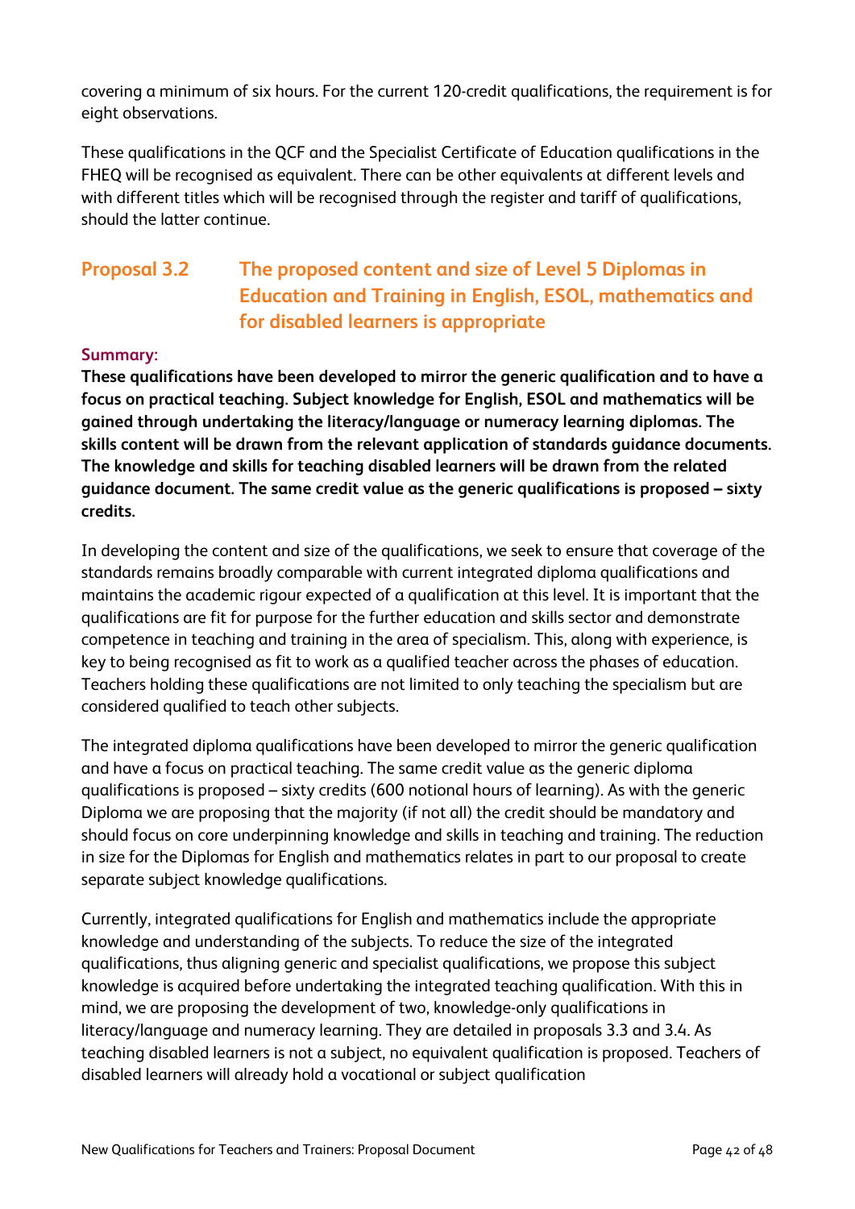covering a minimum of six hours. For the current 120-credit qualifications, the requirement is for eight observations.

These qualifications in the QCF and the Specialist Certificate of Education qualifications in the FHEQ will be recognised as equivalent. There can be other equivalents at different levels and with different titles which will be recognised through the register and tariff of qualifications, should the latter continue.

## Proposal 3.2 The proposed content and size of Level 5 Diplomas in Education and Training in English, ESOL, mathematics and for disabled learners is appropriate

**Summary:**

**These qualifications have been developed to mirror the generic qualification and to have a focus on practical teaching. Subject knowledge for English, ESOL and mathematics will be gained through undertaking the literacy/language or numeracy learning diplomas. The skills content will be drawn from the relevant application of standards guidance documents. The knowledge and skills for teaching disabled learners will be drawn from the related guidance document. The same credit value as the generic qualifications is proposed – sixty credits.**

In developing the content and size of the qualifications, we seek to ensure that coverage of the standards remains broadly comparable with current integrated diploma qualifications and maintains the academic rigour expected of a qualification at this level. It is important that the qualifications are fit for purpose for the further education and skills sector and demonstrate competence in teaching and training in the area of specialism. This, along with experience, is key to being recognised as fit to work as a qualified teacher across the phases of education. Teachers holding these qualifications are not limited to only teaching the specialism but are considered qualified to teach other subjects.

The integrated diploma qualifications have been developed to mirror the generic qualification and have a focus on practical teaching. The same credit value as the generic diploma qualifications is proposed – sixty credits (600 notional hours of learning). As with the generic Diploma we are proposing that the majority (if not all) the credit should be mandatory and should focus on core underpinning knowledge and skills in teaching and training. The reduction in size for the Diplomas for English and mathematics relates in part to our proposal to create separate subject knowledge qualifications.

Currently, integrated qualifications for English and mathematics include the appropriate knowledge and understanding of the subjects. To reduce the size of the integrated qualifications, thus aligning generic and specialist qualifications, we propose this subject knowledge is acquired before undertaking the integrated teaching qualification. With this in mind, we are proposing the development of two, knowledge-only qualifications in literacy/language and numeracy learning. They are detailed in proposals 3.3 and 3.4. As teaching disabled learners is not a subject, no equivalent qualification is proposed. Teachers of disabled learners will already hold a vocational or subject qualification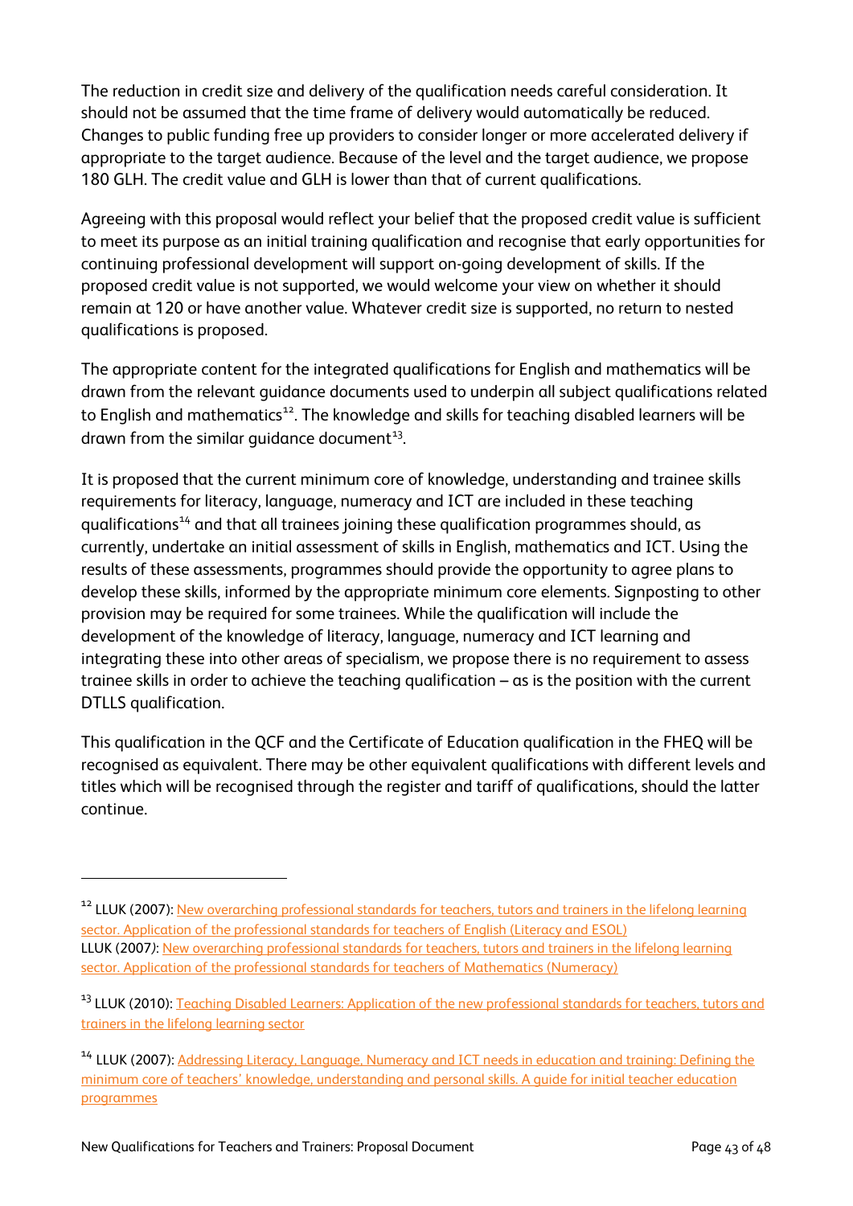The reduction in credit size and delivery of the qualification needs careful consideration. It should not be assumed that the time frame of delivery would automatically be reduced. Changes to public funding free up providers to consider longer or more accelerated delivery if appropriate to the target audience. Because of the level and the target audience, we propose 180 GLH. The credit value and GLH is lower than that of current qualifications.

Agreeing with this proposal would reflect your belief that the proposed credit value is sufficient to meet its purpose as an initial training qualification and recognise that early opportunities for continuing professional development will support on-going development of skills. If the proposed credit value is not supported, we would welcome your view on whether it should remain at 120 or have another value. Whatever credit size is supported, no return to nested qualifications is proposed.

The appropriate content for the integrated qualifications for English and mathematics will be drawn from the relevant guidance documents used to underpin all subject qualifications related to English and mathematics[12]. The knowledge and skills for teaching disabled learners will be drawn from the similar guidance document[13].

It is proposed that the current minimum core of knowledge, understanding and trainee skills requirements for literacy, language, numeracy and ICT are included in these teaching qualifications[14] and that all trainees joining these qualification programmes should, as currently, undertake an initial assessment of skills in English, mathematics and ICT. Using the results of these assessments, programmes should provide the opportunity to agree plans to develop these skills, informed by the appropriate minimum core elements. Signposting to other provision may be required for some trainees. While the qualification will include the development of the knowledge of literacy, language, numeracy and ICT learning and integrating these into other areas of specialism, we propose there is no requirement to assess trainee skills in order to achieve the teaching qualification – as is the position with the current DTLLS qualification.

This qualification in the QCF and the Certificate of Education qualification in the FHEQ will be recognised as equivalent. There may be other equivalent qualifications with different levels and titles which will be recognised through the register and tariff of qualifications, should the latter continue.

---

[12] LLUK (2007): New overarching professional standards for teachers, tutors and trainers in the lifelong learning sector. Application of the professional standards for teachers of English (Literacy and ESOL)
LLUK (2007): New overarching professional standards for teachers, tutors and trainers in the lifelong learning sector. Application of the professional standards for teachers of Mathematics (Numeracy)

[13] LLUK (2010): Teaching Disabled Learners: Application of the new professional standards for teachers, tutors and trainers in the lifelong learning sector

[14] LLUK (2007): Addressing Literacy, Language, Numeracy and ICT needs in education and training: Defining the minimum core of teachers' knowledge, understanding and personal skills. A guide for initial teacher education programmes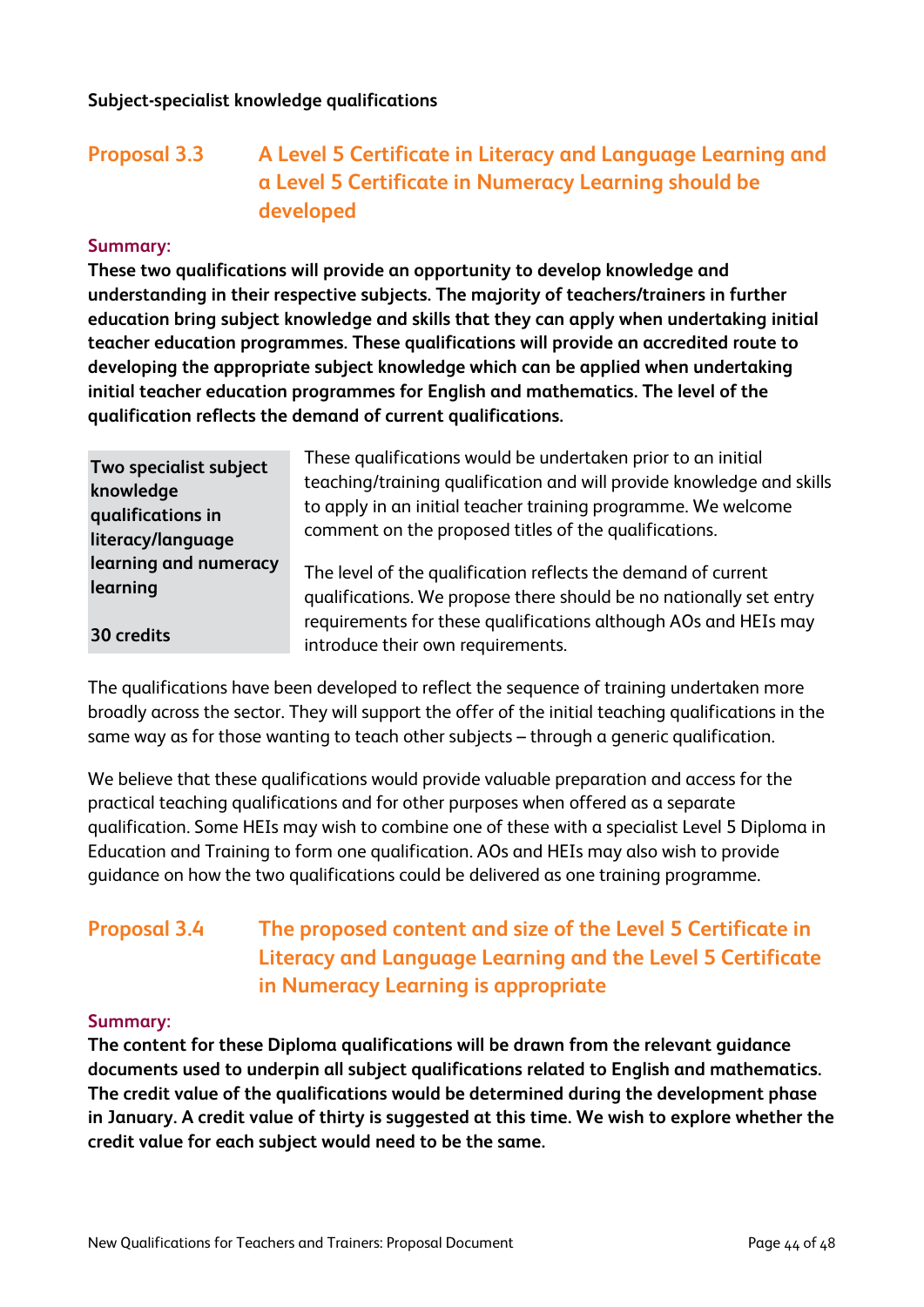**Subject-specialist knowledge qualifications**

## Proposal 3.3 A Level 5 Certificate in Literacy and Language Learning and a Level 5 Certificate in Numeracy Learning should be developed

**Summary:**

**These two qualifications will provide an opportunity to develop knowledge and understanding in their respective subjects. The majority of teachers/trainers in further education bring subject knowledge and skills that they can apply when undertaking initial teacher education programmes. These qualifications will provide an accredited route to developing the appropriate subject knowledge which can be applied when undertaking initial teacher education programmes for English and mathematics. The level of the qualification reflects the demand of current qualifications.**

**Two specialist subject knowledge qualifications in literacy/language learning and numeracy learning**

**30 credits**

These qualifications would be undertaken prior to an initial teaching/training qualification and will provide knowledge and skills to apply in an initial teacher training programme. We welcome comment on the proposed titles of the qualifications.

The level of the qualification reflects the demand of current qualifications. We propose there should be no nationally set entry requirements for these qualifications although AOs and HEIs may introduce their own requirements.

The qualifications have been developed to reflect the sequence of training undertaken more broadly across the sector. They will support the offer of the initial teaching qualifications in the same way as for those wanting to teach other subjects – through a generic qualification.

We believe that these qualifications would provide valuable preparation and access for the practical teaching qualifications and for other purposes when offered as a separate qualification. Some HEIs may wish to combine one of these with a specialist Level 5 Diploma in Education and Training to form one qualification. AOs and HEIs may also wish to provide guidance on how the two qualifications could be delivered as one training programme.

## Proposal 3.4 The proposed content and size of the Level 5 Certificate in Literacy and Language Learning and the Level 5 Certificate in Numeracy Learning is appropriate

**Summary:**

**The content for these Diploma qualifications will be drawn from the relevant guidance documents used to underpin all subject qualifications related to English and mathematics. The credit value of the qualifications would be determined during the development phase in January. A credit value of thirty is suggested at this time. We wish to explore whether the credit value for each subject would need to be the same.**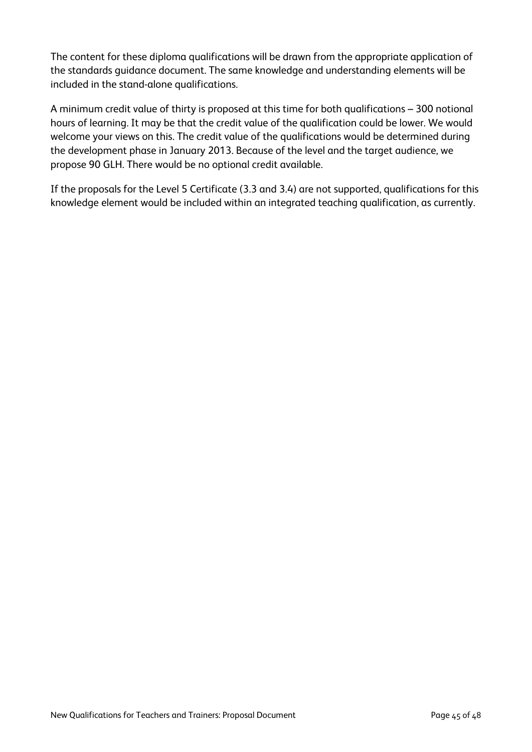The content for these diploma qualifications will be drawn from the appropriate application of the standards guidance document. The same knowledge and understanding elements will be included in the stand-alone qualifications.

A minimum credit value of thirty is proposed at this time for both qualifications – 300 notional hours of learning. It may be that the credit value of the qualification could be lower. We would welcome your views on this. The credit value of the qualifications would be determined during the development phase in January 2013. Because of the level and the target audience, we propose 90 GLH. There would be no optional credit available.

If the proposals for the Level 5 Certificate (3.3 and 3.4) are not supported, qualifications for this knowledge element would be included within an integrated teaching qualification, as currently.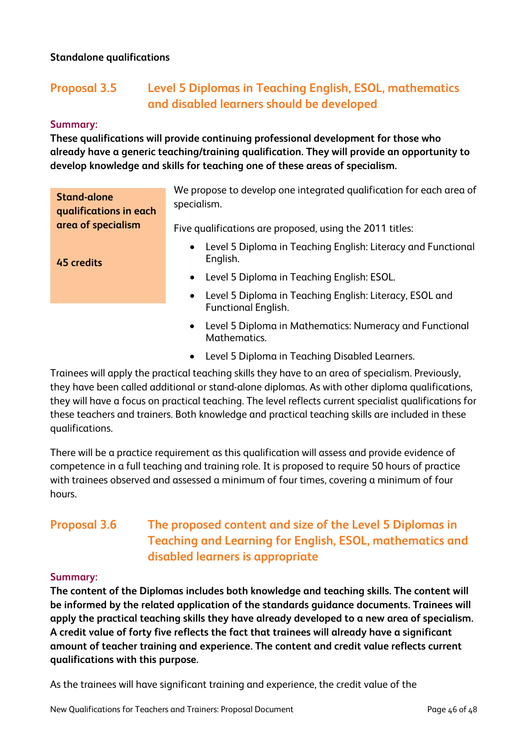**Standalone qualifications**

## Proposal 3.5 Level 5 Diplomas in Teaching English, ESOL, mathematics and disabled learners should be developed

**Summary:**

**These qualifications will provide continuing professional development for those who already have a generic teaching/training qualification. They will provide an opportunity to develop knowledge and skills for teaching one of these areas of specialism.**

**Stand-alone qualifications in each area of specialism**

**45 credits**

We propose to develop one integrated qualification for each area of specialism.

Five qualifications are proposed, using the 2011 titles:

- Level 5 Diploma in Teaching English: Literacy and Functional English.
- Level 5 Diploma in Teaching English: ESOL.
- Level 5 Diploma in Teaching English: Literacy, ESOL and Functional English.
- Level 5 Diploma in Mathematics: Numeracy and Functional Mathematics.
- Level 5 Diploma in Teaching Disabled Learners.

Trainees will apply the practical teaching skills they have to an area of specialism. Previously, they have been called additional or stand-alone diplomas. As with other diploma qualifications, they will have a focus on practical teaching. The level reflects current specialist qualifications for these teachers and trainers. Both knowledge and practical teaching skills are included in these qualifications.

There will be a practice requirement as this qualification will assess and provide evidence of competence in a full teaching and training role. It is proposed to require 50 hours of practice with trainees observed and assessed a minimum of four times, covering a minimum of four hours.

## Proposal 3.6 The proposed content and size of the Level 5 Diplomas in Teaching and Learning for English, ESOL, mathematics and disabled learners is appropriate

**Summary:**

**The content of the Diplomas includes both knowledge and teaching skills. The content will be informed by the related application of the standards guidance documents. Trainees will apply the practical teaching skills they have already developed to a new area of specialism. A credit value of forty five reflects the fact that trainees will already have a significant amount of teacher training and experience. The content and credit value reflects current qualifications with this purpose.**

As the trainees will have significant training and experience, the credit value of the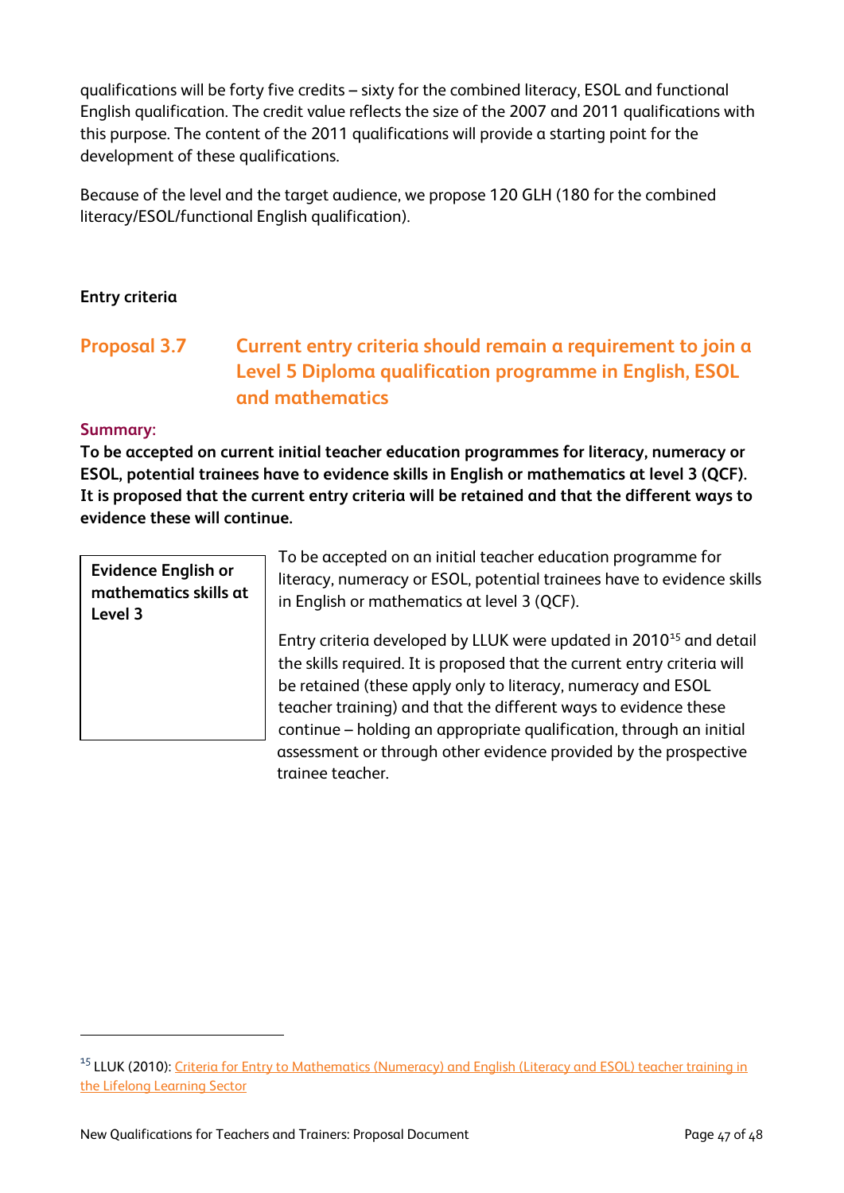qualifications will be forty five credits – sixty for the combined literacy, ESOL and functional English qualification. The credit value reflects the size of the 2007 and 2011 qualifications with this purpose. The content of the 2011 qualifications will provide a starting point for the development of these qualifications.

Because of the level and the target audience, we propose 120 GLH (180 for the combined literacy/ESOL/functional English qualification).

**Entry criteria**

## Proposal 3.7 Current entry criteria should remain a requirement to join a Level 5 Diploma qualification programme in English, ESOL and mathematics

**Summary:**

**To be accepted on current initial teacher education programmes for literacy, numeracy or ESOL, potential trainees have to evidence skills in English or mathematics at level 3 (QCF). It is proposed that the current entry criteria will be retained and that the different ways to evidence these will continue.**

**Evidence English or mathematics skills at Level 3**

To be accepted on an initial teacher education programme for literacy, numeracy or ESOL, potential trainees have to evidence skills in English or mathematics at level 3 (QCF).

Entry criteria developed by LLUK were updated in 2010[15] and detail the skills required. It is proposed that the current entry criteria will be retained (these apply only to literacy, numeracy and ESOL teacher training) and that the different ways to evidence these continue – holding an appropriate qualification, through an initial assessment or through other evidence provided by the prospective trainee teacher.

---

[15] LLUK (2010): Criteria for Entry to Mathematics (Numeracy) and English (Literacy and ESOL) teacher training in the Lifelong Learning Sector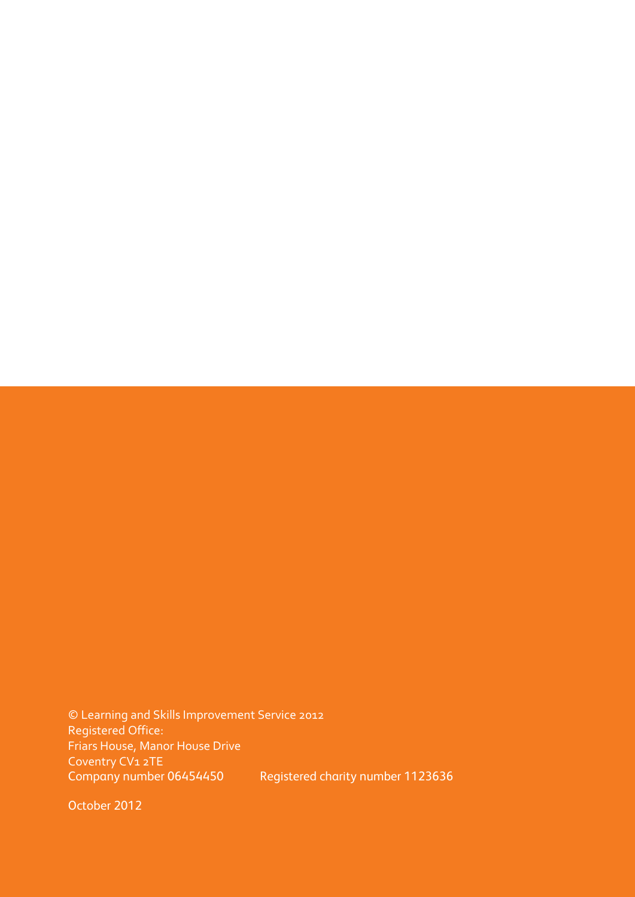© Learning and Skills Improvement Service 2012
Registered Office:
Friars House, Manor House Drive
Coventry CV1 2TE
Company number 06454450 Registered charity number 1123636

October 2012